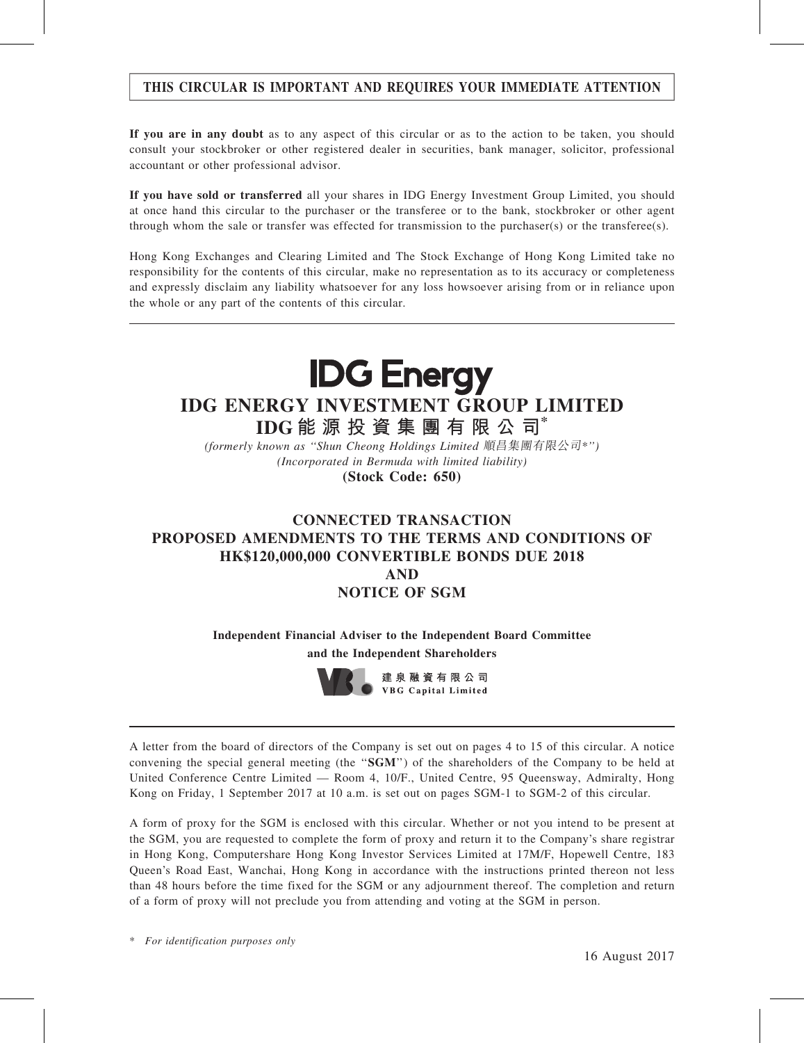**THIS CIRCULAR IS IMPORTANT AND REQUIRES YOUR IMMEDIATE ATTENTION**

**If you are in any doubt** as to any aspect of this circular or as to the action to be taken, you should consult your stockbroker or other registered dealer in securities, bank manager, solicitor, professional accountant or other professional advisor.

**If you have sold or transferred** all your shares in IDG Energy Investment Group Limited, you should at once hand this circular to the purchaser or the transferee or to the bank, stockbroker or other agent through whom the sale or transfer was effected for transmission to the purchaser(s) or the transferee(s).

Hong Kong Exchanges and Clearing Limited and The Stock Exchange of Hong Kong Limited take no responsibility for the contents of this circular, make no representation as to its accuracy or completeness and expressly disclaim any liability whatsoever for any loss howsoever arising from or in reliance upon the whole or any part of the contents of this circular.

IDG Energy

# IDG ENERGY INVESTMENT GROUP LIMITED
# IDG能源投資集團有限公司*

*(formerly known as "Shun Cheong Holdings Limited 順昌集團有限公司*")*
*(Incorporated in Bermuda with limited liability)*
**(Stock Code: 650)**

## CONNECTED TRANSACTION
## PROPOSED AMENDMENTS TO THE TERMS AND CONDITIONS OF HK$120,000,000 CONVERTIBLE BONDS DUE 2018
## AND
## NOTICE OF SGM

**Independent Financial Adviser to the Independent Board Committee and the Independent Shareholders**

建泉融資有限公司
VBG Capital Limited

A letter from the board of directors of the Company is set out on pages 4 to 15 of this circular. A notice convening the special general meeting (the "**SGM**") of the shareholders of the Company to be held at United Conference Centre Limited — Room 4, 10/F., United Centre, 95 Queensway, Admiralty, Hong Kong on Friday, 1 September 2017 at 10 a.m. is set out on pages SGM-1 to SGM-2 of this circular.

A form of proxy for the SGM is enclosed with this circular. Whether or not you intend to be present at the SGM, you are requested to complete the form of proxy and return it to the Company's share registrar in Hong Kong, Computershare Hong Kong Investor Services Limited at 17M/F, Hopewell Centre, 183 Queen's Road East, Wanchai, Hong Kong in accordance with the instructions printed thereon not less than 48 hours before the time fixed for the SGM or any adjournment thereof. The completion and return of a form of proxy will not preclude you from attending and voting at the SGM in person.

\* *For identification purposes only*

16 August 2017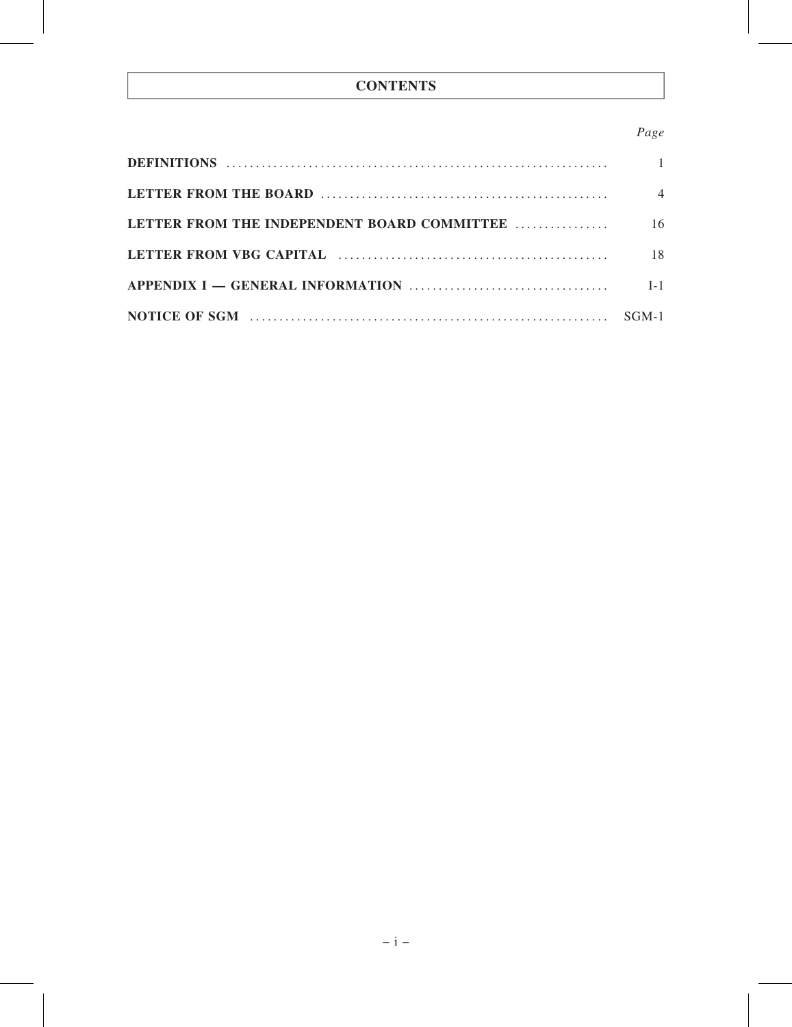# CONTENTS

| | Page |
|---|---|
| **DEFINITIONS** | 1 |
| **LETTER FROM THE BOARD** | 4 |
| **LETTER FROM THE INDEPENDENT BOARD COMMITTEE** | 16 |
| **LETTER FROM VBG CAPITAL** | 18 |
| **APPENDIX I — GENERAL INFORMATION** | I-1 |
| **NOTICE OF SGM** | SGM-1 |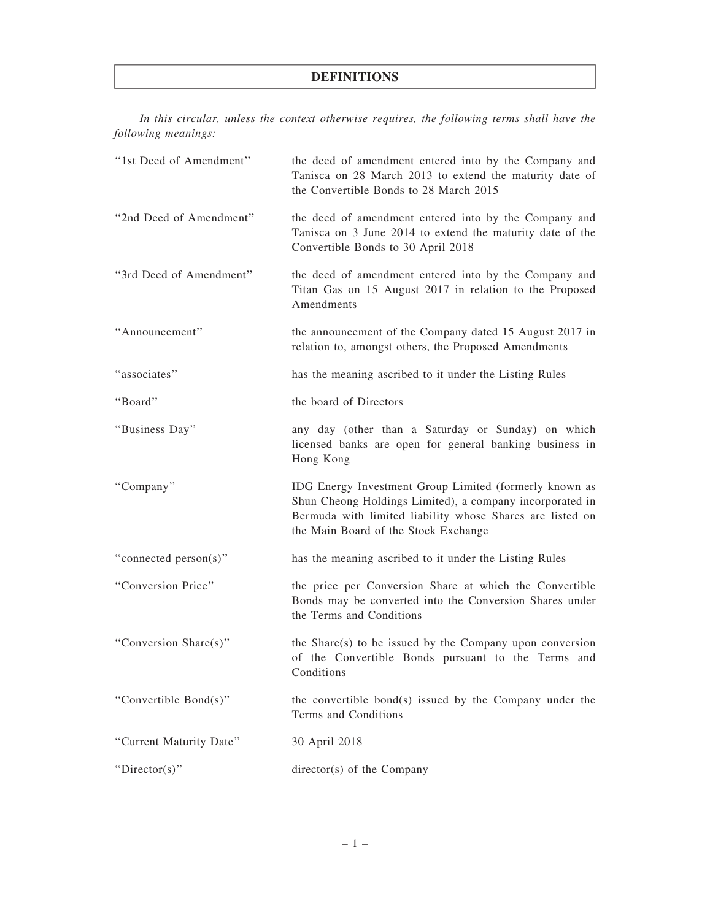# DEFINITIONS

*In this circular, unless the context otherwise requires, the following terms shall have the following meanings:*

| | |
|---|---|
| "1st Deed of Amendment" | the deed of amendment entered into by the Company and Tanisca on 28 March 2013 to extend the maturity date of the Convertible Bonds to 28 March 2015 |
| "2nd Deed of Amendment" | the deed of amendment entered into by the Company and Tanisca on 3 June 2014 to extend the maturity date of the Convertible Bonds to 30 April 2018 |
| "3rd Deed of Amendment" | the deed of amendment entered into by the Company and Titan Gas on 15 August 2017 in relation to the Proposed Amendments |
| "Announcement" | the announcement of the Company dated 15 August 2017 in relation to, amongst others, the Proposed Amendments |
| "associates" | has the meaning ascribed to it under the Listing Rules |
| "Board" | the board of Directors |
| "Business Day" | any day (other than a Saturday or Sunday) on which licensed banks are open for general banking business in Hong Kong |
| "Company" | IDG Energy Investment Group Limited (formerly known as Shun Cheong Holdings Limited), a company incorporated in Bermuda with limited liability whose Shares are listed on the Main Board of the Stock Exchange |
| "connected person(s)" | has the meaning ascribed to it under the Listing Rules |
| "Conversion Price" | the price per Conversion Share at which the Convertible Bonds may be converted into the Conversion Shares under the Terms and Conditions |
| "Conversion Share(s)" | the Share(s) to be issued by the Company upon conversion of the Convertible Bonds pursuant to the Terms and Conditions |
| "Convertible Bond(s)" | the convertible bond(s) issued by the Company under the Terms and Conditions |
| "Current Maturity Date" | 30 April 2018 |
| "Director(s)" | director(s) of the Company |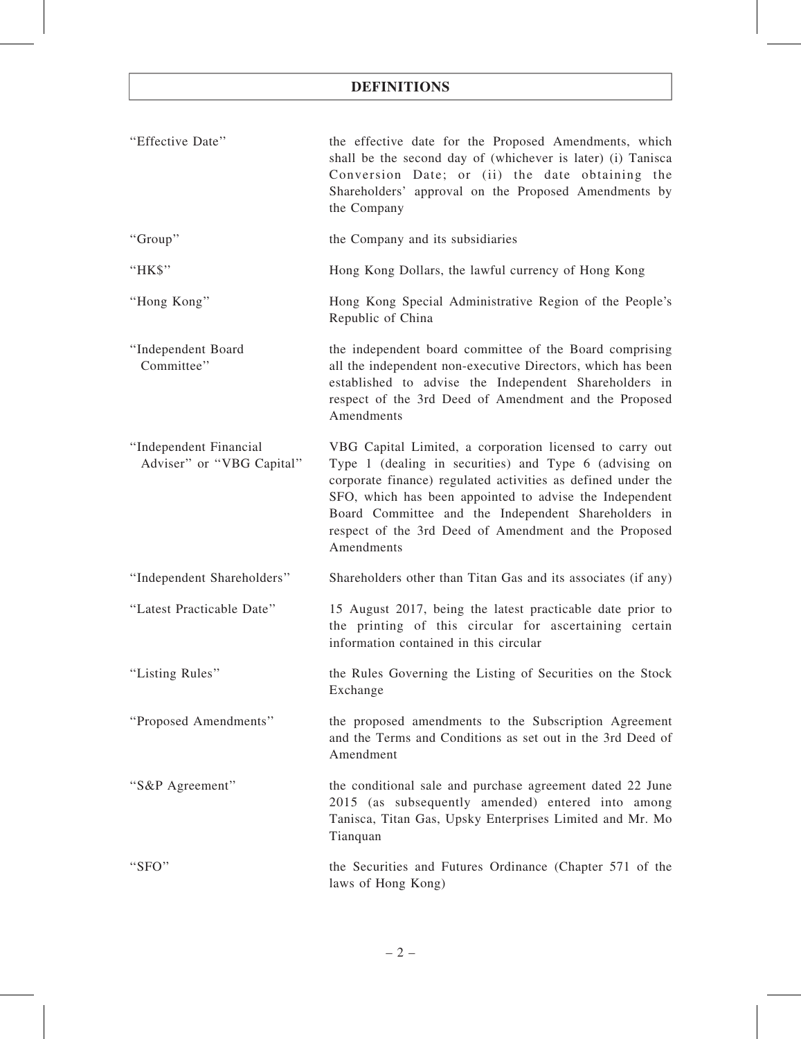# DEFINITIONS

| | |
|---|---|
| "Effective Date" | the effective date for the Proposed Amendments, which shall be the second day of (whichever is later) (i) Tanisca Conversion Date; or (ii) the date obtaining the Shareholders' approval on the Proposed Amendments by the Company |
| "Group" | the Company and its subsidiaries |
| "HK$" | Hong Kong Dollars, the lawful currency of Hong Kong |
| "Hong Kong" | Hong Kong Special Administrative Region of the People's Republic of China |
| "Independent Board Committee" | the independent board committee of the Board comprising all the independent non-executive Directors, which has been established to advise the Independent Shareholders in respect of the 3rd Deed of Amendment and the Proposed Amendments |
| "Independent Financial Adviser" or "VBG Capital" | VBG Capital Limited, a corporation licensed to carry out Type 1 (dealing in securities) and Type 6 (advising on corporate finance) regulated activities as defined under the SFO, which has been appointed to advise the Independent Board Committee and the Independent Shareholders in respect of the 3rd Deed of Amendment and the Proposed Amendments |
| "Independent Shareholders" | Shareholders other than Titan Gas and its associates (if any) |
| "Latest Practicable Date" | 15 August 2017, being the latest practicable date prior to the printing of this circular for ascertaining certain information contained in this circular |
| "Listing Rules" | the Rules Governing the Listing of Securities on the Stock Exchange |
| "Proposed Amendments" | the proposed amendments to the Subscription Agreement and the Terms and Conditions as set out in the 3rd Deed of Amendment |
| "S&P Agreement" | the conditional sale and purchase agreement dated 22 June 2015 (as subsequently amended) entered into among Tanisca, Titan Gas, Upsky Enterprises Limited and Mr. Mo Tianquan |
| "SFO" | the Securities and Futures Ordinance (Chapter 571 of the laws of Hong Kong) |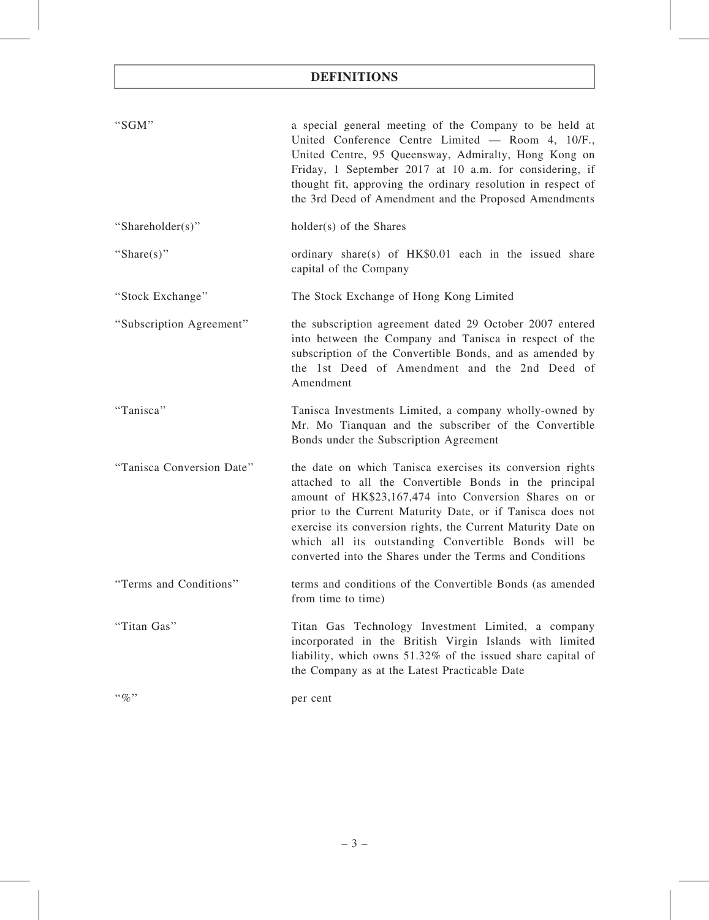# DEFINITIONS

| | |
|---|---|
| "SGM" | a special general meeting of the Company to be held at United Conference Centre Limited — Room 4, 10/F., United Centre, 95 Queensway, Admiralty, Hong Kong on Friday, 1 September 2017 at 10 a.m. for considering, if thought fit, approving the ordinary resolution in respect of the 3rd Deed of Amendment and the Proposed Amendments |
| "Shareholder(s)" | holder(s) of the Shares |
| "Share(s)" | ordinary share(s) of HK$0.01 each in the issued share capital of the Company |
| "Stock Exchange" | The Stock Exchange of Hong Kong Limited |
| "Subscription Agreement" | the subscription agreement dated 29 October 2007 entered into between the Company and Tanisca in respect of the subscription of the Convertible Bonds, and as amended by the 1st Deed of Amendment and the 2nd Deed of Amendment |
| "Tanisca" | Tanisca Investments Limited, a company wholly-owned by Mr. Mo Tianquan and the subscriber of the Convertible Bonds under the Subscription Agreement |
| "Tanisca Conversion Date" | the date on which Tanisca exercises its conversion rights attached to all the Convertible Bonds in the principal amount of HK$23,167,474 into Conversion Shares on or prior to the Current Maturity Date, or if Tanisca does not exercise its conversion rights, the Current Maturity Date on which all its outstanding Convertible Bonds will be converted into the Shares under the Terms and Conditions |
| "Terms and Conditions" | terms and conditions of the Convertible Bonds (as amended from time to time) |
| "Titan Gas" | Titan Gas Technology Investment Limited, a company incorporated in the British Virgin Islands with limited liability, which owns 51.32% of the issued share capital of the Company as at the Latest Practicable Date |
| "%" | per cent |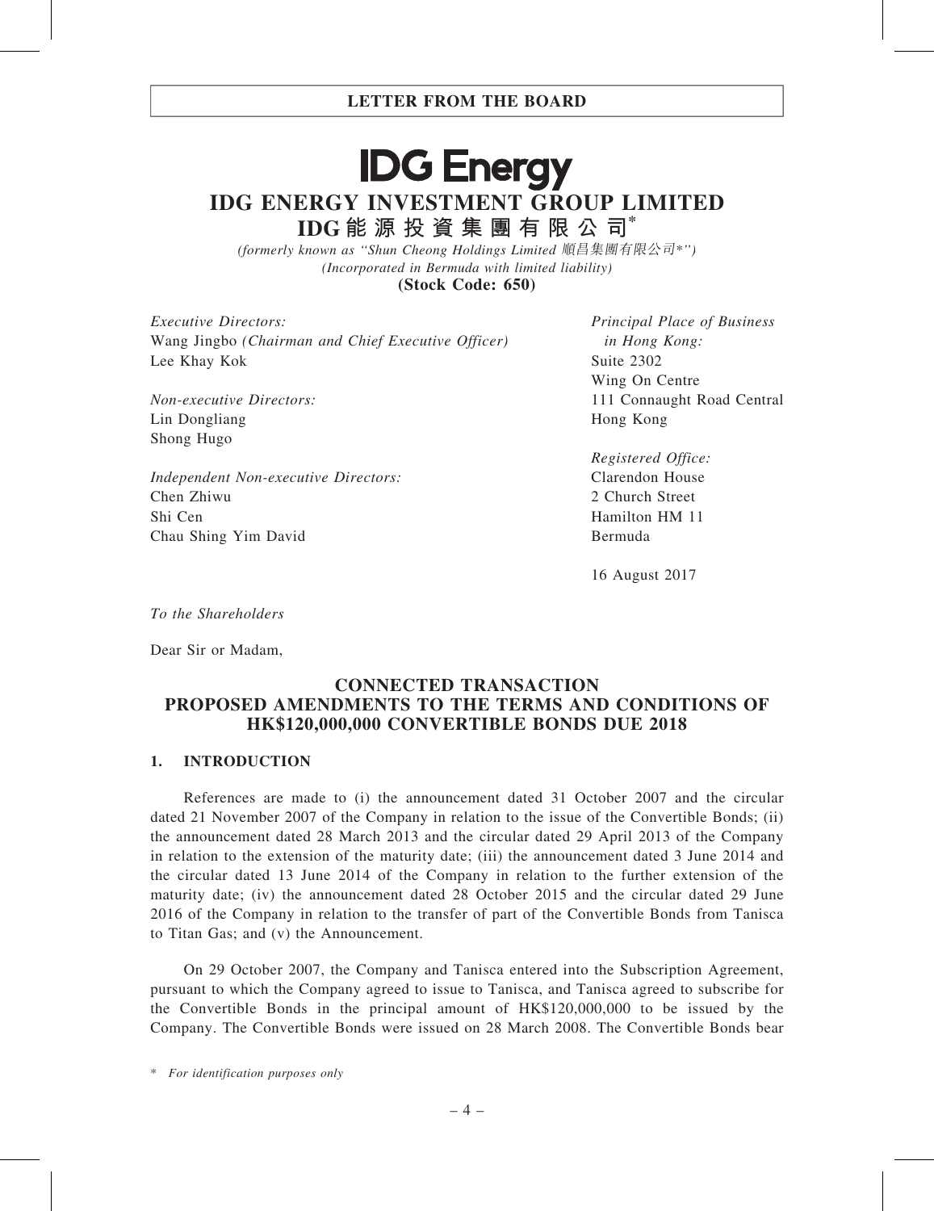# LETTER FROM THE BOARD

# IDG Energy

# IDG ENERGY INVESTMENT GROUP LIMITED

# IDG能源投資集團有限公司*

*(formerly known as "Shun Cheong Holdings Limited 順昌集團有限公司*")*
*(Incorporated in Bermuda with limited liability)*
**(Stock Code: 650)**

*Executive Directors:*
Wang Jingbo *(Chairman and Chief Executive Officer)*
Lee Khay Kok

*Non-executive Directors:*
Lin Dongliang
Shong Hugo

*Independent Non-executive Directors:*
Chen Zhiwu
Shi Cen
Chau Shing Yim David

*Principal Place of Business in Hong Kong:*
Suite 2302
Wing On Centre
111 Connaught Road Central
Hong Kong

*Registered Office:*
Clarendon House
2 Church Street
Hamilton HM 11
Bermuda

16 August 2017

*To the Shareholders*

Dear Sir or Madam,

## CONNECTED TRANSACTION PROPOSED AMENDMENTS TO THE TERMS AND CONDITIONS OF HK$120,000,000 CONVERTIBLE BONDS DUE 2018

### 1. INTRODUCTION

References are made to (i) the announcement dated 31 October 2007 and the circular dated 21 November 2007 of the Company in relation to the issue of the Convertible Bonds; (ii) the announcement dated 28 March 2013 and the circular dated 29 April 2013 of the Company in relation to the extension of the maturity date; (iii) the announcement dated 3 June 2014 and the circular dated 13 June 2014 of the Company in relation to the further extension of the maturity date; (iv) the announcement dated 28 October 2015 and the circular dated 29 June 2016 of the Company in relation to the transfer of part of the Convertible Bonds from Tanisca to Titan Gas; and (v) the Announcement.

On 29 October 2007, the Company and Tanisca entered into the Subscription Agreement, pursuant to which the Company agreed to issue to Tanisca, and Tanisca agreed to subscribe for the Convertible Bonds in the principal amount of HK$120,000,000 to be issued by the Company. The Convertible Bonds were issued on 28 March 2008. The Convertible Bonds bear

\* *For identification purposes only*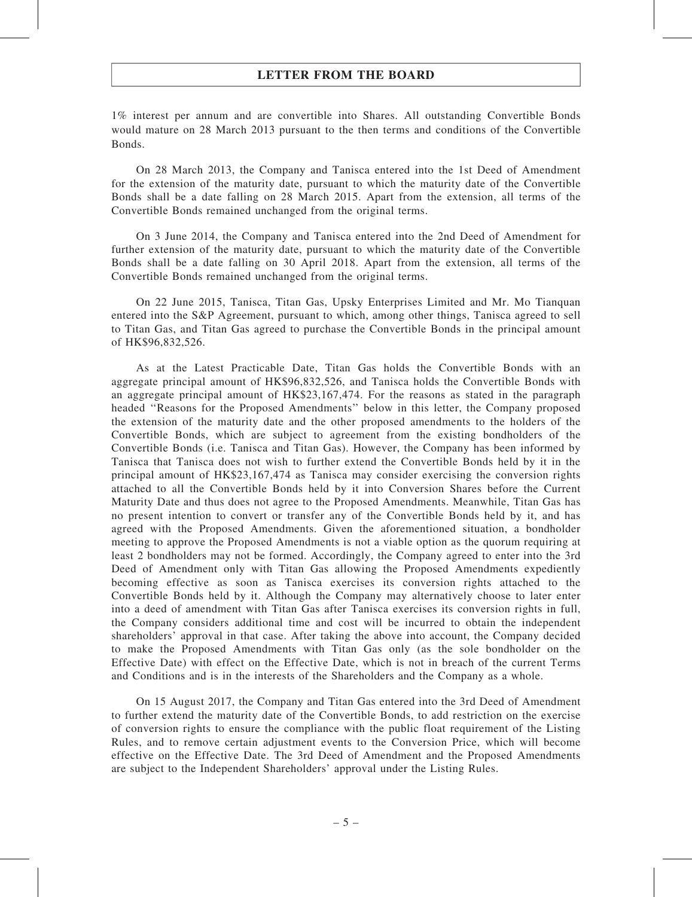1% interest per annum and are convertible into Shares. All outstanding Convertible Bonds would mature on 28 March 2013 pursuant to the then terms and conditions of the Convertible Bonds.

On 28 March 2013, the Company and Tanisca entered into the 1st Deed of Amendment for the extension of the maturity date, pursuant to which the maturity date of the Convertible Bonds shall be a date falling on 28 March 2015. Apart from the extension, all terms of the Convertible Bonds remained unchanged from the original terms.

On 3 June 2014, the Company and Tanisca entered into the 2nd Deed of Amendment for further extension of the maturity date, pursuant to which the maturity date of the Convertible Bonds shall be a date falling on 30 April 2018. Apart from the extension, all terms of the Convertible Bonds remained unchanged from the original terms.

On 22 June 2015, Tanisca, Titan Gas, Upsky Enterprises Limited and Mr. Mo Tianquan entered into the S&P Agreement, pursuant to which, among other things, Tanisca agreed to sell to Titan Gas, and Titan Gas agreed to purchase the Convertible Bonds in the principal amount of HK$96,832,526.

As at the Latest Practicable Date, Titan Gas holds the Convertible Bonds with an aggregate principal amount of HK$96,832,526, and Tanisca holds the Convertible Bonds with an aggregate principal amount of HK$23,167,474. For the reasons as stated in the paragraph headed "Reasons for the Proposed Amendments" below in this letter, the Company proposed the extension of the maturity date and the other proposed amendments to the holders of the Convertible Bonds, which are subject to agreement from the existing bondholders of the Convertible Bonds (i.e. Tanisca and Titan Gas). However, the Company has been informed by Tanisca that Tanisca does not wish to further extend the Convertible Bonds held by it in the principal amount of HK$23,167,474 as Tanisca may consider exercising the conversion rights attached to all the Convertible Bonds held by it into Conversion Shares before the Current Maturity Date and thus does not agree to the Proposed Amendments. Meanwhile, Titan Gas has no present intention to convert or transfer any of the Convertible Bonds held by it, and has agreed with the Proposed Amendments. Given the aforementioned situation, a bondholder meeting to approve the Proposed Amendments is not a viable option as the quorum requiring at least 2 bondholders may not be formed. Accordingly, the Company agreed to enter into the 3rd Deed of Amendment only with Titan Gas allowing the Proposed Amendments expediently becoming effective as soon as Tanisca exercises its conversion rights attached to the Convertible Bonds held by it. Although the Company may alternatively choose to later enter into a deed of amendment with Titan Gas after Tanisca exercises its conversion rights in full, the Company considers additional time and cost will be incurred to obtain the independent shareholders' approval in that case. After taking the above into account, the Company decided to make the Proposed Amendments with Titan Gas only (as the sole bondholder on the Effective Date) with effect on the Effective Date, which is not in breach of the current Terms and Conditions and is in the interests of the Shareholders and the Company as a whole.

On 15 August 2017, the Company and Titan Gas entered into the 3rd Deed of Amendment to further extend the maturity date of the Convertible Bonds, to add restriction on the exercise of conversion rights to ensure the compliance with the public float requirement of the Listing Rules, and to remove certain adjustment events to the Conversion Price, which will become effective on the Effective Date. The 3rd Deed of Amendment and the Proposed Amendments are subject to the Independent Shareholders' approval under the Listing Rules.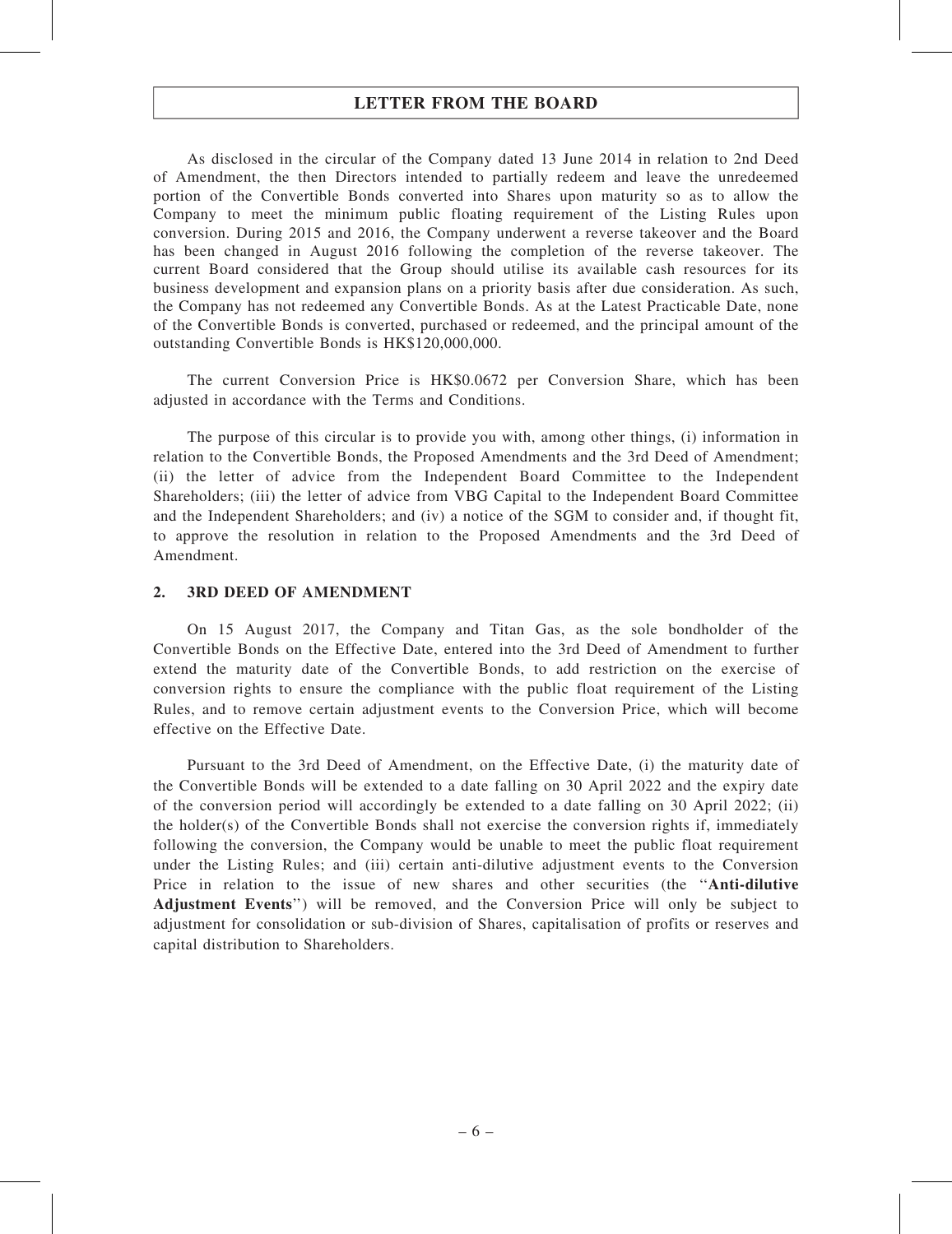As disclosed in the circular of the Company dated 13 June 2014 in relation to 2nd Deed of Amendment, the then Directors intended to partially redeem and leave the unredeemed portion of the Convertible Bonds converted into Shares upon maturity so as to allow the Company to meet the minimum public floating requirement of the Listing Rules upon conversion. During 2015 and 2016, the Company underwent a reverse takeover and the Board has been changed in August 2016 following the completion of the reverse takeover. The current Board considered that the Group should utilise its available cash resources for its business development and expansion plans on a priority basis after due consideration. As such, the Company has not redeemed any Convertible Bonds. As at the Latest Practicable Date, none of the Convertible Bonds is converted, purchased or redeemed, and the principal amount of the outstanding Convertible Bonds is HK$120,000,000.

The current Conversion Price is HK$0.0672 per Conversion Share, which has been adjusted in accordance with the Terms and Conditions.

The purpose of this circular is to provide you with, among other things, (i) information in relation to the Convertible Bonds, the Proposed Amendments and the 3rd Deed of Amendment; (ii) the letter of advice from the Independent Board Committee to the Independent Shareholders; (iii) the letter of advice from VBG Capital to the Independent Board Committee and the Independent Shareholders; and (iv) a notice of the SGM to consider and, if thought fit, to approve the resolution in relation to the Proposed Amendments and the 3rd Deed of Amendment.

## 2. 3RD DEED OF AMENDMENT

On 15 August 2017, the Company and Titan Gas, as the sole bondholder of the Convertible Bonds on the Effective Date, entered into the 3rd Deed of Amendment to further extend the maturity date of the Convertible Bonds, to add restriction on the exercise of conversion rights to ensure the compliance with the public float requirement of the Listing Rules, and to remove certain adjustment events to the Conversion Price, which will become effective on the Effective Date.

Pursuant to the 3rd Deed of Amendment, on the Effective Date, (i) the maturity date of the Convertible Bonds will be extended to a date falling on 30 April 2022 and the expiry date of the conversion period will accordingly be extended to a date falling on 30 April 2022; (ii) the holder(s) of the Convertible Bonds shall not exercise the conversion rights if, immediately following the conversion, the Company would be unable to meet the public float requirement under the Listing Rules; and (iii) certain anti-dilutive adjustment events to the Conversion Price in relation to the issue of new shares and other securities (the "**Anti-dilutive Adjustment Events**") will be removed, and the Conversion Price will only be subject to adjustment for consolidation or sub-division of Shares, capitalisation of profits or reserves and capital distribution to Shareholders.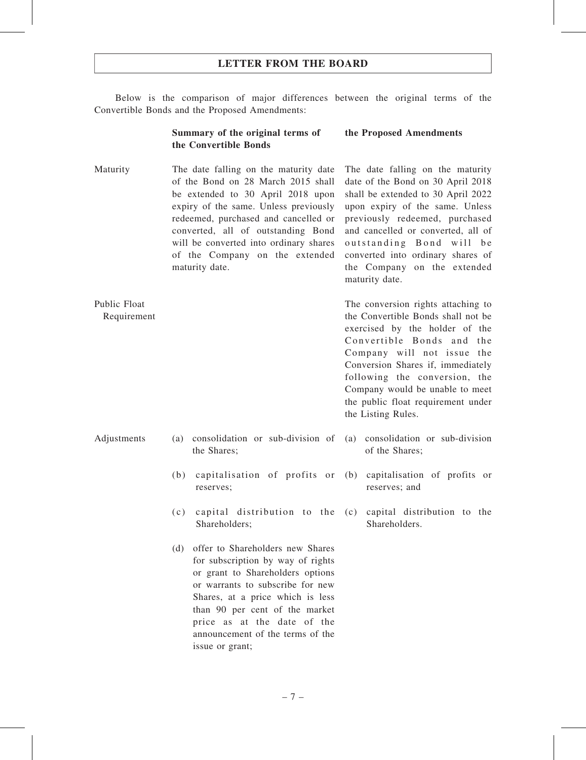Below is the comparison of major differences between the original terms of the Convertible Bonds and the Proposed Amendments:

| | Summary of the original terms of the Convertible Bonds | the Proposed Amendments |
|---|---|---|
| Maturity | The date falling on the maturity date of the Bond on 28 March 2015 shall be extended to 30 April 2018 upon expiry of the same. Unless previously redeemed, purchased and cancelled or converted, all of outstanding Bond will be converted into ordinary shares of the Company on the extended maturity date. | The date falling on the maturity date of the Bond on 30 April 2018 shall be extended to 30 April 2022 upon expiry of the same. Unless previously redeemed, purchased and cancelled or converted, all of outstanding Bond will be converted into ordinary shares of the Company on the extended maturity date. |
| Public Float Requirement | | The conversion rights attaching to the Convertible Bonds shall not be exercised by the holder of the Convertible Bonds and the Company will not issue the Conversion Shares if, immediately following the conversion, the Company would be unable to meet the public float requirement under the Listing Rules. |
| Adjustments | (a) consolidation or sub-division of the Shares; | (a) consolidation or sub-division of the Shares; |
| | (b) capitalisation of profits or reserves; | (b) capitalisation of profits or reserves; and |
| | (c) capital distribution to the Shareholders; | (c) capital distribution to the Shareholders. |
| | (d) offer to Shareholders new Shares for subscription by way of rights or grant to Shareholders options or warrants to subscribe for new Shares, at a price which is less than 90 per cent of the market price as at the date of the announcement of the terms of the issue or grant; | |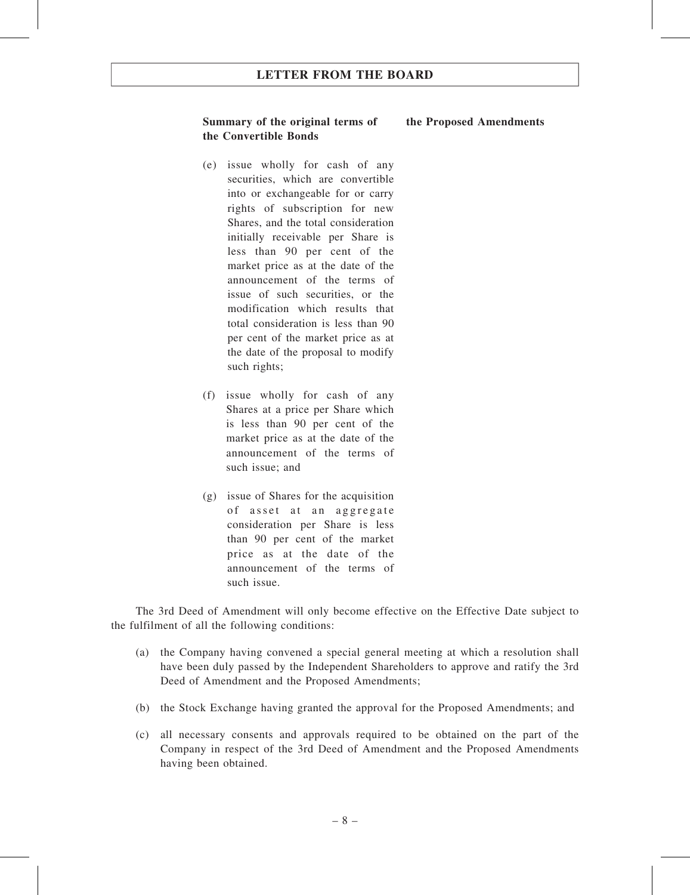| Summary of the original terms of the Convertible Bonds | the Proposed Amendments |
|---|---|
| (e) issue wholly for cash of any securities, which are convertible into or exchangeable for or carry rights of subscription for new Shares, and the total consideration initially receivable per Share is less than 90 per cent of the market price as at the date of the announcement of the terms of issue of such securities, or the modification which results that total consideration is less than 90 per cent of the market price as at the date of the proposal to modify such rights; | |
| (f) issue wholly for cash of any Shares at a price per Share which is less than 90 per cent of the market price as at the date of the announcement of the terms of such issue; and | |
| (g) issue of Shares for the acquisition of asset at an aggregate consideration per Share is less than 90 per cent of the market price as at the date of the announcement of the terms of such issue. | |

The 3rd Deed of Amendment will only become effective on the Effective Date subject to the fulfilment of all the following conditions:

(a) the Company having convened a special general meeting at which a resolution shall have been duly passed by the Independent Shareholders to approve and ratify the 3rd Deed of Amendment and the Proposed Amendments;

(b) the Stock Exchange having granted the approval for the Proposed Amendments; and

(c) all necessary consents and approvals required to be obtained on the part of the Company in respect of the 3rd Deed of Amendment and the Proposed Amendments having been obtained.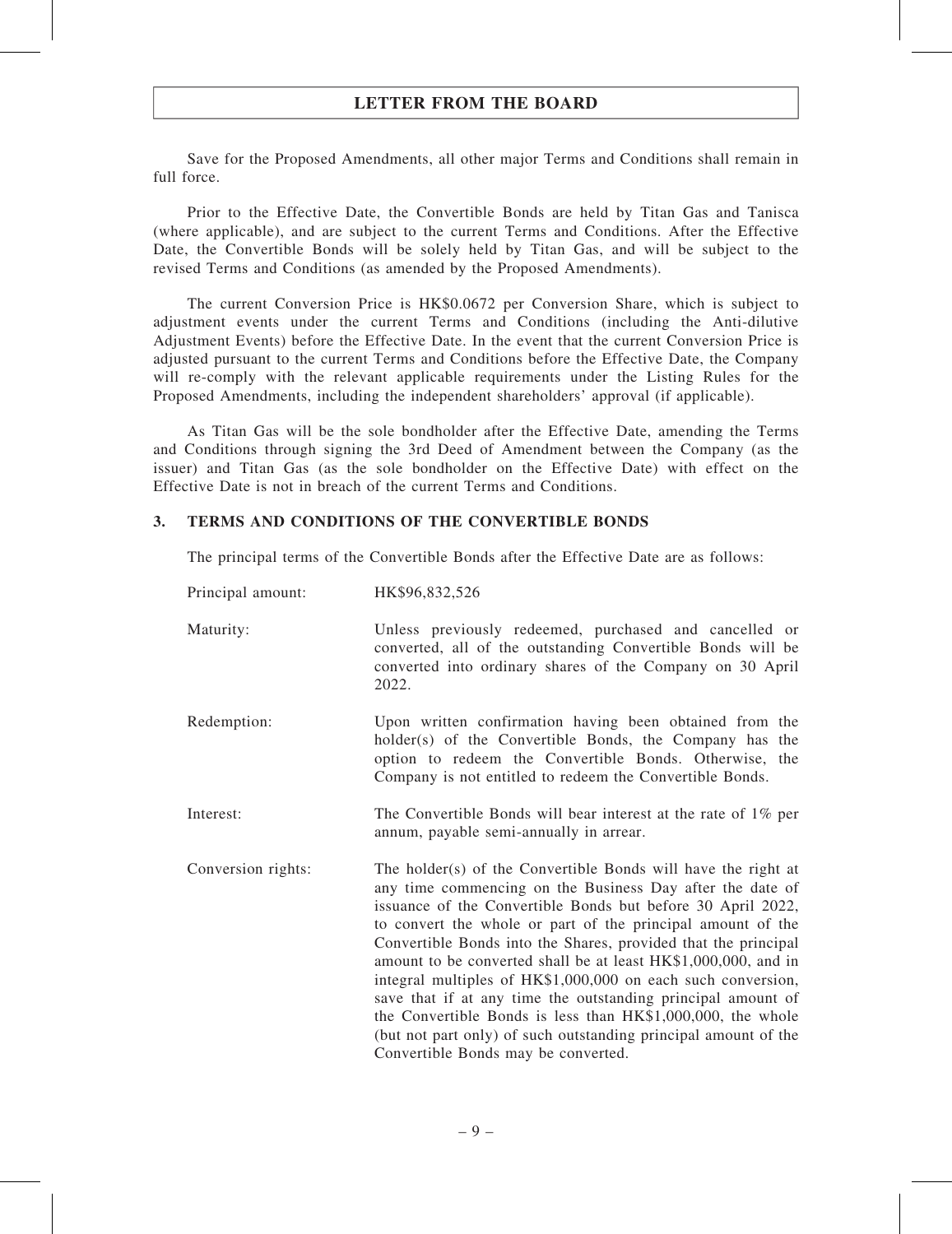Save for the Proposed Amendments, all other major Terms and Conditions shall remain in full force.

Prior to the Effective Date, the Convertible Bonds are held by Titan Gas and Tanisca (where applicable), and are subject to the current Terms and Conditions. After the Effective Date, the Convertible Bonds will be solely held by Titan Gas, and will be subject to the revised Terms and Conditions (as amended by the Proposed Amendments).

The current Conversion Price is HK$0.0672 per Conversion Share, which is subject to adjustment events under the current Terms and Conditions (including the Anti-dilutive Adjustment Events) before the Effective Date. In the event that the current Conversion Price is adjusted pursuant to the current Terms and Conditions before the Effective Date, the Company will re-comply with the relevant applicable requirements under the Listing Rules for the Proposed Amendments, including the independent shareholders' approval (if applicable).

As Titan Gas will be the sole bondholder after the Effective Date, amending the Terms and Conditions through signing the 3rd Deed of Amendment between the Company (as the issuer) and Titan Gas (as the sole bondholder on the Effective Date) with effect on the Effective Date is not in breach of the current Terms and Conditions.

## 3. TERMS AND CONDITIONS OF THE CONVERTIBLE BONDS

The principal terms of the Convertible Bonds after the Effective Date are as follows:

| | |
|---|---|
| Principal amount: | HK$96,832,526 |
| Maturity: | Unless previously redeemed, purchased and cancelled or converted, all of the outstanding Convertible Bonds will be converted into ordinary shares of the Company on 30 April 2022. |
| Redemption: | Upon written confirmation having been obtained from the holder(s) of the Convertible Bonds, the Company has the option to redeem the Convertible Bonds. Otherwise, the Company is not entitled to redeem the Convertible Bonds. |
| Interest: | The Convertible Bonds will bear interest at the rate of 1% per annum, payable semi-annually in arrear. |
| Conversion rights: | The holder(s) of the Convertible Bonds will have the right at any time commencing on the Business Day after the date of issuance of the Convertible Bonds but before 30 April 2022, to convert the whole or part of the principal amount of the Convertible Bonds into the Shares, provided that the principal amount to be converted shall be at least HK$1,000,000, and in integral multiples of HK$1,000,000 on each such conversion, save that if at any time the outstanding principal amount of the Convertible Bonds is less than HK$1,000,000, the whole (but not part only) of such outstanding principal amount of the Convertible Bonds may be converted. |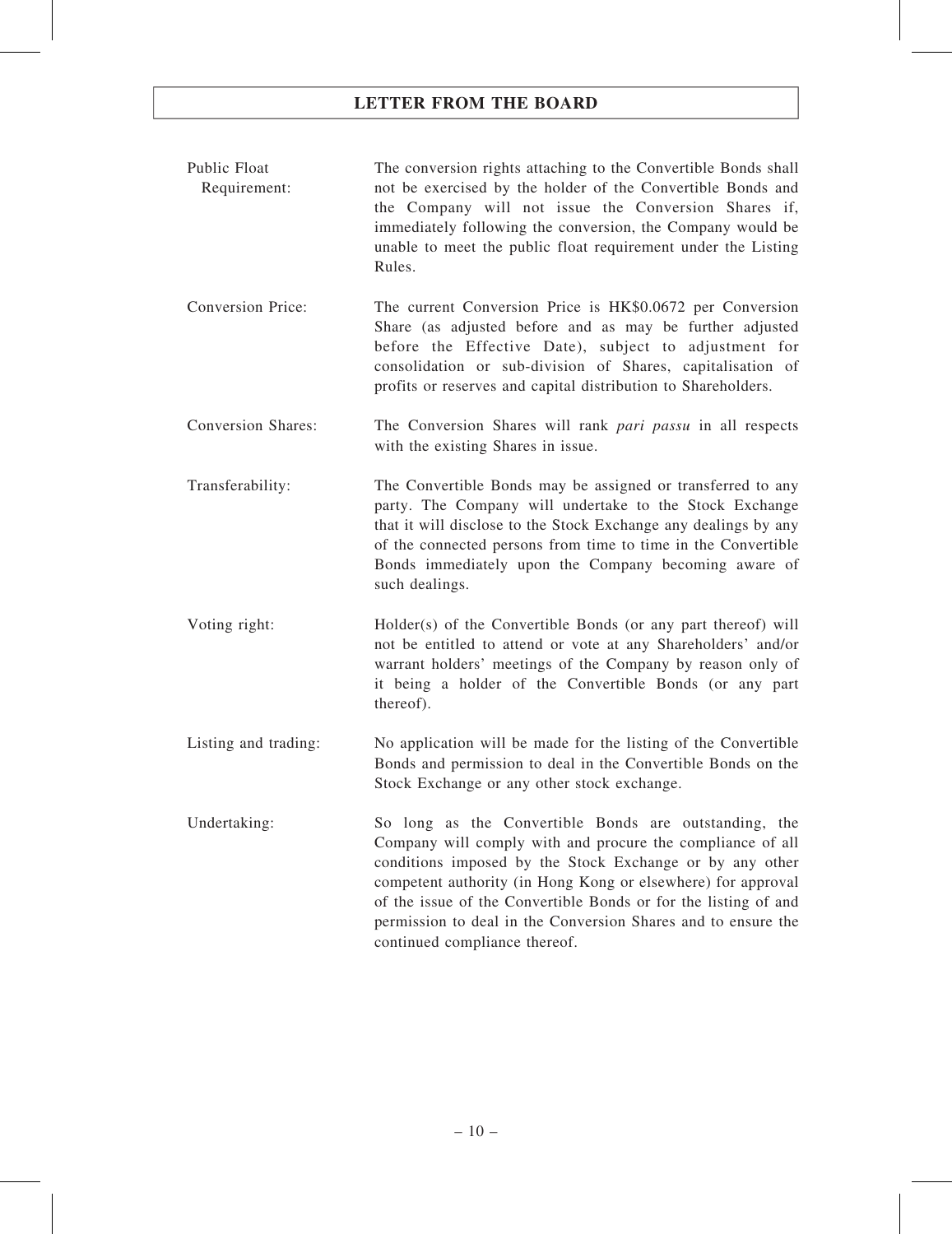| | |
|---|---|
| Public Float Requirement: | The conversion rights attaching to the Convertible Bonds shall not be exercised by the holder of the Convertible Bonds and the Company will not issue the Conversion Shares if, immediately following the conversion, the Company would be unable to meet the public float requirement under the Listing Rules. |
| Conversion Price: | The current Conversion Price is HK$0.0672 per Conversion Share (as adjusted before and as may be further adjusted before the Effective Date), subject to adjustment for consolidation or sub-division of Shares, capitalisation of profits or reserves and capital distribution to Shareholders. |
| Conversion Shares: | The Conversion Shares will rank *pari passu* in all respects with the existing Shares in issue. |
| Transferability: | The Convertible Bonds may be assigned or transferred to any party. The Company will undertake to the Stock Exchange that it will disclose to the Stock Exchange any dealings by any of the connected persons from time to time in the Convertible Bonds immediately upon the Company becoming aware of such dealings. |
| Voting right: | Holder(s) of the Convertible Bonds (or any part thereof) will not be entitled to attend or vote at any Shareholders' and/or warrant holders' meetings of the Company by reason only of it being a holder of the Convertible Bonds (or any part thereof). |
| Listing and trading: | No application will be made for the listing of the Convertible Bonds and permission to deal in the Convertible Bonds on the Stock Exchange or any other stock exchange. |
| Undertaking: | So long as the Convertible Bonds are outstanding, the Company will comply with and procure the compliance of all conditions imposed by the Stock Exchange or by any other competent authority (in Hong Kong or elsewhere) for approval of the issue of the Convertible Bonds or for the listing of and permission to deal in the Conversion Shares and to ensure the continued compliance thereof. |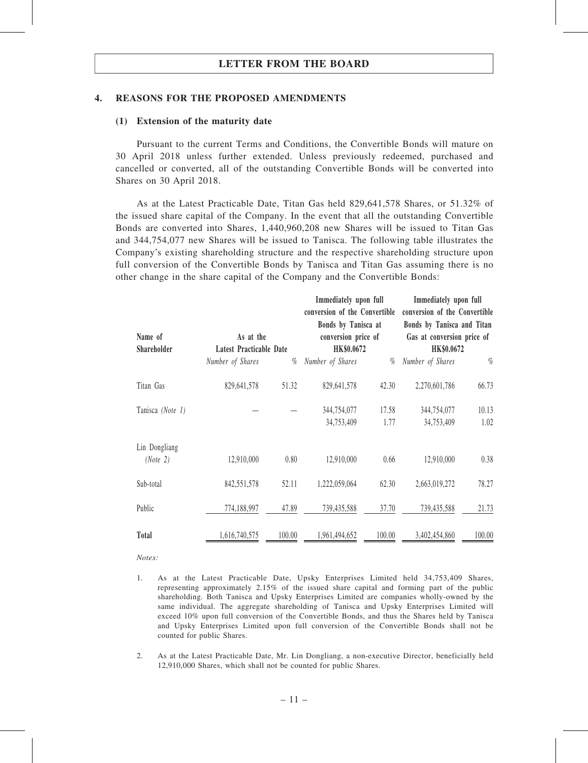## 4. REASONS FOR THE PROPOSED AMENDMENTS

### (1) Extension of the maturity date

Pursuant to the current Terms and Conditions, the Convertible Bonds will mature on 30 April 2018 unless further extended. Unless previously redeemed, purchased and cancelled or converted, all of the outstanding Convertible Bonds will be converted into Shares on 30 April 2018.

As at the Latest Practicable Date, Titan Gas held 829,641,578 Shares, or 51.32% of the issued share capital of the Company. In the event that all the outstanding Convertible Bonds are converted into Shares, 1,440,960,208 new Shares will be issued to Titan Gas and 344,754,077 new Shares will be issued to Tanisca. The following table illustrates the Company's existing shareholding structure and the respective shareholding structure upon full conversion of the Convertible Bonds by Tanisca and Titan Gas assuming there is no other change in the share capital of the Company and the Convertible Bonds:

| Name of Shareholder | As at the Latest Practicable Date | | Immediately upon full conversion of the Convertible Bonds by Tanisca at conversion price of HK$0.0672 | | Immediately upon full conversion of the Convertible Bonds by Tanisca and Titan Gas at conversion price of HK$0.0672 | |
|---|---|---|---|---|---|---|
| | *Number of Shares* | *%* | *Number of Shares* | *%* | *Number of Shares* | *%* |
| Titan Gas | 829,641,578 | 51.32 | 829,641,578 | 42.30 | 2,270,601,786 | 66.73 |
| Tanisca *(Note 1)* | — | — | 344,754,077 | 17.58 | 344,754,077 | 10.13 |
| | | | 34,753,409 | 1.77 | 34,753,409 | 1.02 |
| Lin Dongliang *(Note 2)* | 12,910,000 | 0.80 | 12,910,000 | 0.66 | 12,910,000 | 0.38 |
| Sub-total | 842,551,578 | 52.11 | 1,222,059,064 | 62.30 | 2,663,019,272 | 78.27 |
| Public | 774,188,997 | 47.89 | 739,435,588 | 37.70 | 739,435,588 | 21.73 |
| **Total** | 1,616,740,575 | 100.00 | 1,961,494,652 | 100.00 | 3,402,454,860 | 100.00 |

*Notes:*

1. As at the Latest Practicable Date, Upsky Enterprises Limited held 34,753,409 Shares, representing approximately 2.15% of the issued share capital and forming part of the public shareholding. Both Tanisca and Upsky Enterprises Limited are companies wholly-owned by the same individual. The aggregate shareholding of Tanisca and Upsky Enterprises Limited will exceed 10% upon full conversion of the Convertible Bonds, and thus the Shares held by Tanisca and Upsky Enterprises Limited upon full conversion of the Convertible Bonds shall not be counted for public Shares.

2. As at the Latest Practicable Date, Mr. Lin Dongliang, a non-executive Director, beneficially held 12,910,000 Shares, which shall not be counted for public Shares.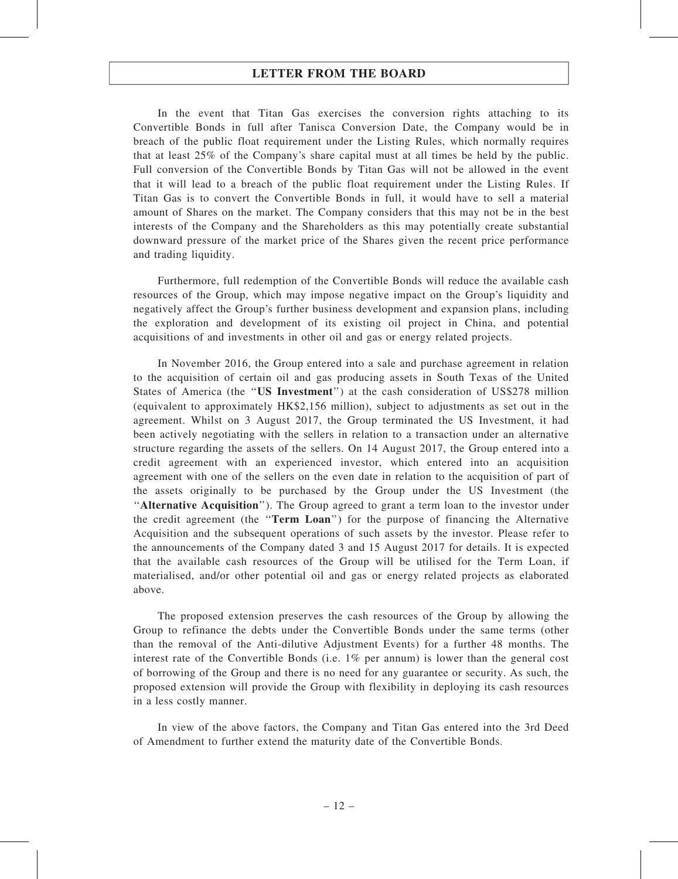In the event that Titan Gas exercises the conversion rights attaching to its Convertible Bonds in full after Tanisca Conversion Date, the Company would be in breach of the public float requirement under the Listing Rules, which normally requires that at least 25% of the Company's share capital must at all times be held by the public. Full conversion of the Convertible Bonds by Titan Gas will not be allowed in the event that it will lead to a breach of the public float requirement under the Listing Rules. If Titan Gas is to convert the Convertible Bonds in full, it would have to sell a material amount of Shares on the market. The Company considers that this may not be in the best interests of the Company and the Shareholders as this may potentially create substantial downward pressure of the market price of the Shares given the recent price performance and trading liquidity.

Furthermore, full redemption of the Convertible Bonds will reduce the available cash resources of the Group, which may impose negative impact on the Group's liquidity and negatively affect the Group's further business development and expansion plans, including the exploration and development of its existing oil project in China, and potential acquisitions of and investments in other oil and gas or energy related projects.

In November 2016, the Group entered into a sale and purchase agreement in relation to the acquisition of certain oil and gas producing assets in South Texas of the United States of America (the "**US Investment**") at the cash consideration of US$278 million (equivalent to approximately HK$2,156 million), subject to adjustments as set out in the agreement. Whilst on 3 August 2017, the Group terminated the US Investment, it had been actively negotiating with the sellers in relation to a transaction under an alternative structure regarding the assets of the sellers. On 14 August 2017, the Group entered into a credit agreement with an experienced investor, which entered into an acquisition agreement with one of the sellers on the even date in relation to the acquisition of part of the assets originally to be purchased by the Group under the US Investment (the "**Alternative Acquisition**"). The Group agreed to grant a term loan to the investor under the credit agreement (the "**Term Loan**") for the purpose of financing the Alternative Acquisition and the subsequent operations of such assets by the investor. Please refer to the announcements of the Company dated 3 and 15 August 2017 for details. It is expected that the available cash resources of the Group will be utilised for the Term Loan, if materialised, and/or other potential oil and gas or energy related projects as elaborated above.

The proposed extension preserves the cash resources of the Group by allowing the Group to refinance the debts under the Convertible Bonds under the same terms (other than the removal of the Anti-dilutive Adjustment Events) for a further 48 months. The interest rate of the Convertible Bonds (i.e. 1% per annum) is lower than the general cost of borrowing of the Group and there is no need for any guarantee or security. As such, the proposed extension will provide the Group with flexibility in deploying its cash resources in a less costly manner.

In view of the above factors, the Company and Titan Gas entered into the 3rd Deed of Amendment to further extend the maturity date of the Convertible Bonds.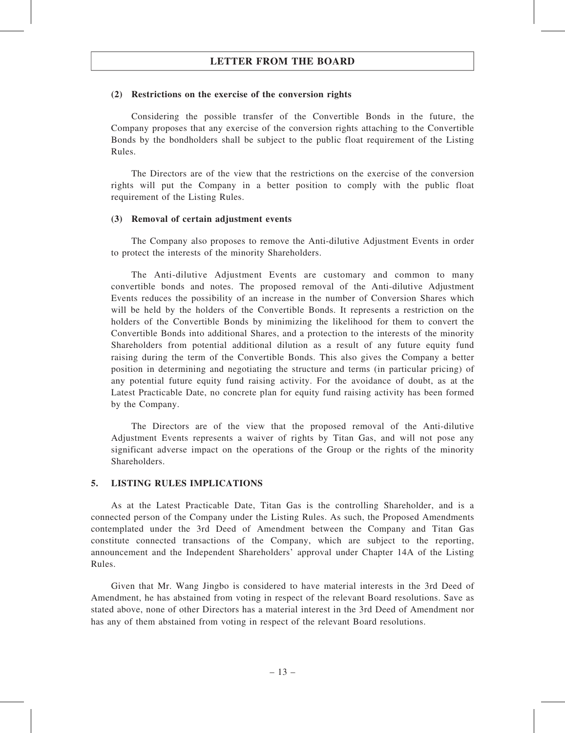#### (2) Restrictions on the exercise of the conversion rights

Considering the possible transfer of the Convertible Bonds in the future, the Company proposes that any exercise of the conversion rights attaching to the Convertible Bonds by the bondholders shall be subject to the public float requirement of the Listing Rules.

The Directors are of the view that the restrictions on the exercise of the conversion rights will put the Company in a better position to comply with the public float requirement of the Listing Rules.

#### (3) Removal of certain adjustment events

The Company also proposes to remove the Anti-dilutive Adjustment Events in order to protect the interests of the minority Shareholders.

The Anti-dilutive Adjustment Events are customary and common to many convertible bonds and notes. The proposed removal of the Anti-dilutive Adjustment Events reduces the possibility of an increase in the number of Conversion Shares which will be held by the holders of the Convertible Bonds. It represents a restriction on the holders of the Convertible Bonds by minimizing the likelihood for them to convert the Convertible Bonds into additional Shares, and a protection to the interests of the minority Shareholders from potential additional dilution as a result of any future equity fund raising during the term of the Convertible Bonds. This also gives the Company a better position in determining and negotiating the structure and terms (in particular pricing) of any potential future equity fund raising activity. For the avoidance of doubt, as at the Latest Practicable Date, no concrete plan for equity fund raising activity has been formed by the Company.

The Directors are of the view that the proposed removal of the Anti-dilutive Adjustment Events represents a waiver of rights by Titan Gas, and will not pose any significant adverse impact on the operations of the Group or the rights of the minority Shareholders.

### 5. LISTING RULES IMPLICATIONS

As at the Latest Practicable Date, Titan Gas is the controlling Shareholder, and is a connected person of the Company under the Listing Rules. As such, the Proposed Amendments contemplated under the 3rd Deed of Amendment between the Company and Titan Gas constitute connected transactions of the Company, which are subject to the reporting, announcement and the Independent Shareholders' approval under Chapter 14A of the Listing Rules.

Given that Mr. Wang Jingbo is considered to have material interests in the 3rd Deed of Amendment, he has abstained from voting in respect of the relevant Board resolutions. Save as stated above, none of other Directors has a material interest in the 3rd Deed of Amendment nor has any of them abstained from voting in respect of the relevant Board resolutions.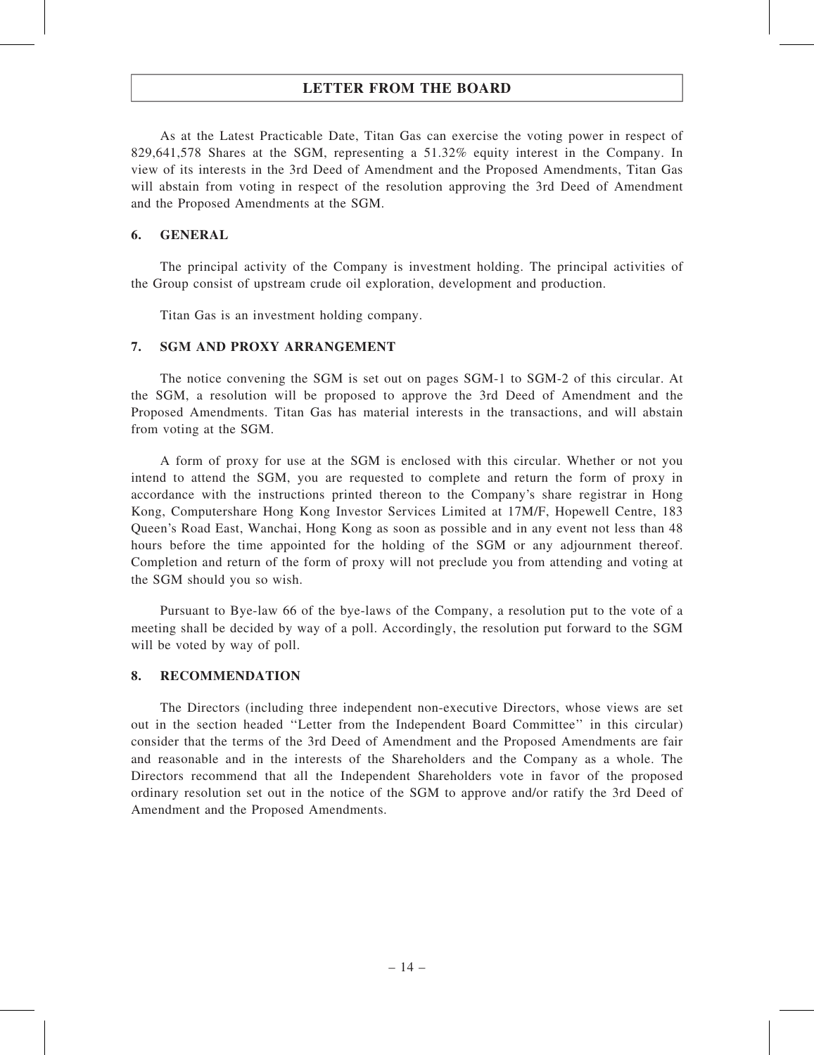As at the Latest Practicable Date, Titan Gas can exercise the voting power in respect of 829,641,578 Shares at the SGM, representing a 51.32% equity interest in the Company. In view of its interests in the 3rd Deed of Amendment and the Proposed Amendments, Titan Gas will abstain from voting in respect of the resolution approving the 3rd Deed of Amendment and the Proposed Amendments at the SGM.

## 6. GENERAL

The principal activity of the Company is investment holding. The principal activities of the Group consist of upstream crude oil exploration, development and production.

Titan Gas is an investment holding company.

## 7. SGM AND PROXY ARRANGEMENT

The notice convening the SGM is set out on pages SGM-1 to SGM-2 of this circular. At the SGM, a resolution will be proposed to approve the 3rd Deed of Amendment and the Proposed Amendments. Titan Gas has material interests in the transactions, and will abstain from voting at the SGM.

A form of proxy for use at the SGM is enclosed with this circular. Whether or not you intend to attend the SGM, you are requested to complete and return the form of proxy in accordance with the instructions printed thereon to the Company's share registrar in Hong Kong, Computershare Hong Kong Investor Services Limited at 17M/F, Hopewell Centre, 183 Queen's Road East, Wanchai, Hong Kong as soon as possible and in any event not less than 48 hours before the time appointed for the holding of the SGM or any adjournment thereof. Completion and return of the form of proxy will not preclude you from attending and voting at the SGM should you so wish.

Pursuant to Bye-law 66 of the bye-laws of the Company, a resolution put to the vote of a meeting shall be decided by way of a poll. Accordingly, the resolution put forward to the SGM will be voted by way of poll.

## 8. RECOMMENDATION

The Directors (including three independent non-executive Directors, whose views are set out in the section headed ''Letter from the Independent Board Committee'' in this circular) consider that the terms of the 3rd Deed of Amendment and the Proposed Amendments are fair and reasonable and in the interests of the Shareholders and the Company as a whole. The Directors recommend that all the Independent Shareholders vote in favor of the proposed ordinary resolution set out in the notice of the SGM to approve and/or ratify the 3rd Deed of Amendment and the Proposed Amendments.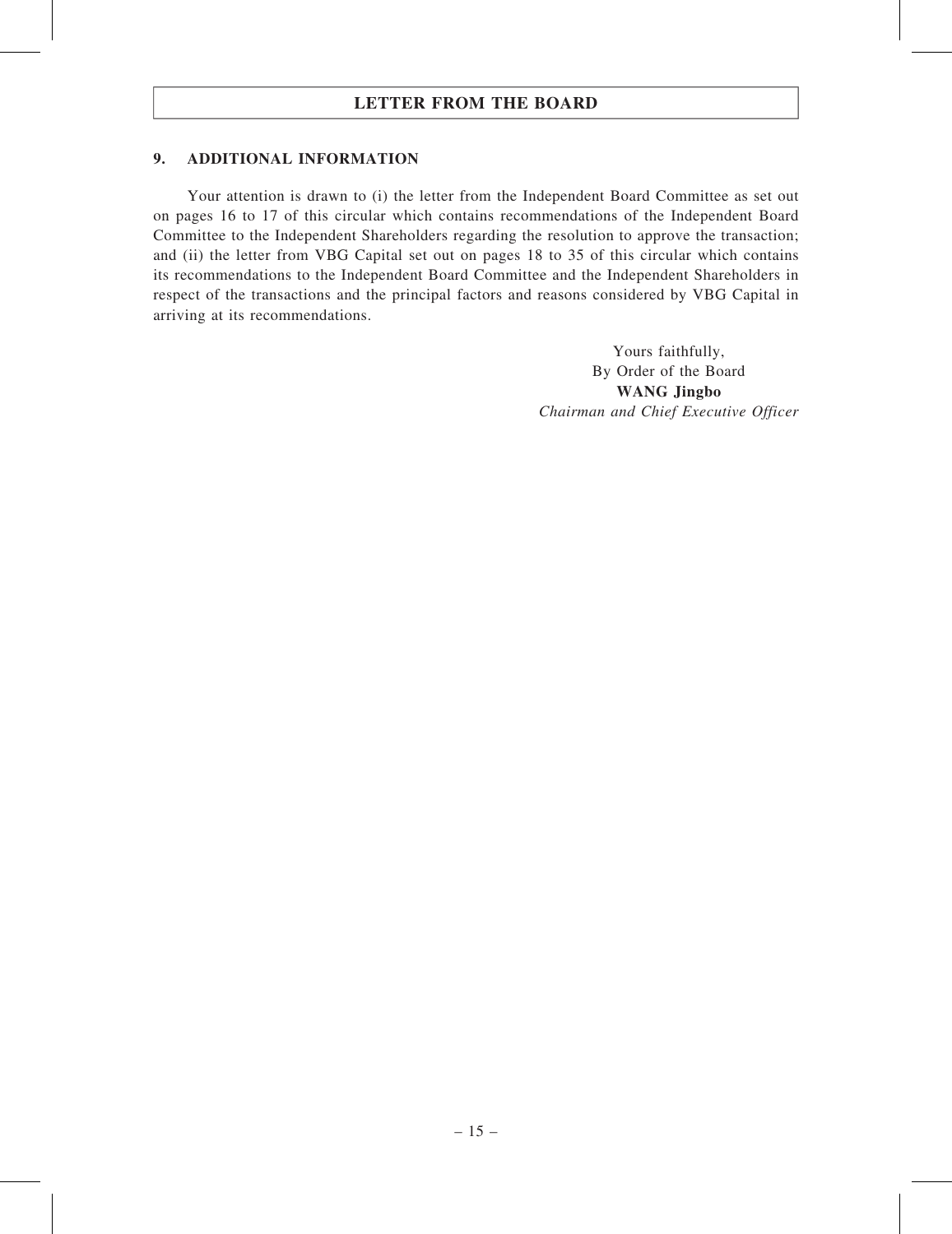## 9. ADDITIONAL INFORMATION

Your attention is drawn to (i) the letter from the Independent Board Committee as set out on pages 16 to 17 of this circular which contains recommendations of the Independent Board Committee to the Independent Shareholders regarding the resolution to approve the transaction; and (ii) the letter from VBG Capital set out on pages 18 to 35 of this circular which contains its recommendations to the Independent Board Committee and the Independent Shareholders in respect of the transactions and the principal factors and reasons considered by VBG Capital in arriving at its recommendations.

Yours faithfully,
By Order of the Board
**WANG Jingbo**
*Chairman and Chief Executive Officer*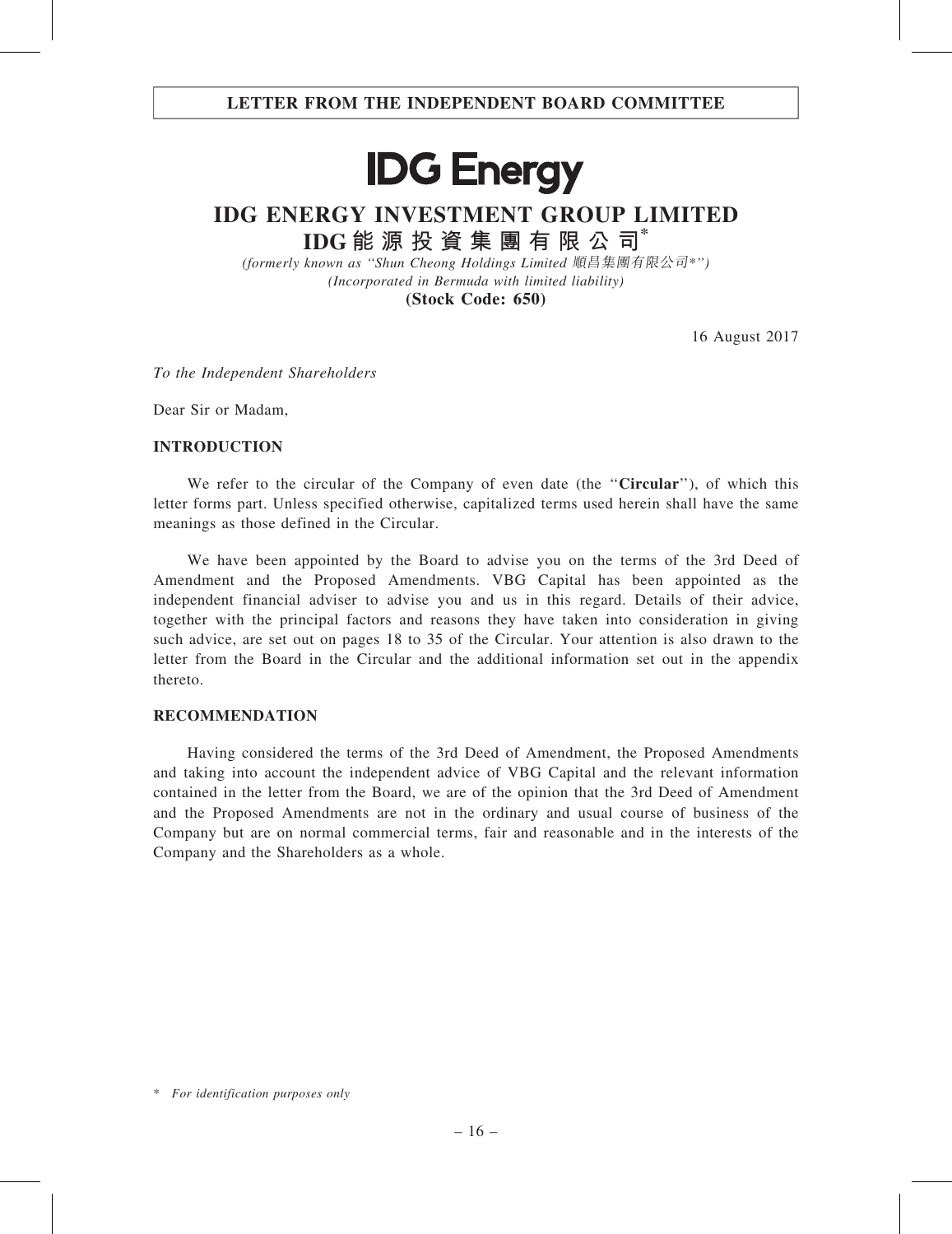LETTER FROM THE INDEPENDENT BOARD COMMITTEE

**IDG Energy**

# IDG ENERGY INVESTMENT GROUP LIMITED

## IDG能源投資集團有限公司*

*(formerly known as "Shun Cheong Holdings Limited 順昌集團有限公司*")*
*(Incorporated in Bermuda with limited liability)*
**(Stock Code: 650)**

16 August 2017

*To the Independent Shareholders*

Dear Sir or Madam,

**INTRODUCTION**

We refer to the circular of the Company of even date (the "**Circular**"), of which this letter forms part. Unless specified otherwise, capitalized terms used herein shall have the same meanings as those defined in the Circular.

We have been appointed by the Board to advise you on the terms of the 3rd Deed of Amendment and the Proposed Amendments. VBG Capital has been appointed as the independent financial adviser to advise you and us in this regard. Details of their advice, together with the principal factors and reasons they have taken into consideration in giving such advice, are set out on pages 18 to 35 of the Circular. Your attention is also drawn to the letter from the Board in the Circular and the additional information set out in the appendix thereto.

**RECOMMENDATION**

Having considered the terms of the 3rd Deed of Amendment, the Proposed Amendments and taking into account the independent advice of VBG Capital and the relevant information contained in the letter from the Board, we are of the opinion that the 3rd Deed of Amendment and the Proposed Amendments are not in the ordinary and usual course of business of the Company but are on normal commercial terms, fair and reasonable and in the interests of the Company and the Shareholders as a whole.

\* *For identification purposes only*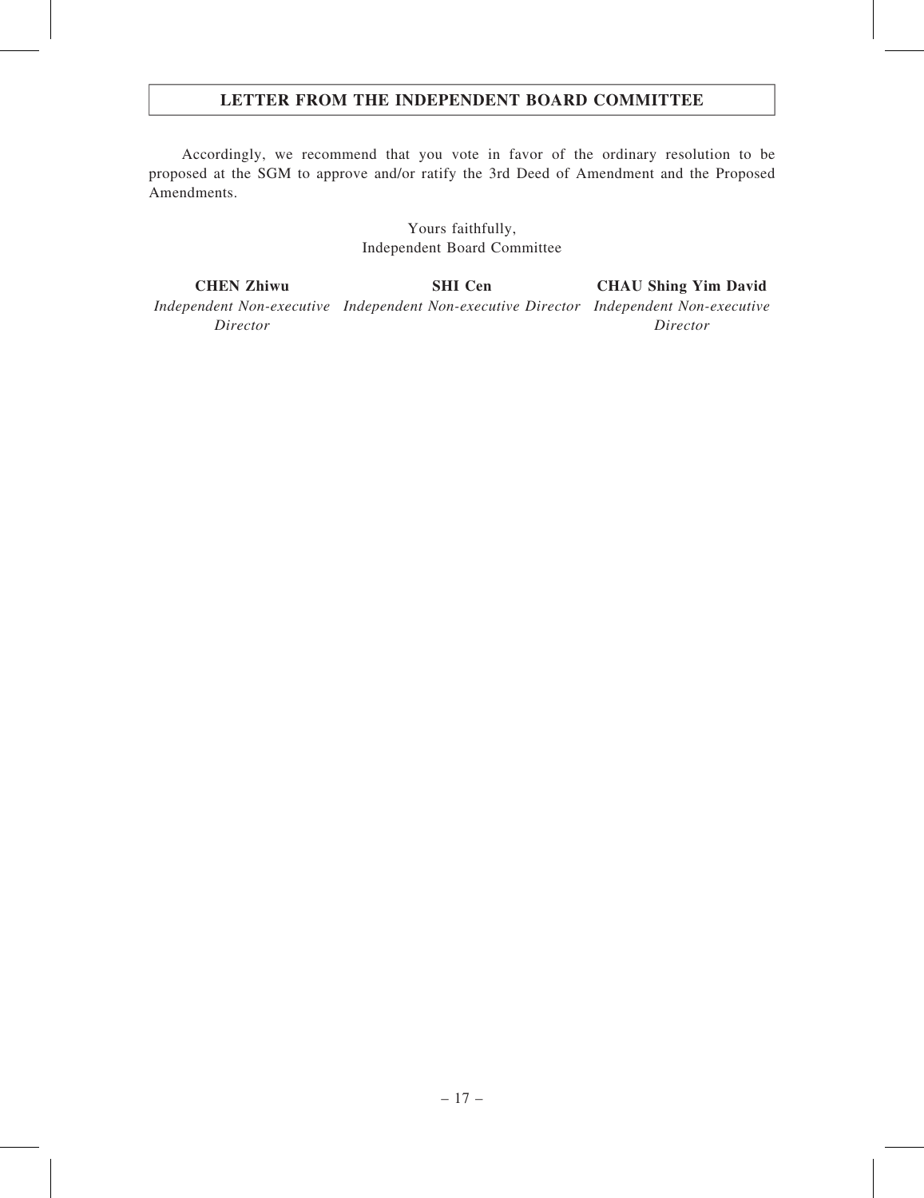## LETTER FROM THE INDEPENDENT BOARD COMMITTEE

Accordingly, we recommend that you vote in favor of the ordinary resolution to be proposed at the SGM to approve and/or ratify the 3rd Deed of Amendment and the Proposed Amendments.

Yours faithfully,
Independent Board Committee

| **CHEN Zhiwu** | **SHI Cen** | **CHAU Shing Yim David** |
|---|---|---|
| *Independent Non-executive Director* | *Independent Non-executive Director* | *Independent Non-executive Director* |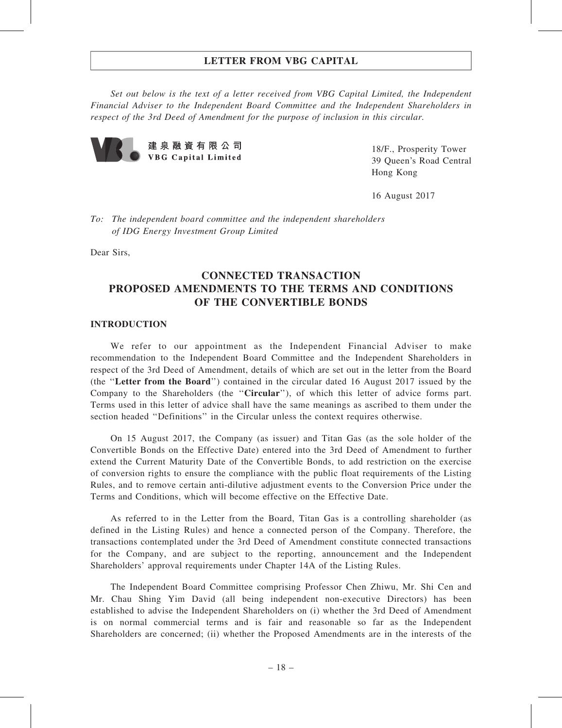## LETTER FROM VBG CAPITAL

*Set out below is the text of a letter received from VBG Capital Limited, the Independent Financial Adviser to the Independent Board Committee and the Independent Shareholders in respect of the 3rd Deed of Amendment for the purpose of inclusion in this circular.*

建泉融資有限公司
**VBG Capital Limited**

18/F., Prosperity Tower
39 Queen's Road Central
Hong Kong

16 August 2017

*To: The independent board committee and the independent shareholders of IDG Energy Investment Group Limited*

Dear Sirs,

# CONNECTED TRANSACTION
# PROPOSED AMENDMENTS TO THE TERMS AND CONDITIONS OF THE CONVERTIBLE BONDS

### INTRODUCTION

We refer to our appointment as the Independent Financial Adviser to make recommendation to the Independent Board Committee and the Independent Shareholders in respect of the 3rd Deed of Amendment, details of which are set out in the letter from the Board (the "**Letter from the Board**") contained in the circular dated 16 August 2017 issued by the Company to the Shareholders (the "**Circular**"), of which this letter of advice forms part. Terms used in this letter of advice shall have the same meanings as ascribed to them under the section headed "Definitions" in the Circular unless the context requires otherwise.

On 15 August 2017, the Company (as issuer) and Titan Gas (as the sole holder of the Convertible Bonds on the Effective Date) entered into the 3rd Deed of Amendment to further extend the Current Maturity Date of the Convertible Bonds, to add restriction on the exercise of conversion rights to ensure the compliance with the public float requirements of the Listing Rules, and to remove certain anti-dilutive adjustment events to the Conversion Price under the Terms and Conditions, which will become effective on the Effective Date.

As referred to in the Letter from the Board, Titan Gas is a controlling shareholder (as defined in the Listing Rules) and hence a connected person of the Company. Therefore, the transactions contemplated under the 3rd Deed of Amendment constitute connected transactions for the Company, and are subject to the reporting, announcement and the Independent Shareholders' approval requirements under Chapter 14A of the Listing Rules.

The Independent Board Committee comprising Professor Chen Zhiwu, Mr. Shi Cen and Mr. Chau Shing Yim David (all being independent non-executive Directors) has been established to advise the Independent Shareholders on (i) whether the 3rd Deed of Amendment is on normal commercial terms and is fair and reasonable so far as the Independent Shareholders are concerned; (ii) whether the Proposed Amendments are in the interests of the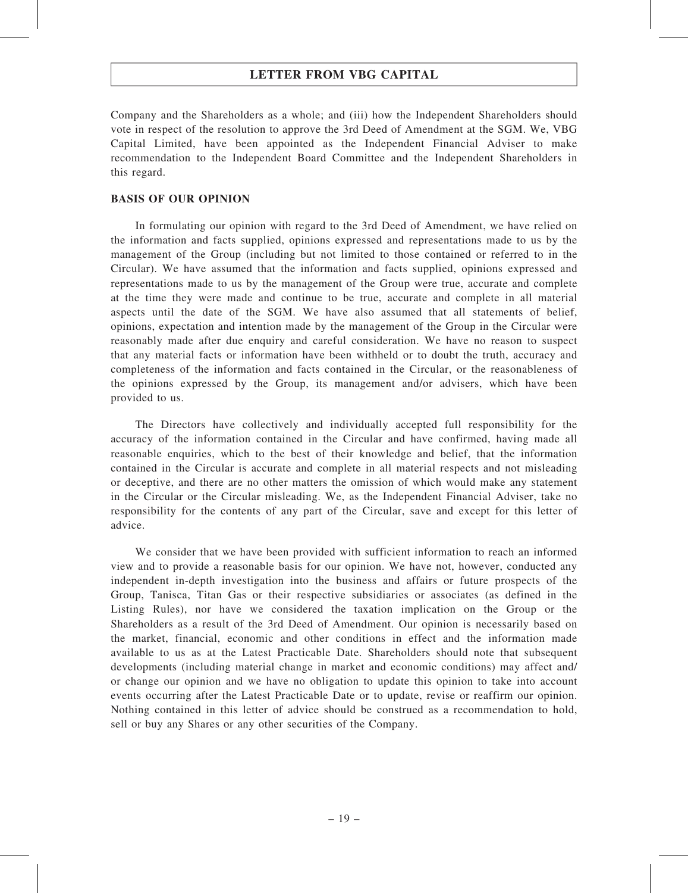Company and the Shareholders as a whole; and (iii) how the Independent Shareholders should vote in respect of the resolution to approve the 3rd Deed of Amendment at the SGM. We, VBG Capital Limited, have been appointed as the Independent Financial Adviser to make recommendation to the Independent Board Committee and the Independent Shareholders in this regard.

**BASIS OF OUR OPINION**

In formulating our opinion with regard to the 3rd Deed of Amendment, we have relied on the information and facts supplied, opinions expressed and representations made to us by the management of the Group (including but not limited to those contained or referred to in the Circular). We have assumed that the information and facts supplied, opinions expressed and representations made to us by the management of the Group were true, accurate and complete at the time they were made and continue to be true, accurate and complete in all material aspects until the date of the SGM. We have also assumed that all statements of belief, opinions, expectation and intention made by the management of the Group in the Circular were reasonably made after due enquiry and careful consideration. We have no reason to suspect that any material facts or information have been withheld or to doubt the truth, accuracy and completeness of the information and facts contained in the Circular, or the reasonableness of the opinions expressed by the Group, its management and/or advisers, which have been provided to us.

The Directors have collectively and individually accepted full responsibility for the accuracy of the information contained in the Circular and have confirmed, having made all reasonable enquiries, which to the best of their knowledge and belief, that the information contained in the Circular is accurate and complete in all material respects and not misleading or deceptive, and there are no other matters the omission of which would make any statement in the Circular or the Circular misleading. We, as the Independent Financial Adviser, take no responsibility for the contents of any part of the Circular, save and except for this letter of advice.

We consider that we have been provided with sufficient information to reach an informed view and to provide a reasonable basis for our opinion. We have not, however, conducted any independent in-depth investigation into the business and affairs or future prospects of the Group, Tanisca, Titan Gas or their respective subsidiaries or associates (as defined in the Listing Rules), nor have we considered the taxation implication on the Group or the Shareholders as a result of the 3rd Deed of Amendment. Our opinion is necessarily based on the market, financial, economic and other conditions in effect and the information made available to us as at the Latest Practicable Date. Shareholders should note that subsequent developments (including material change in market and economic conditions) may affect and/or change our opinion and we have no obligation to update this opinion to take into account events occurring after the Latest Practicable Date or to update, revise or reaffirm our opinion. Nothing contained in this letter of advice should be construed as a recommendation to hold, sell or buy any Shares or any other securities of the Company.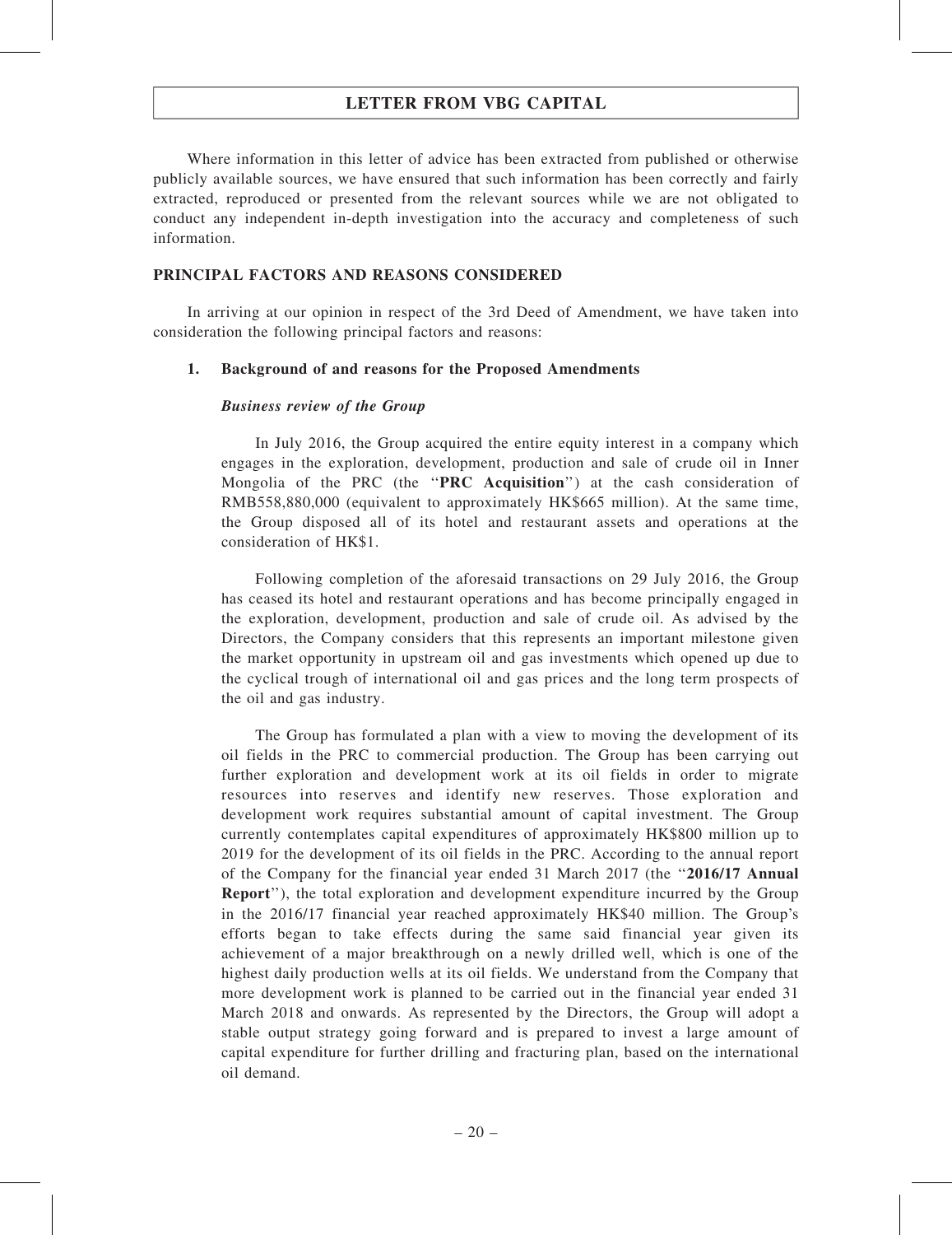Where information in this letter of advice has been extracted from published or otherwise publicly available sources, we have ensured that such information has been correctly and fairly extracted, reproduced or presented from the relevant sources while we are not obligated to conduct any independent in-depth investigation into the accuracy and completeness of such information.

## PRINCIPAL FACTORS AND REASONS CONSIDERED

In arriving at our opinion in respect of the 3rd Deed of Amendment, we have taken into consideration the following principal factors and reasons:

### 1. Background of and reasons for the Proposed Amendments

***Business review of the Group***

In July 2016, the Group acquired the entire equity interest in a company which engages in the exploration, development, production and sale of crude oil in Inner Mongolia of the PRC (the "**PRC Acquisition**") at the cash consideration of RMB558,880,000 (equivalent to approximately HK$665 million). At the same time, the Group disposed all of its hotel and restaurant assets and operations at the consideration of HK$1.

Following completion of the aforesaid transactions on 29 July 2016, the Group has ceased its hotel and restaurant operations and has become principally engaged in the exploration, development, production and sale of crude oil. As advised by the Directors, the Company considers that this represents an important milestone given the market opportunity in upstream oil and gas investments which opened up due to the cyclical trough of international oil and gas prices and the long term prospects of the oil and gas industry.

The Group has formulated a plan with a view to moving the development of its oil fields in the PRC to commercial production. The Group has been carrying out further exploration and development work at its oil fields in order to migrate resources into reserves and identify new reserves. Those exploration and development work requires substantial amount of capital investment. The Group currently contemplates capital expenditures of approximately HK$800 million up to 2019 for the development of its oil fields in the PRC. According to the annual report of the Company for the financial year ended 31 March 2017 (the "**2016/17 Annual Report**"), the total exploration and development expenditure incurred by the Group in the 2016/17 financial year reached approximately HK$40 million. The Group's efforts began to take effects during the same said financial year given its achievement of a major breakthrough on a newly drilled well, which is one of the highest daily production wells at its oil fields. We understand from the Company that more development work is planned to be carried out in the financial year ended 31 March 2018 and onwards. As represented by the Directors, the Group will adopt a stable output strategy going forward and is prepared to invest a large amount of capital expenditure for further drilling and fracturing plan, based on the international oil demand.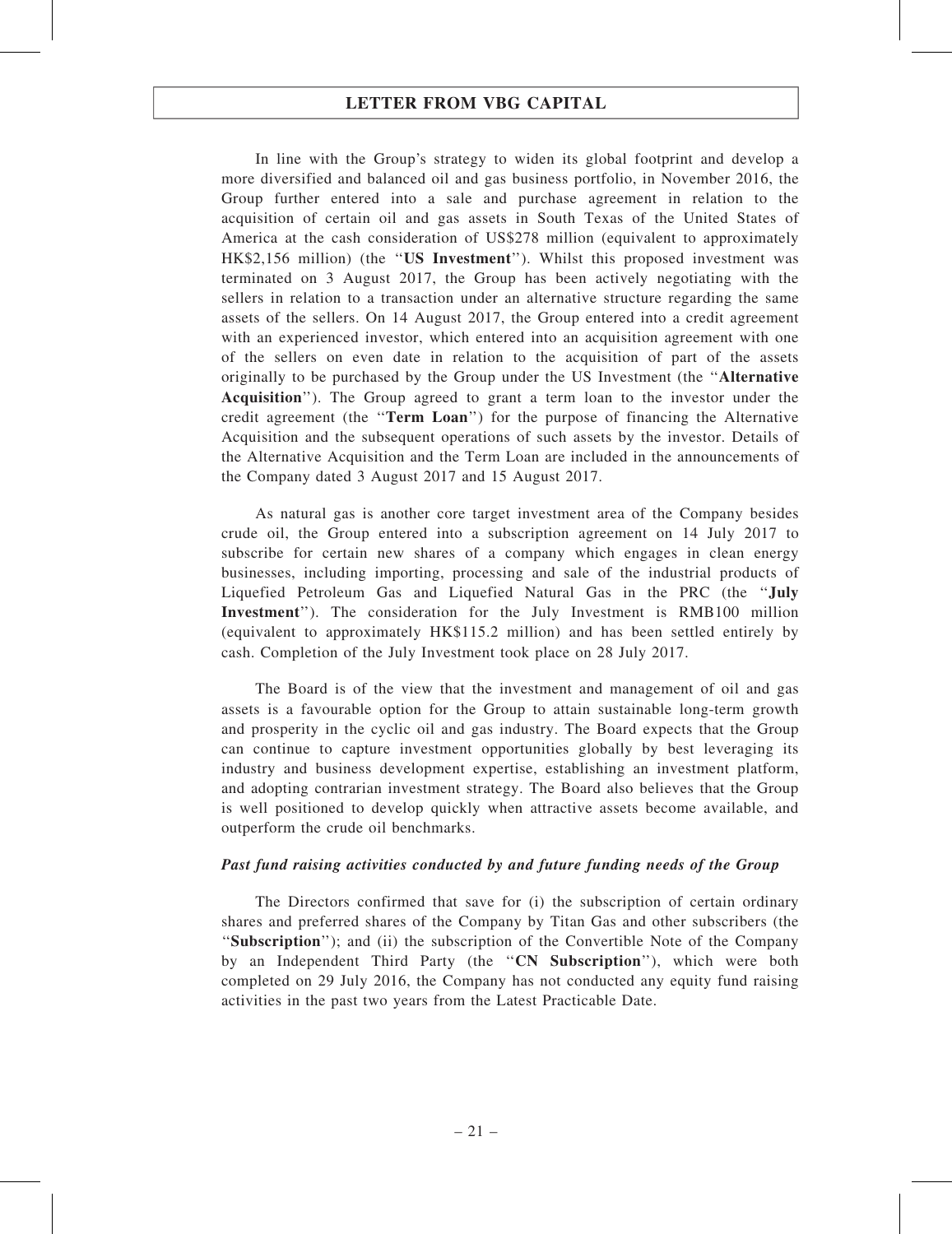In line with the Group's strategy to widen its global footprint and develop a more diversified and balanced oil and gas business portfolio, in November 2016, the Group further entered into a sale and purchase agreement in relation to the acquisition of certain oil and gas assets in South Texas of the United States of America at the cash consideration of US$278 million (equivalent to approximately HK$2,156 million) (the ''**US Investment**''). Whilst this proposed investment was terminated on 3 August 2017, the Group has been actively negotiating with the sellers in relation to a transaction under an alternative structure regarding the same assets of the sellers. On 14 August 2017, the Group entered into a credit agreement with an experienced investor, which entered into an acquisition agreement with one of the sellers on even date in relation to the acquisition of part of the assets originally to be purchased by the Group under the US Investment (the ''**Alternative Acquisition**''). The Group agreed to grant a term loan to the investor under the credit agreement (the ''**Term Loan**'') for the purpose of financing the Alternative Acquisition and the subsequent operations of such assets by the investor. Details of the Alternative Acquisition and the Term Loan are included in the announcements of the Company dated 3 August 2017 and 15 August 2017.

As natural gas is another core target investment area of the Company besides crude oil, the Group entered into a subscription agreement on 14 July 2017 to subscribe for certain new shares of a company which engages in clean energy businesses, including importing, processing and sale of the industrial products of Liquefied Petroleum Gas and Liquefied Natural Gas in the PRC (the ''**July Investment**''). The consideration for the July Investment is RMB100 million (equivalent to approximately HK$115.2 million) and has been settled entirely by cash. Completion of the July Investment took place on 28 July 2017.

The Board is of the view that the investment and management of oil and gas assets is a favourable option for the Group to attain sustainable long-term growth and prosperity in the cyclic oil and gas industry. The Board expects that the Group can continue to capture investment opportunities globally by best leveraging its industry and business development expertise, establishing an investment platform, and adopting contrarian investment strategy. The Board also believes that the Group is well positioned to develop quickly when attractive assets become available, and outperform the crude oil benchmarks.

***Past fund raising activities conducted by and future funding needs of the Group***

The Directors confirmed that save for (i) the subscription of certain ordinary shares and preferred shares of the Company by Titan Gas and other subscribers (the ''**Subscription**''); and (ii) the subscription of the Convertible Note of the Company by an Independent Third Party (the ''**CN Subscription**''), which were both completed on 29 July 2016, the Company has not conducted any equity fund raising activities in the past two years from the Latest Practicable Date.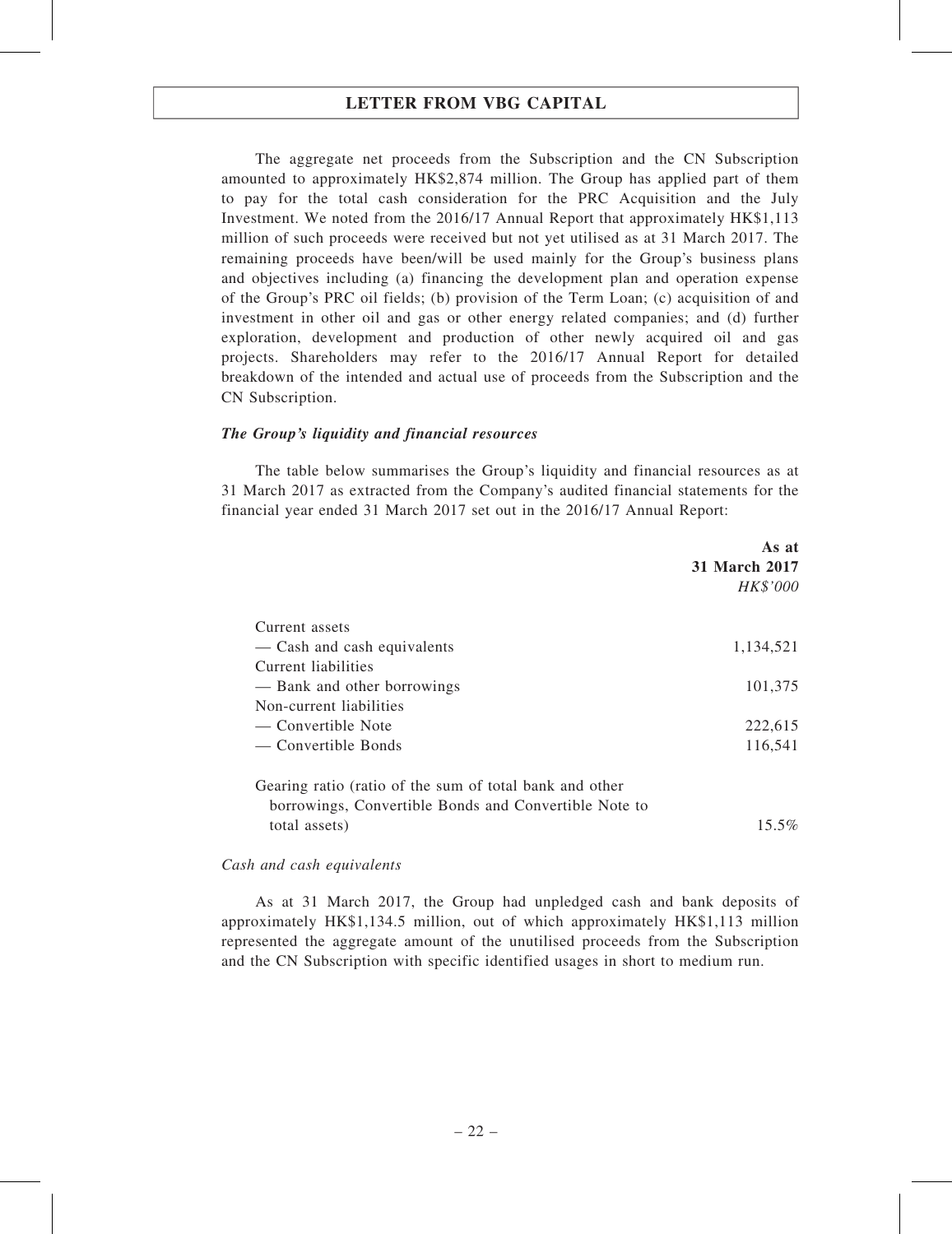The aggregate net proceeds from the Subscription and the CN Subscription amounted to approximately HK$2,874 million. The Group has applied part of them to pay for the total cash consideration for the PRC Acquisition and the July Investment. We noted from the 2016/17 Annual Report that approximately HK$1,113 million of such proceeds were received but not yet utilised as at 31 March 2017. The remaining proceeds have been/will be used mainly for the Group's business plans and objectives including (a) financing the development plan and operation expense of the Group's PRC oil fields; (b) provision of the Term Loan; (c) acquisition of and investment in other oil and gas or other energy related companies; and (d) further exploration, development and production of other newly acquired oil and gas projects. Shareholders may refer to the 2016/17 Annual Report for detailed breakdown of the intended and actual use of proceeds from the Subscription and the CN Subscription.

***The Group's liquidity and financial resources***

The table below summarises the Group's liquidity and financial resources as at 31 March 2017 as extracted from the Company's audited financial statements for the financial year ended 31 March 2017 set out in the 2016/17 Annual Report:

| | **As at 31 March 2017** *HK$'000* |
|---|---|
| Current assets | |
| — Cash and cash equivalents | 1,134,521 |
| Current liabilities | |
| — Bank and other borrowings | 101,375 |
| Non-current liabilities | |
| — Convertible Note | 222,615 |
| — Convertible Bonds | 116,541 |
| Gearing ratio (ratio of the sum of total bank and other borrowings, Convertible Bonds and Convertible Note to total assets) | 15.5% |

*Cash and cash equivalents*

As at 31 March 2017, the Group had unpledged cash and bank deposits of approximately HK$1,134.5 million, out of which approximately HK$1,113 million represented the aggregate amount of the unutilised proceeds from the Subscription and the CN Subscription with specific identified usages in short to medium run.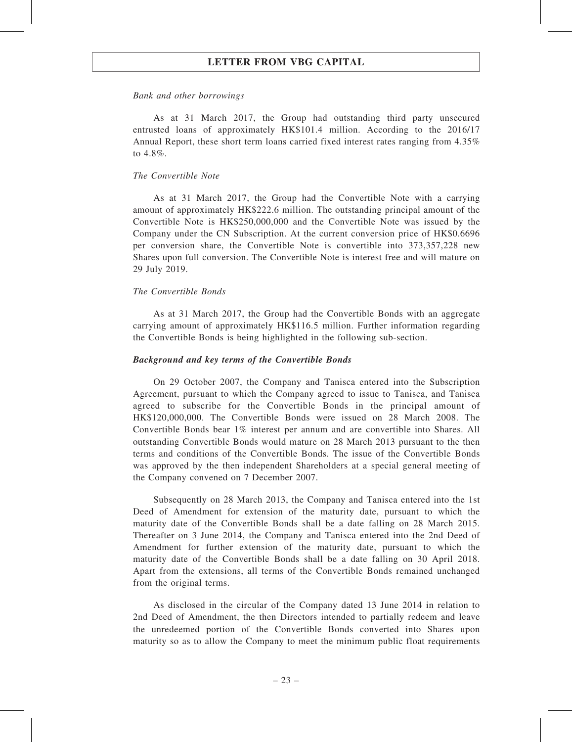*Bank and other borrowings*

As at 31 March 2017, the Group had outstanding third party unsecured entrusted loans of approximately HK$101.4 million. According to the 2016/17 Annual Report, these short term loans carried fixed interest rates ranging from 4.35% to 4.8%.

*The Convertible Note*

As at 31 March 2017, the Group had the Convertible Note with a carrying amount of approximately HK$222.6 million. The outstanding principal amount of the Convertible Note is HK$250,000,000 and the Convertible Note was issued by the Company under the CN Subscription. At the current conversion price of HK$0.6696 per conversion share, the Convertible Note is convertible into 373,357,228 new Shares upon full conversion. The Convertible Note is interest free and will mature on 29 July 2019.

*The Convertible Bonds*

As at 31 March 2017, the Group had the Convertible Bonds with an aggregate carrying amount of approximately HK$116.5 million. Further information regarding the Convertible Bonds is being highlighted in the following sub-section.

***Background and key terms of the Convertible Bonds***

On 29 October 2007, the Company and Tanisca entered into the Subscription Agreement, pursuant to which the Company agreed to issue to Tanisca, and Tanisca agreed to subscribe for the Convertible Bonds in the principal amount of HK$120,000,000. The Convertible Bonds were issued on 28 March 2008. The Convertible Bonds bear 1% interest per annum and are convertible into Shares. All outstanding Convertible Bonds would mature on 28 March 2013 pursuant to the then terms and conditions of the Convertible Bonds. The issue of the Convertible Bonds was approved by the then independent Shareholders at a special general meeting of the Company convened on 7 December 2007.

Subsequently on 28 March 2013, the Company and Tanisca entered into the 1st Deed of Amendment for extension of the maturity date, pursuant to which the maturity date of the Convertible Bonds shall be a date falling on 28 March 2015. Thereafter on 3 June 2014, the Company and Tanisca entered into the 2nd Deed of Amendment for further extension of the maturity date, pursuant to which the maturity date of the Convertible Bonds shall be a date falling on 30 April 2018. Apart from the extensions, all terms of the Convertible Bonds remained unchanged from the original terms.

As disclosed in the circular of the Company dated 13 June 2014 in relation to 2nd Deed of Amendment, the then Directors intended to partially redeem and leave the unredeemed portion of the Convertible Bonds converted into Shares upon maturity so as to allow the Company to meet the minimum public float requirements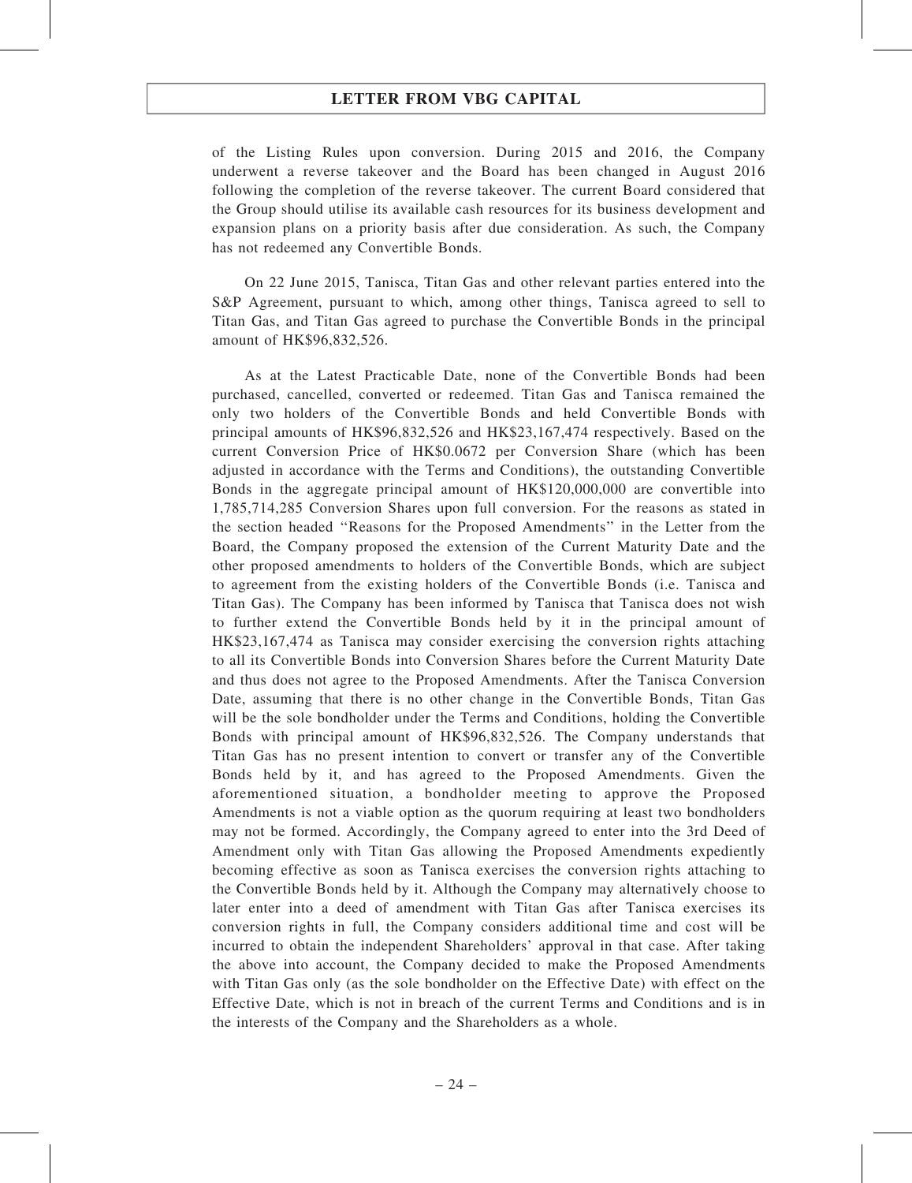of the Listing Rules upon conversion. During 2015 and 2016, the Company underwent a reverse takeover and the Board has been changed in August 2016 following the completion of the reverse takeover. The current Board considered that the Group should utilise its available cash resources for its business development and expansion plans on a priority basis after due consideration. As such, the Company has not redeemed any Convertible Bonds.

On 22 June 2015, Tanisca, Titan Gas and other relevant parties entered into the S&P Agreement, pursuant to which, among other things, Tanisca agreed to sell to Titan Gas, and Titan Gas agreed to purchase the Convertible Bonds in the principal amount of HK$96,832,526.

As at the Latest Practicable Date, none of the Convertible Bonds had been purchased, cancelled, converted or redeemed. Titan Gas and Tanisca remained the only two holders of the Convertible Bonds and held Convertible Bonds with principal amounts of HK$96,832,526 and HK$23,167,474 respectively. Based on the current Conversion Price of HK$0.0672 per Conversion Share (which has been adjusted in accordance with the Terms and Conditions), the outstanding Convertible Bonds in the aggregate principal amount of HK$120,000,000 are convertible into 1,785,714,285 Conversion Shares upon full conversion. For the reasons as stated in the section headed "Reasons for the Proposed Amendments" in the Letter from the Board, the Company proposed the extension of the Current Maturity Date and the other proposed amendments to holders of the Convertible Bonds, which are subject to agreement from the existing holders of the Convertible Bonds (i.e. Tanisca and Titan Gas). The Company has been informed by Tanisca that Tanisca does not wish to further extend the Convertible Bonds held by it in the principal amount of HK$23,167,474 as Tanisca may consider exercising the conversion rights attaching to all its Convertible Bonds into Conversion Shares before the Current Maturity Date and thus does not agree to the Proposed Amendments. After the Tanisca Conversion Date, assuming that there is no other change in the Convertible Bonds, Titan Gas will be the sole bondholder under the Terms and Conditions, holding the Convertible Bonds with principal amount of HK$96,832,526. The Company understands that Titan Gas has no present intention to convert or transfer any of the Convertible Bonds held by it, and has agreed to the Proposed Amendments. Given the aforementioned situation, a bondholder meeting to approve the Proposed Amendments is not a viable option as the quorum requiring at least two bondholders may not be formed. Accordingly, the Company agreed to enter into the 3rd Deed of Amendment only with Titan Gas allowing the Proposed Amendments expediently becoming effective as soon as Tanisca exercises the conversion rights attaching to the Convertible Bonds held by it. Although the Company may alternatively choose to later enter into a deed of amendment with Titan Gas after Tanisca exercises its conversion rights in full, the Company considers additional time and cost will be incurred to obtain the independent Shareholders' approval in that case. After taking the above into account, the Company decided to make the Proposed Amendments with Titan Gas only (as the sole bondholder on the Effective Date) with effect on the Effective Date, which is not in breach of the current Terms and Conditions and is in the interests of the Company and the Shareholders as a whole.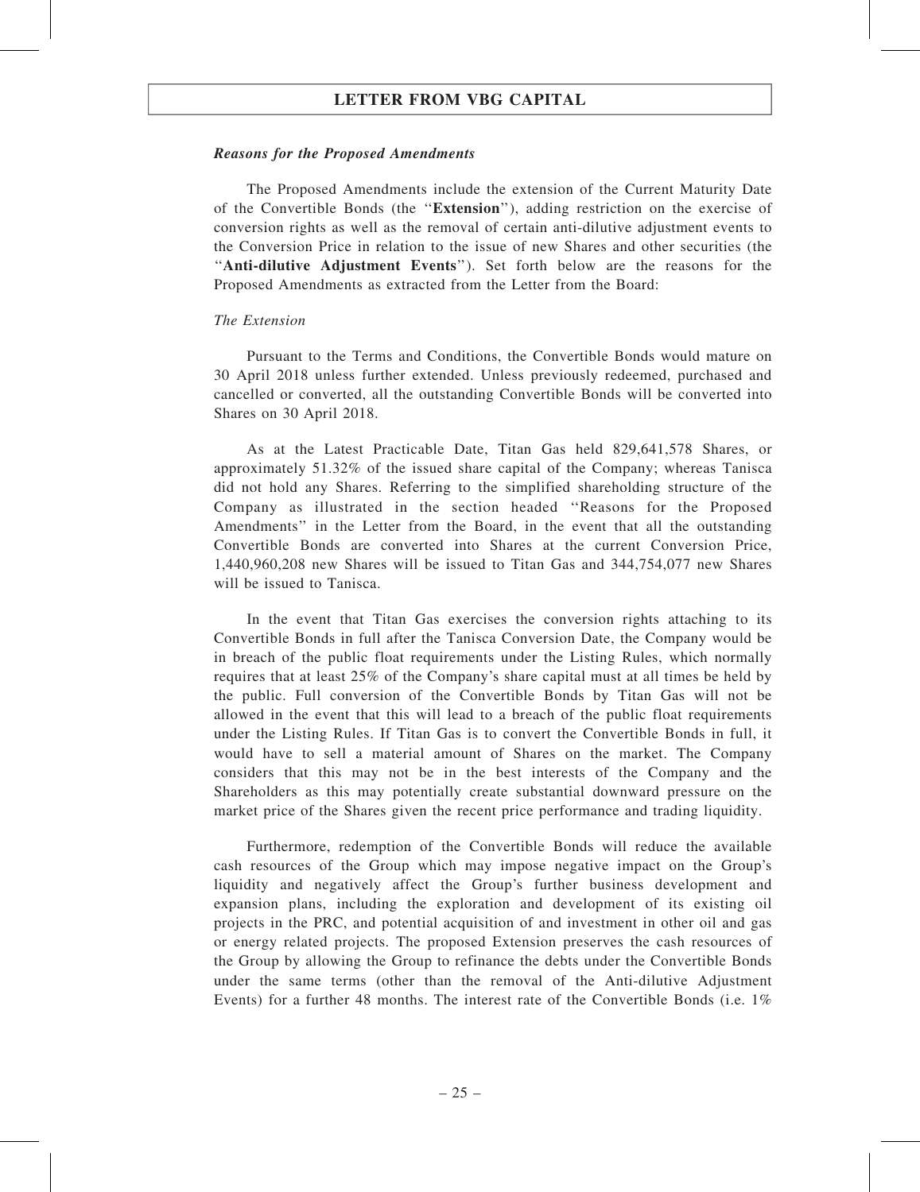***Reasons for the Proposed Amendments***

The Proposed Amendments include the extension of the Current Maturity Date of the Convertible Bonds (the ''**Extension**''), adding restriction on the exercise of conversion rights as well as the removal of certain anti-dilutive adjustment events to the Conversion Price in relation to the issue of new Shares and other securities (the ''**Anti-dilutive Adjustment Events**''). Set forth below are the reasons for the Proposed Amendments as extracted from the Letter from the Board:

*The Extension*

Pursuant to the Terms and Conditions, the Convertible Bonds would mature on 30 April 2018 unless further extended. Unless previously redeemed, purchased and cancelled or converted, all the outstanding Convertible Bonds will be converted into Shares on 30 April 2018.

As at the Latest Practicable Date, Titan Gas held 829,641,578 Shares, or approximately 51.32% of the issued share capital of the Company; whereas Tanisca did not hold any Shares. Referring to the simplified shareholding structure of the Company as illustrated in the section headed ''Reasons for the Proposed Amendments'' in the Letter from the Board, in the event that all the outstanding Convertible Bonds are converted into Shares at the current Conversion Price, 1,440,960,208 new Shares will be issued to Titan Gas and 344,754,077 new Shares will be issued to Tanisca.

In the event that Titan Gas exercises the conversion rights attaching to its Convertible Bonds in full after the Tanisca Conversion Date, the Company would be in breach of the public float requirements under the Listing Rules, which normally requires that at least 25% of the Company's share capital must at all times be held by the public. Full conversion of the Convertible Bonds by Titan Gas will not be allowed in the event that this will lead to a breach of the public float requirements under the Listing Rules. If Titan Gas is to convert the Convertible Bonds in full, it would have to sell a material amount of Shares on the market. The Company considers that this may not be in the best interests of the Company and the Shareholders as this may potentially create substantial downward pressure on the market price of the Shares given the recent price performance and trading liquidity.

Furthermore, redemption of the Convertible Bonds will reduce the available cash resources of the Group which may impose negative impact on the Group's liquidity and negatively affect the Group's further business development and expansion plans, including the exploration and development of its existing oil projects in the PRC, and potential acquisition of and investment in other oil and gas or energy related projects. The proposed Extension preserves the cash resources of the Group by allowing the Group to refinance the debts under the Convertible Bonds under the same terms (other than the removal of the Anti-dilutive Adjustment Events) for a further 48 months. The interest rate of the Convertible Bonds (i.e. 1%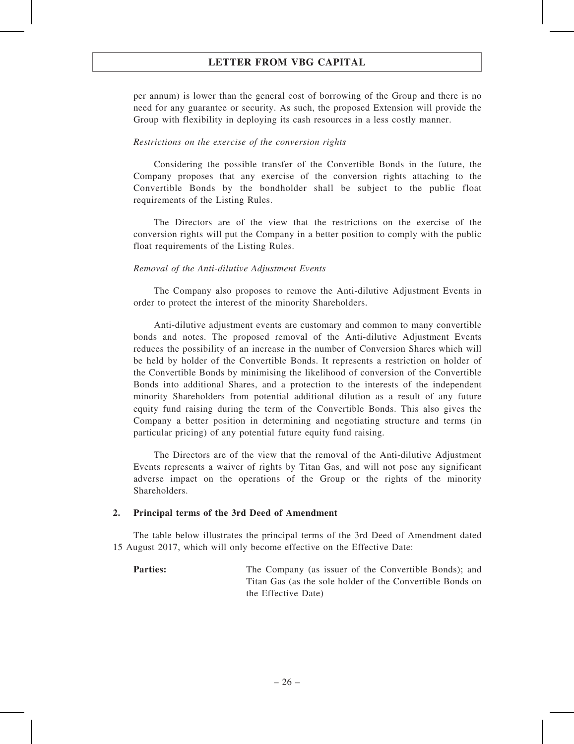per annum) is lower than the general cost of borrowing of the Group and there is no need for any guarantee or security. As such, the proposed Extension will provide the Group with flexibility in deploying its cash resources in a less costly manner.

*Restrictions on the exercise of the conversion rights*

Considering the possible transfer of the Convertible Bonds in the future, the Company proposes that any exercise of the conversion rights attaching to the Convertible Bonds by the bondholder shall be subject to the public float requirements of the Listing Rules.

The Directors are of the view that the restrictions on the exercise of the conversion rights will put the Company in a better position to comply with the public float requirements of the Listing Rules.

*Removal of the Anti-dilutive Adjustment Events*

The Company also proposes to remove the Anti-dilutive Adjustment Events in order to protect the interest of the minority Shareholders.

Anti-dilutive adjustment events are customary and common to many convertible bonds and notes. The proposed removal of the Anti-dilutive Adjustment Events reduces the possibility of an increase in the number of Conversion Shares which will be held by holder of the Convertible Bonds. It represents a restriction on holder of the Convertible Bonds by minimising the likelihood of conversion of the Convertible Bonds into additional Shares, and a protection to the interests of the independent minority Shareholders from potential additional dilution as a result of any future equity fund raising during the term of the Convertible Bonds. This also gives the Company a better position in determining and negotiating structure and terms (in particular pricing) of any potential future equity fund raising.

The Directors are of the view that the removal of the Anti-dilutive Adjustment Events represents a waiver of rights by Titan Gas, and will not pose any significant adverse impact on the operations of the Group or the rights of the minority Shareholders.

**2. Principal terms of the 3rd Deed of Amendment**

The table below illustrates the principal terms of the 3rd Deed of Amendment dated 15 August 2017, which will only become effective on the Effective Date:

| | |
|---|---|
| **Parties:** | The Company (as issuer of the Convertible Bonds); and Titan Gas (as the sole holder of the Convertible Bonds on the Effective Date) |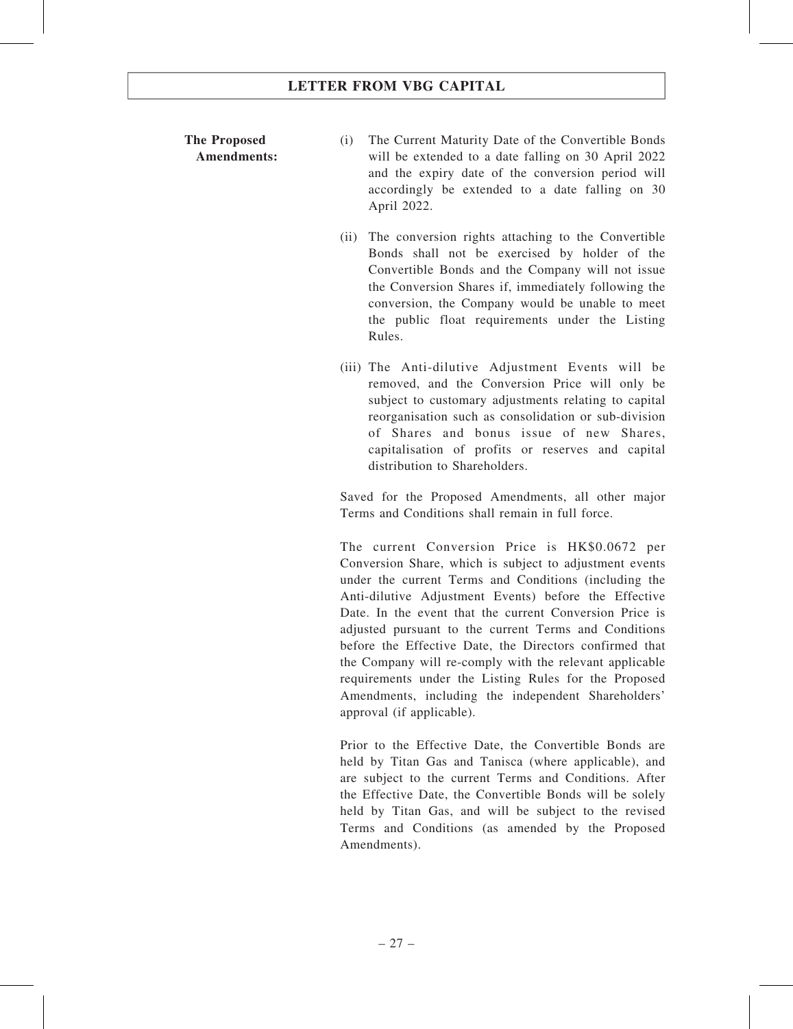**The Proposed Amendments:**

(i) The Current Maturity Date of the Convertible Bonds will be extended to a date falling on 30 April 2022 and the expiry date of the conversion period will accordingly be extended to a date falling on 30 April 2022.

(ii) The conversion rights attaching to the Convertible Bonds shall not be exercised by holder of the Convertible Bonds and the Company will not issue the Conversion Shares if, immediately following the conversion, the Company would be unable to meet the public float requirements under the Listing Rules.

(iii) The Anti-dilutive Adjustment Events will be removed, and the Conversion Price will only be subject to customary adjustments relating to capital reorganisation such as consolidation or sub-division of Shares and bonus issue of new Shares, capitalisation of profits or reserves and capital distribution to Shareholders.

Saved for the Proposed Amendments, all other major Terms and Conditions shall remain in full force.

The current Conversion Price is HK$0.0672 per Conversion Share, which is subject to adjustment events under the current Terms and Conditions (including the Anti-dilutive Adjustment Events) before the Effective Date. In the event that the current Conversion Price is adjusted pursuant to the current Terms and Conditions before the Effective Date, the Directors confirmed that the Company will re-comply with the relevant applicable requirements under the Listing Rules for the Proposed Amendments, including the independent Shareholders' approval (if applicable).

Prior to the Effective Date, the Convertible Bonds are held by Titan Gas and Tanisca (where applicable), and are subject to the current Terms and Conditions. After the Effective Date, the Convertible Bonds will be solely held by Titan Gas, and will be subject to the revised Terms and Conditions (as amended by the Proposed Amendments).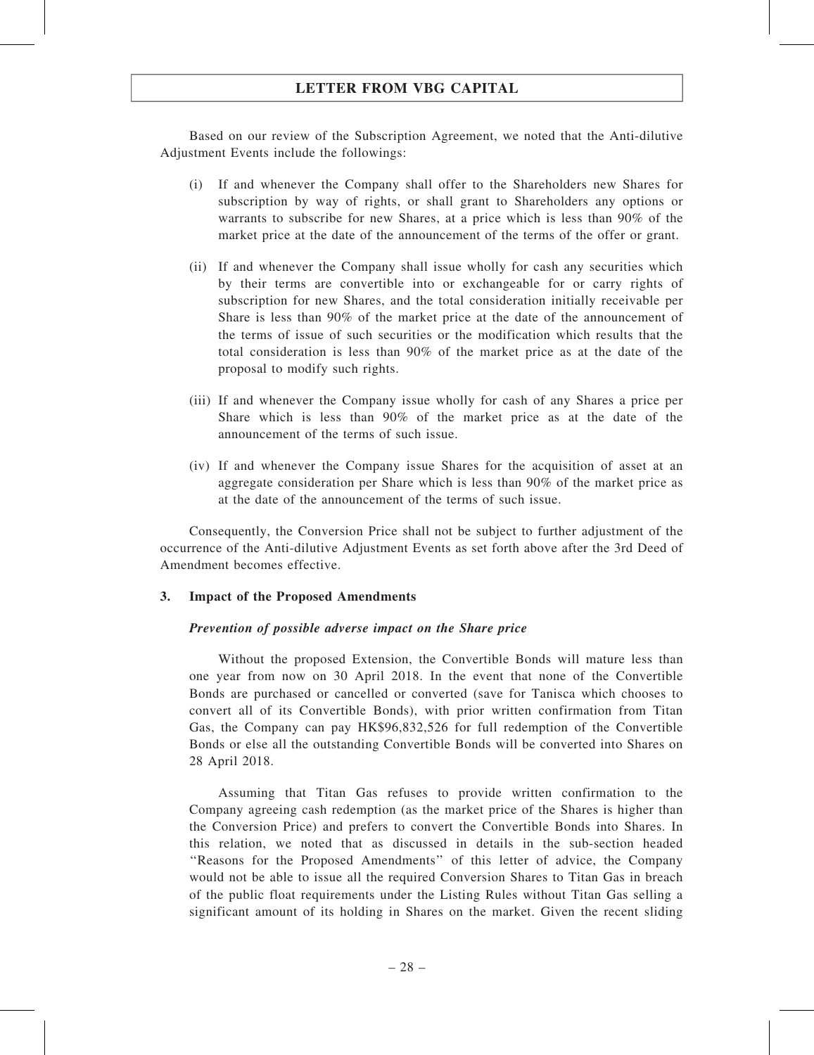Based on our review of the Subscription Agreement, we noted that the Anti-dilutive Adjustment Events include the followings:

(i) If and whenever the Company shall offer to the Shareholders new Shares for subscription by way of rights, or shall grant to Shareholders any options or warrants to subscribe for new Shares, at a price which is less than 90% of the market price at the date of the announcement of the terms of the offer or grant.

(ii) If and whenever the Company shall issue wholly for cash any securities which by their terms are convertible into or exchangeable for or carry rights of subscription for new Shares, and the total consideration initially receivable per Share is less than 90% of the market price at the date of the announcement of the terms of issue of such securities or the modification which results that the total consideration is less than 90% of the market price as at the date of the proposal to modify such rights.

(iii) If and whenever the Company issue wholly for cash of any Shares a price per Share which is less than 90% of the market price as at the date of the announcement of the terms of such issue.

(iv) If and whenever the Company issue Shares for the acquisition of asset at an aggregate consideration per Share which is less than 90% of the market price as at the date of the announcement of the terms of such issue.

Consequently, the Conversion Price shall not be subject to further adjustment of the occurrence of the Anti-dilutive Adjustment Events as set forth above after the 3rd Deed of Amendment becomes effective.

## 3. Impact of the Proposed Amendments

***Prevention of possible adverse impact on the Share price***

Without the proposed Extension, the Convertible Bonds will mature less than one year from now on 30 April 2018. In the event that none of the Convertible Bonds are purchased or cancelled or converted (save for Tanisca which chooses to convert all of its Convertible Bonds), with prior written confirmation from Titan Gas, the Company can pay HK$96,832,526 for full redemption of the Convertible Bonds or else all the outstanding Convertible Bonds will be converted into Shares on 28 April 2018.

Assuming that Titan Gas refuses to provide written confirmation to the Company agreeing cash redemption (as the market price of the Shares is higher than the Conversion Price) and prefers to convert the Convertible Bonds into Shares. In this relation, we noted that as discussed in details in the sub-section headed "Reasons for the Proposed Amendments" of this letter of advice, the Company would not be able to issue all the required Conversion Shares to Titan Gas in breach of the public float requirements under the Listing Rules without Titan Gas selling a significant amount of its holding in Shares on the market. Given the recent sliding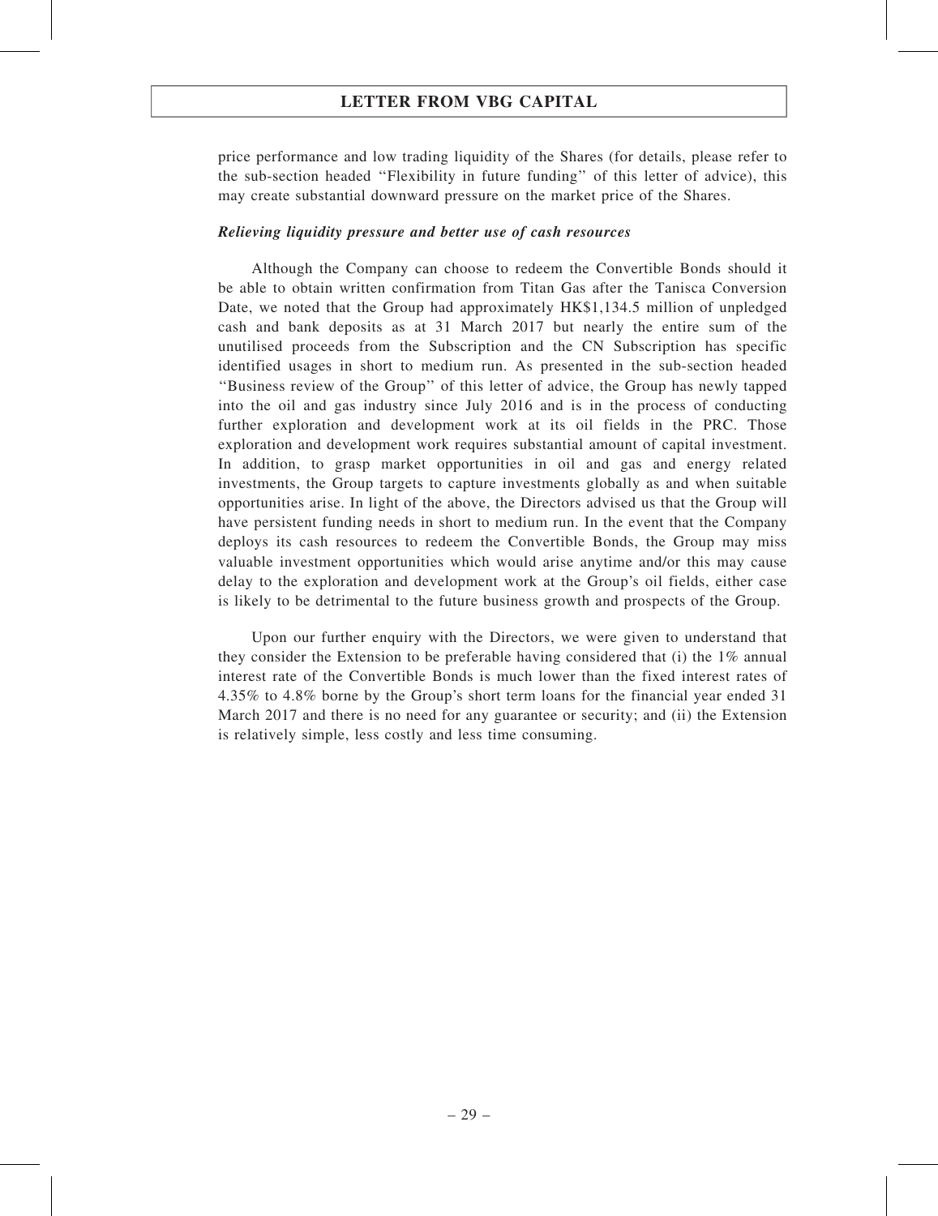price performance and low trading liquidity of the Shares (for details, please refer to the sub-section headed ''Flexibility in future funding'' of this letter of advice), this may create substantial downward pressure on the market price of the Shares.

***Relieving liquidity pressure and better use of cash resources***

Although the Company can choose to redeem the Convertible Bonds should it be able to obtain written confirmation from Titan Gas after the Tanisca Conversion Date, we noted that the Group had approximately HK$1,134.5 million of unpledged cash and bank deposits as at 31 March 2017 but nearly the entire sum of the unutilised proceeds from the Subscription and the CN Subscription has specific identified usages in short to medium run. As presented in the sub-section headed ''Business review of the Group'' of this letter of advice, the Group has newly tapped into the oil and gas industry since July 2016 and is in the process of conducting further exploration and development work at its oil fields in the PRC. Those exploration and development work requires substantial amount of capital investment. In addition, to grasp market opportunities in oil and gas and energy related investments, the Group targets to capture investments globally as and when suitable opportunities arise. In light of the above, the Directors advised us that the Group will have persistent funding needs in short to medium run. In the event that the Company deploys its cash resources to redeem the Convertible Bonds, the Group may miss valuable investment opportunities which would arise anytime and/or this may cause delay to the exploration and development work at the Group's oil fields, either case is likely to be detrimental to the future business growth and prospects of the Group.

Upon our further enquiry with the Directors, we were given to understand that they consider the Extension to be preferable having considered that (i) the 1% annual interest rate of the Convertible Bonds is much lower than the fixed interest rates of 4.35% to 4.8% borne by the Group's short term loans for the financial year ended 31 March 2017 and there is no need for any guarantee or security; and (ii) the Extension is relatively simple, less costly and less time consuming.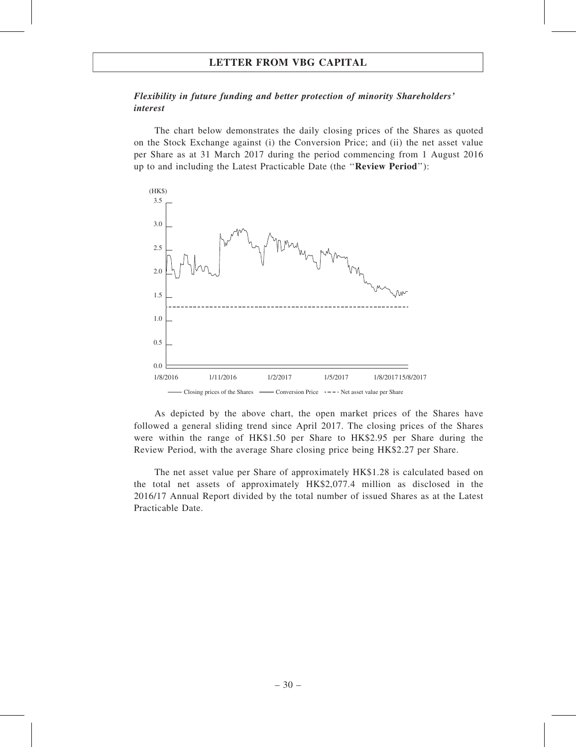*Flexibility in future funding and better protection of minority Shareholders' interest*

The chart below demonstrates the daily closing prices of the Shares as quoted on the Stock Exchange against (i) the Conversion Price; and (ii) the net asset value per Share as at 31 March 2017 during the period commencing from 1 August 2016 up to and including the Latest Practicable Date (the "**Review Period**"):

(HK$)

3.5
3.0
2.5
2.0
1.5
1.0
0.5
0.0

1/8/2016 1/11/2016 1/2/2017 1/5/2017 1/8/2017 15/8/2017

Closing prices of the Shares — Conversion Price — Net asset value per Share

As depicted by the above chart, the open market prices of the Shares have followed a general sliding trend since April 2017. The closing prices of the Shares were within the range of HK$1.50 per Share to HK$2.95 per Share during the Review Period, with the average Share closing price being HK$2.27 per Share.

The net asset value per Share of approximately HK$1.28 is calculated based on the total net assets of approximately HK$2,077.4 million as disclosed in the 2016/17 Annual Report divided by the total number of issued Shares as at the Latest Practicable Date.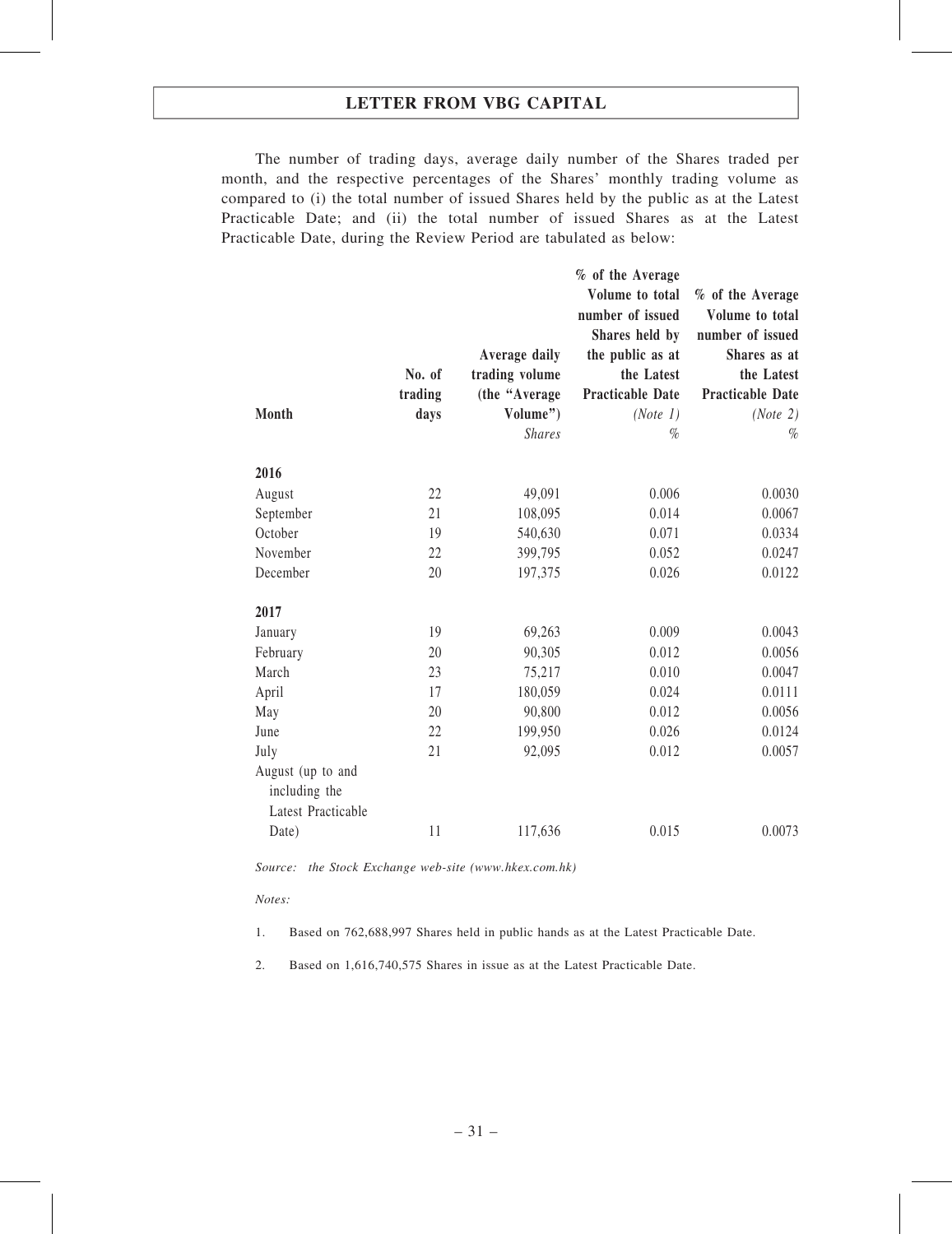The number of trading days, average daily number of the Shares traded per month, and the respective percentages of the Shares' monthly trading volume as compared to (i) the total number of issued Shares held by the public as at the Latest Practicable Date; and (ii) the total number of issued Shares as at the Latest Practicable Date, during the Review Period are tabulated as below:

| Month | No. of trading days | Average daily trading volume (the "Average Volume") | % of the Average Volume to total number of issued Shares held by the public as at the Latest Practicable Date *(Note 1)* | % of the Average Volume to total number of issued Shares as at the Latest Practicable Date *(Note 2)* |
|---|---|---|---|---|
| | | *Shares* | *%* | *%* |
| **2016** | | | | |
| August | 22 | 49,091 | 0.006 | 0.0030 |
| September | 21 | 108,095 | 0.014 | 0.0067 |
| October | 19 | 540,630 | 0.071 | 0.0334 |
| November | 22 | 399,795 | 0.052 | 0.0247 |
| December | 20 | 197,375 | 0.026 | 0.0122 |
| **2017** | | | | |
| January | 19 | 69,263 | 0.009 | 0.0043 |
| February | 20 | 90,305 | 0.012 | 0.0056 |
| March | 23 | 75,217 | 0.010 | 0.0047 |
| April | 17 | 180,059 | 0.024 | 0.0111 |
| May | 20 | 90,800 | 0.012 | 0.0056 |
| June | 22 | 199,950 | 0.026 | 0.0124 |
| July | 21 | 92,095 | 0.012 | 0.0057 |
| August (up to and including the Latest Practicable Date) | 11 | 117,636 | 0.015 | 0.0073 |

*Source: the Stock Exchange web-site (www.hkex.com.hk)*

*Notes:*

1. Based on 762,688,997 Shares held in public hands as at the Latest Practicable Date.

2. Based on 1,616,740,575 Shares in issue as at the Latest Practicable Date.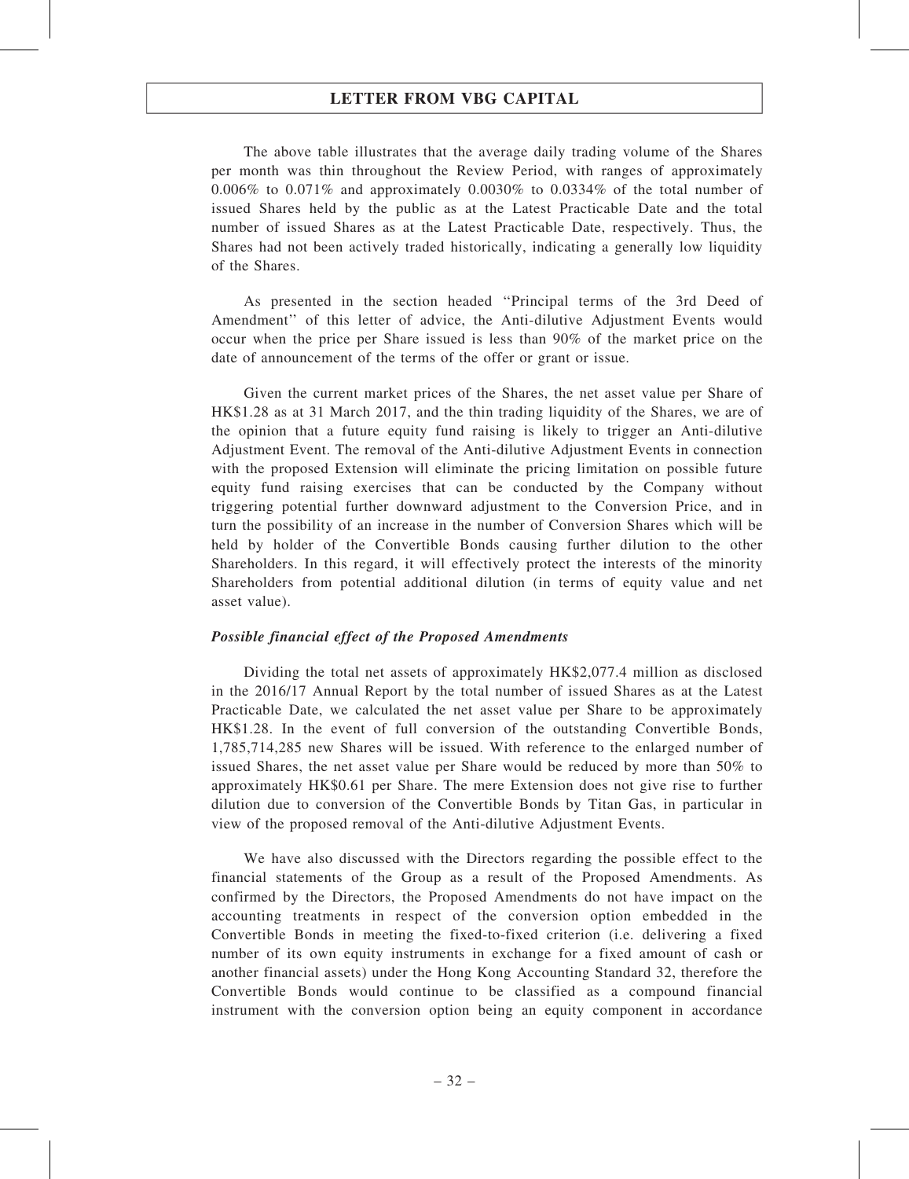The above table illustrates that the average daily trading volume of the Shares per month was thin throughout the Review Period, with ranges of approximately 0.006% to 0.071% and approximately 0.0030% to 0.0334% of the total number of issued Shares held by the public as at the Latest Practicable Date and the total number of issued Shares as at the Latest Practicable Date, respectively. Thus, the Shares had not been actively traded historically, indicating a generally low liquidity of the Shares.

As presented in the section headed "Principal terms of the 3rd Deed of Amendment" of this letter of advice, the Anti-dilutive Adjustment Events would occur when the price per Share issued is less than 90% of the market price on the date of announcement of the terms of the offer or grant or issue.

Given the current market prices of the Shares, the net asset value per Share of HK$1.28 as at 31 March 2017, and the thin trading liquidity of the Shares, we are of the opinion that a future equity fund raising is likely to trigger an Anti-dilutive Adjustment Event. The removal of the Anti-dilutive Adjustment Events in connection with the proposed Extension will eliminate the pricing limitation on possible future equity fund raising exercises that can be conducted by the Company without triggering potential further downward adjustment to the Conversion Price, and in turn the possibility of an increase in the number of Conversion Shares which will be held by holder of the Convertible Bonds causing further dilution to the other Shareholders. In this regard, it will effectively protect the interests of the minority Shareholders from potential additional dilution (in terms of equity value and net asset value).

***Possible financial effect of the Proposed Amendments***

Dividing the total net assets of approximately HK$2,077.4 million as disclosed in the 2016/17 Annual Report by the total number of issued Shares as at the Latest Practicable Date, we calculated the net asset value per Share to be approximately HK$1.28. In the event of full conversion of the outstanding Convertible Bonds, 1,785,714,285 new Shares will be issued. With reference to the enlarged number of issued Shares, the net asset value per Share would be reduced by more than 50% to approximately HK$0.61 per Share. The mere Extension does not give rise to further dilution due to conversion of the Convertible Bonds by Titan Gas, in particular in view of the proposed removal of the Anti-dilutive Adjustment Events.

We have also discussed with the Directors regarding the possible effect to the financial statements of the Group as a result of the Proposed Amendments. As confirmed by the Directors, the Proposed Amendments do not have impact on the accounting treatments in respect of the conversion option embedded in the Convertible Bonds in meeting the fixed-to-fixed criterion (i.e. delivering a fixed number of its own equity instruments in exchange for a fixed amount of cash or another financial assets) under the Hong Kong Accounting Standard 32, therefore the Convertible Bonds would continue to be classified as a compound financial instrument with the conversion option being an equity component in accordance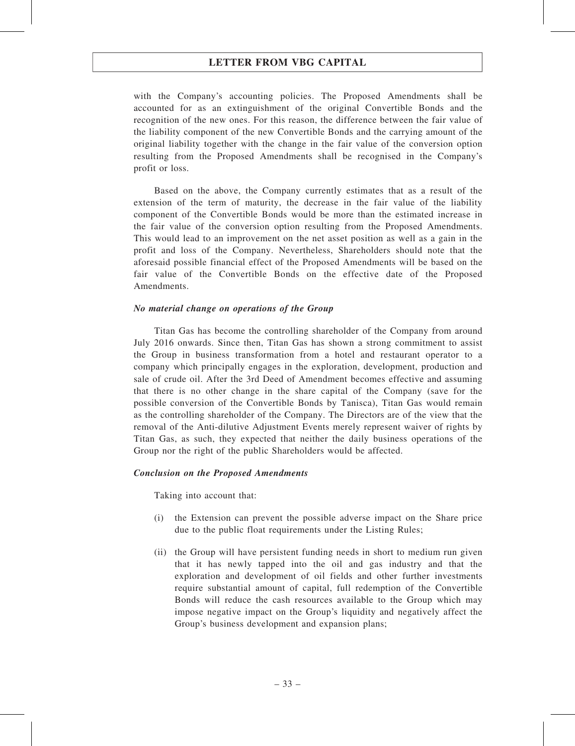with the Company's accounting policies. The Proposed Amendments shall be accounted for as an extinguishment of the original Convertible Bonds and the recognition of the new ones. For this reason, the difference between the fair value of the liability component of the new Convertible Bonds and the carrying amount of the original liability together with the change in the fair value of the conversion option resulting from the Proposed Amendments shall be recognised in the Company's profit or loss.

Based on the above, the Company currently estimates that as a result of the extension of the term of maturity, the decrease in the fair value of the liability component of the Convertible Bonds would be more than the estimated increase in the fair value of the conversion option resulting from the Proposed Amendments. This would lead to an improvement on the net asset position as well as a gain in the profit and loss of the Company. Nevertheless, Shareholders should note that the aforesaid possible financial effect of the Proposed Amendments will be based on the fair value of the Convertible Bonds on the effective date of the Proposed Amendments.

***No material change on operations of the Group***

Titan Gas has become the controlling shareholder of the Company from around July 2016 onwards. Since then, Titan Gas has shown a strong commitment to assist the Group in business transformation from a hotel and restaurant operator to a company which principally engages in the exploration, development, production and sale of crude oil. After the 3rd Deed of Amendment becomes effective and assuming that there is no other change in the share capital of the Company (save for the possible conversion of the Convertible Bonds by Tanisca), Titan Gas would remain as the controlling shareholder of the Company. The Directors are of the view that the removal of the Anti-dilutive Adjustment Events merely represent waiver of rights by Titan Gas, as such, they expected that neither the daily business operations of the Group nor the right of the public Shareholders would be affected.

***Conclusion on the Proposed Amendments***

Taking into account that:

(i) the Extension can prevent the possible adverse impact on the Share price due to the public float requirements under the Listing Rules;

(ii) the Group will have persistent funding needs in short to medium run given that it has newly tapped into the oil and gas industry and that the exploration and development of oil fields and other further investments require substantial amount of capital, full redemption of the Convertible Bonds will reduce the cash resources available to the Group which may impose negative impact on the Group's liquidity and negatively affect the Group's business development and expansion plans;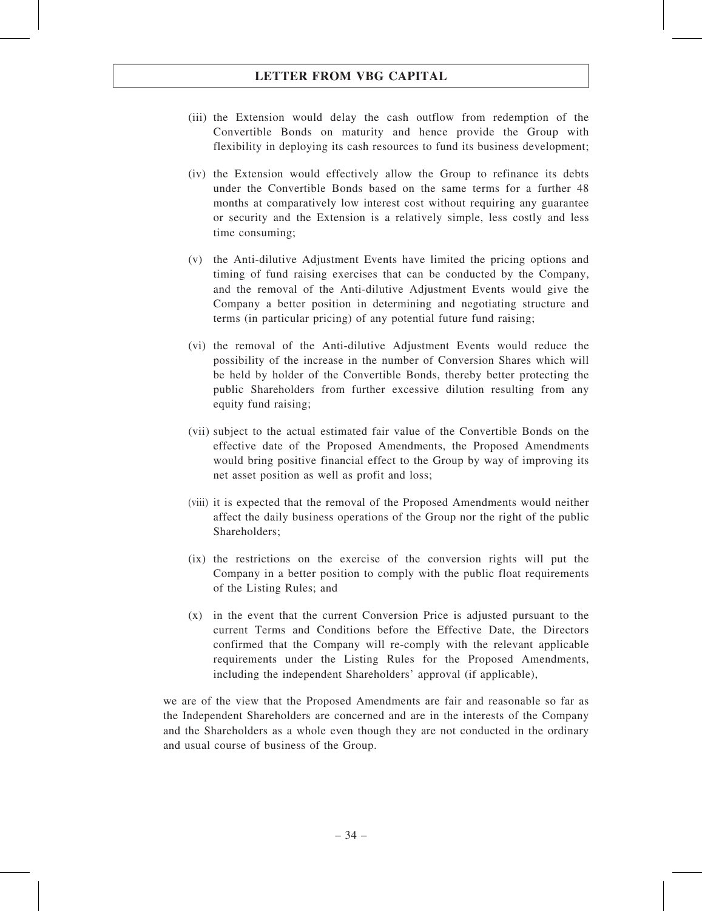(iii) the Extension would delay the cash outflow from redemption of the Convertible Bonds on maturity and hence provide the Group with flexibility in deploying its cash resources to fund its business development;

(iv) the Extension would effectively allow the Group to refinance its debts under the Convertible Bonds based on the same terms for a further 48 months at comparatively low interest cost without requiring any guarantee or security and the Extension is a relatively simple, less costly and less time consuming;

(v) the Anti-dilutive Adjustment Events have limited the pricing options and timing of fund raising exercises that can be conducted by the Company, and the removal of the Anti-dilutive Adjustment Events would give the Company a better position in determining and negotiating structure and terms (in particular pricing) of any potential future fund raising;

(vi) the removal of the Anti-dilutive Adjustment Events would reduce the possibility of the increase in the number of Conversion Shares which will be held by holder of the Convertible Bonds, thereby better protecting the public Shareholders from further excessive dilution resulting from any equity fund raising;

(vii) subject to the actual estimated fair value of the Convertible Bonds on the effective date of the Proposed Amendments, the Proposed Amendments would bring positive financial effect to the Group by way of improving its net asset position as well as profit and loss;

(viii) it is expected that the removal of the Proposed Amendments would neither affect the daily business operations of the Group nor the right of the public Shareholders;

(ix) the restrictions on the exercise of the conversion rights will put the Company in a better position to comply with the public float requirements of the Listing Rules; and

(x) in the event that the current Conversion Price is adjusted pursuant to the current Terms and Conditions before the Effective Date, the Directors confirmed that the Company will re-comply with the relevant applicable requirements under the Listing Rules for the Proposed Amendments, including the independent Shareholders' approval (if applicable),

we are of the view that the Proposed Amendments are fair and reasonable so far as the Independent Shareholders are concerned and are in the interests of the Company and the Shareholders as a whole even though they are not conducted in the ordinary and usual course of business of the Group.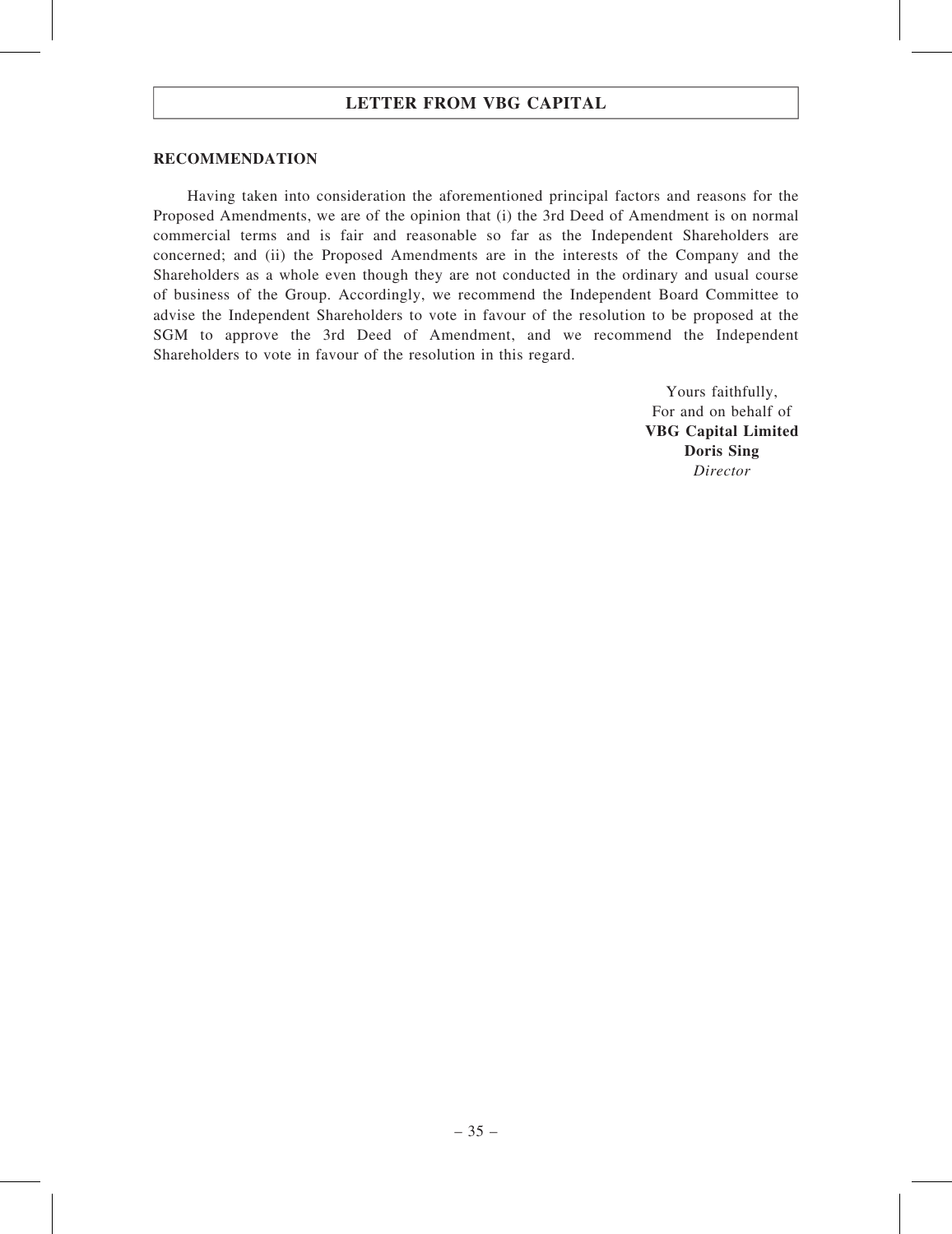## RECOMMENDATION

Having taken into consideration the aforementioned principal factors and reasons for the Proposed Amendments, we are of the opinion that (i) the 3rd Deed of Amendment is on normal commercial terms and is fair and reasonable so far as the Independent Shareholders are concerned; and (ii) the Proposed Amendments are in the interests of the Company and the Shareholders as a whole even though they are not conducted in the ordinary and usual course of business of the Group. Accordingly, we recommend the Independent Board Committee to advise the Independent Shareholders to vote in favour of the resolution to be proposed at the SGM to approve the 3rd Deed of Amendment, and we recommend the Independent Shareholders to vote in favour of the resolution in this regard.

Yours faithfully,
For and on behalf of
**VBG Capital Limited**
**Doris Sing**
*Director*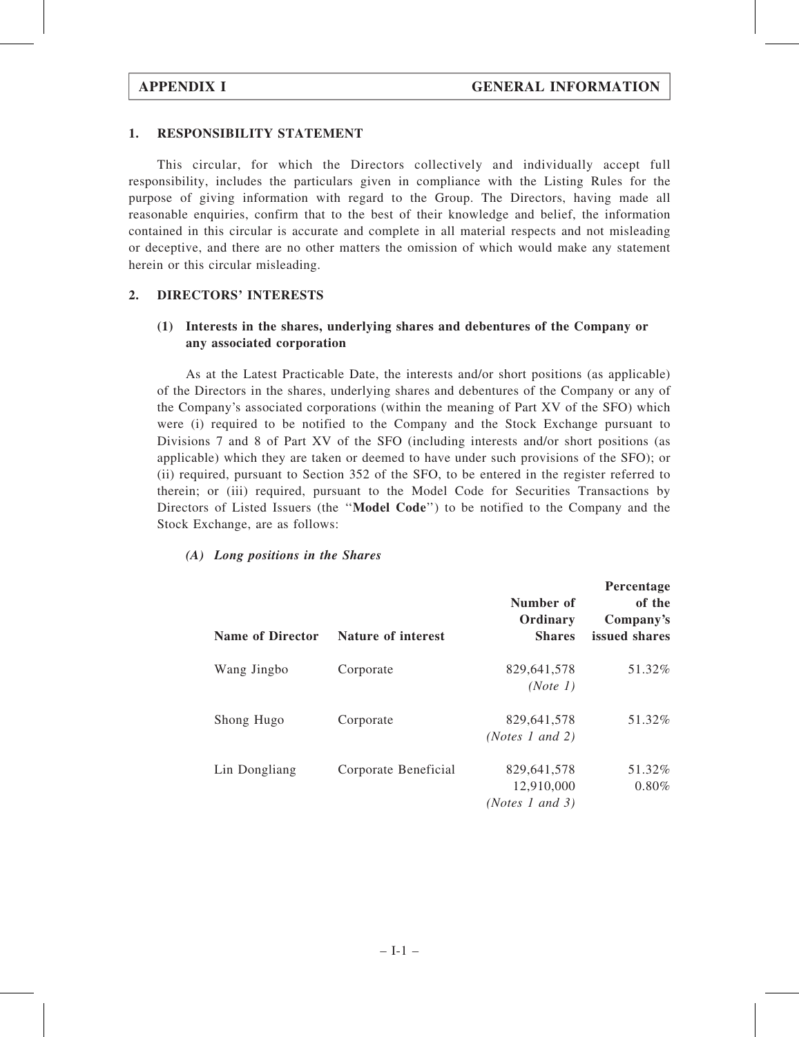## APPENDIX I — GENERAL INFORMATION

### 1. RESPONSIBILITY STATEMENT

This circular, for which the Directors collectively and individually accept full responsibility, includes the particulars given in compliance with the Listing Rules for the purpose of giving information with regard to the Group. The Directors, having made all reasonable enquiries, confirm that to the best of their knowledge and belief, the information contained in this circular is accurate and complete in all material respects and not misleading or deceptive, and there are no other matters the omission of which would make any statement herein or this circular misleading.

### 2. DIRECTORS' INTERESTS

#### (1) Interests in the shares, underlying shares and debentures of the Company or any associated corporation

As at the Latest Practicable Date, the interests and/or short positions (as applicable) of the Directors in the shares, underlying shares and debentures of the Company or any of the Company's associated corporations (within the meaning of Part XV of the SFO) which were (i) required to be notified to the Company and the Stock Exchange pursuant to Divisions 7 and 8 of Part XV of the SFO (including interests and/or short positions (as applicable) which they are taken or deemed to have under such provisions of the SFO); or (ii) required, pursuant to Section 352 of the SFO, to be entered in the register referred to therein; or (iii) required, pursuant to the Model Code for Securities Transactions by Directors of Listed Issuers (the "**Model Code**") to be notified to the Company and the Stock Exchange, are as follows:

***(A) Long positions in the Shares***

| Name of Director | Nature of interest | Number of Ordinary Shares | Percentage of the Company's issued shares |
|---|---|---|---|
| Wang Jingbo | Corporate | 829,641,578 *(Note 1)* | 51.32% |
| Shong Hugo | Corporate | 829,641,578 *(Notes 1 and 2)* | 51.32% |
| Lin Dongliang | Corporate Beneficial | 829,641,578<br>12,910,000 *(Notes 1 and 3)* | 51.32%<br>0.80% |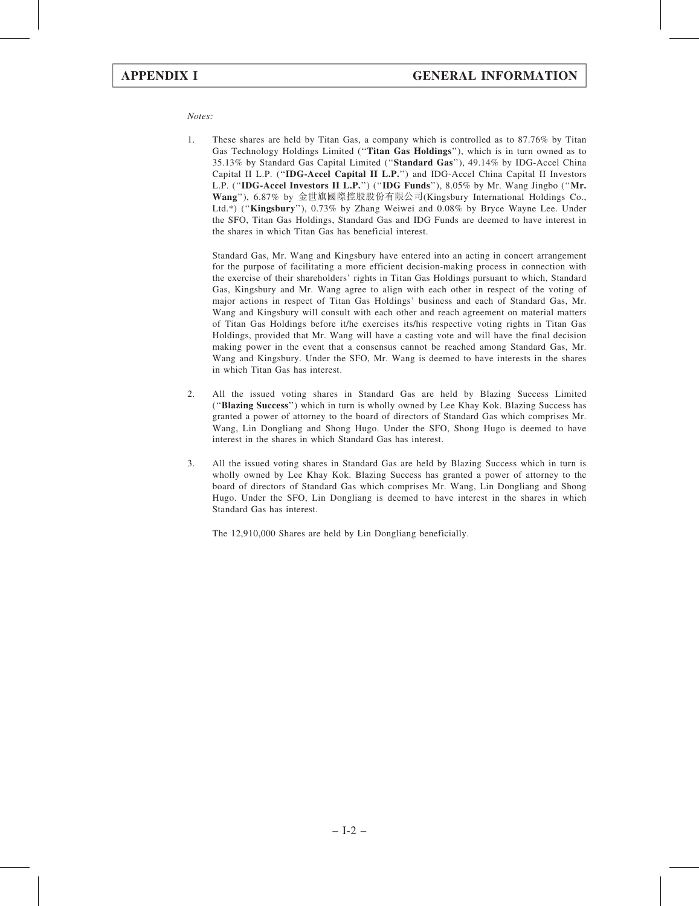*Notes:*

1. These shares are held by Titan Gas, a company which is controlled as to 87.76% by Titan Gas Technology Holdings Limited (''**Titan Gas Holdings**''), which is in turn owned as to 35.13% by Standard Gas Capital Limited (''**Standard Gas**''), 49.14% by IDG-Accel China Capital II L.P. (''**IDG-Accel Capital II L.P.**'') and IDG-Accel China Capital II Investors L.P. (''**IDG-Accel Investors II L.P.**'') (''**IDG Funds**''), 8.05% by Mr. Wang Jingbo (''**Mr. Wang**''), 6.87% by 金世旗國際控股股份有限公司(Kingsbury International Holdings Co., Ltd.*) (''**Kingsbury**''), 0.73% by Zhang Weiwei and 0.08% by Bryce Wayne Lee. Under the SFO, Titan Gas Holdings, Standard Gas and IDG Funds are deemed to have interest in the shares in which Titan Gas has beneficial interest.

   Standard Gas, Mr. Wang and Kingsbury have entered into an acting in concert arrangement for the purpose of facilitating a more efficient decision-making process in connection with the exercise of their shareholders' rights in Titan Gas Holdings pursuant to which, Standard Gas, Kingsbury and Mr. Wang agree to align with each other in respect of the voting of major actions in respect of Titan Gas Holdings' business and each of Standard Gas, Mr. Wang and Kingsbury will consult with each other and reach agreement on material matters of Titan Gas Holdings before it/he exercises its/his respective voting rights in Titan Gas Holdings, provided that Mr. Wang will have a casting vote and will have the final decision making power in the event that a consensus cannot be reached among Standard Gas, Mr. Wang and Kingsbury. Under the SFO, Mr. Wang is deemed to have interests in the shares in which Titan Gas has interest.

2. All the issued voting shares in Standard Gas are held by Blazing Success Limited (''**Blazing Success**'') which in turn is wholly owned by Lee Khay Kok. Blazing Success has granted a power of attorney to the board of directors of Standard Gas which comprises Mr. Wang, Lin Dongliang and Shong Hugo. Under the SFO, Shong Hugo is deemed to have interest in the shares in which Standard Gas has interest.

3. All the issued voting shares in Standard Gas are held by Blazing Success which in turn is wholly owned by Lee Khay Kok. Blazing Success has granted a power of attorney to the board of directors of Standard Gas which comprises Mr. Wang, Lin Dongliang and Shong Hugo. Under the SFO, Lin Dongliang is deemed to have interest in the shares in which Standard Gas has interest.

   The 12,910,000 Shares are held by Lin Dongliang beneficially.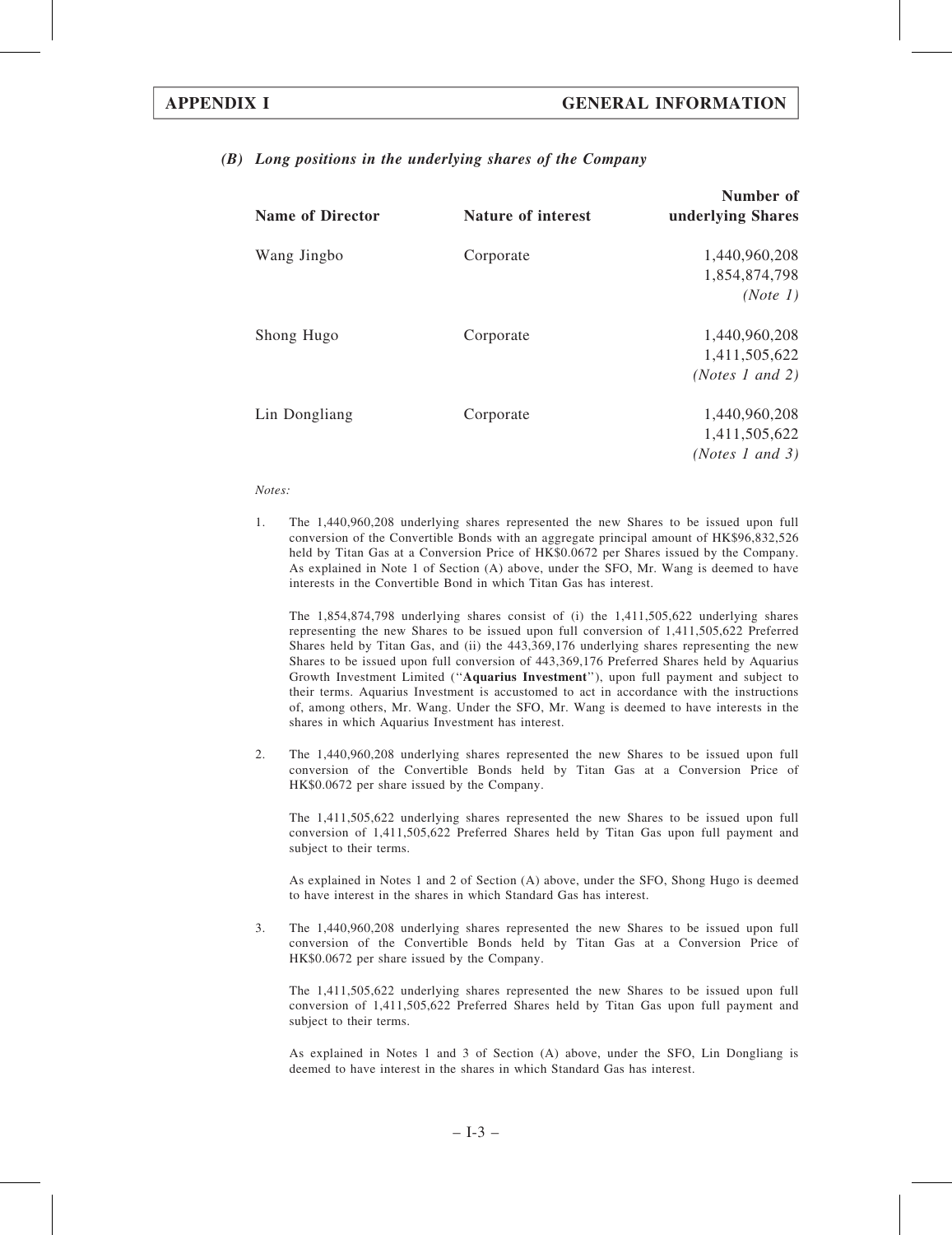### *(B) Long positions in the underlying shares of the Company*

| Name of Director | Nature of interest | Number of underlying Shares |
|---|---|---|
| Wang Jingbo | Corporate | 1,440,960,208<br>1,854,874,798<br>*(Note 1)* |
| Shong Hugo | Corporate | 1,440,960,208<br>1,411,505,622<br>*(Notes 1 and 2)* |
| Lin Dongliang | Corporate | 1,440,960,208<br>1,411,505,622<br>*(Notes 1 and 3)* |

*Notes:*

1. The 1,440,960,208 underlying shares represented the new Shares to be issued upon full conversion of the Convertible Bonds with an aggregate principal amount of HK$96,832,526 held by Titan Gas at a Conversion Price of HK$0.0672 per Shares issued by the Company. As explained in Note 1 of Section (A) above, under the SFO, Mr. Wang is deemed to have interests in the Convertible Bond in which Titan Gas has interest.

   The 1,854,874,798 underlying shares consist of (i) the 1,411,505,622 underlying shares representing the new Shares to be issued upon full conversion of 1,411,505,622 Preferred Shares held by Titan Gas, and (ii) the 443,369,176 underlying shares representing the new Shares to be issued upon full conversion of 443,369,176 Preferred Shares held by Aquarius Growth Investment Limited ("**Aquarius Investment**"), upon full payment and subject to their terms. Aquarius Investment is accustomed to act in accordance with the instructions of, among others, Mr. Wang. Under the SFO, Mr. Wang is deemed to have interests in the shares in which Aquarius Investment has interest.

2. The 1,440,960,208 underlying shares represented the new Shares to be issued upon full conversion of the Convertible Bonds held by Titan Gas at a Conversion Price of HK$0.0672 per share issued by the Company.

   The 1,411,505,622 underlying shares represented the new Shares to be issued upon full conversion of 1,411,505,622 Preferred Shares held by Titan Gas upon full payment and subject to their terms.

   As explained in Notes 1 and 2 of Section (A) above, under the SFO, Shong Hugo is deemed to have interest in the shares in which Standard Gas has interest.

3. The 1,440,960,208 underlying shares represented the new Shares to be issued upon full conversion of the Convertible Bonds held by Titan Gas at a Conversion Price of HK$0.0672 per share issued by the Company.

   The 1,411,505,622 underlying shares represented the new Shares to be issued upon full conversion of 1,411,505,622 Preferred Shares held by Titan Gas upon full payment and subject to their terms.

   As explained in Notes 1 and 3 of Section (A) above, under the SFO, Lin Dongliang is deemed to have interest in the shares in which Standard Gas has interest.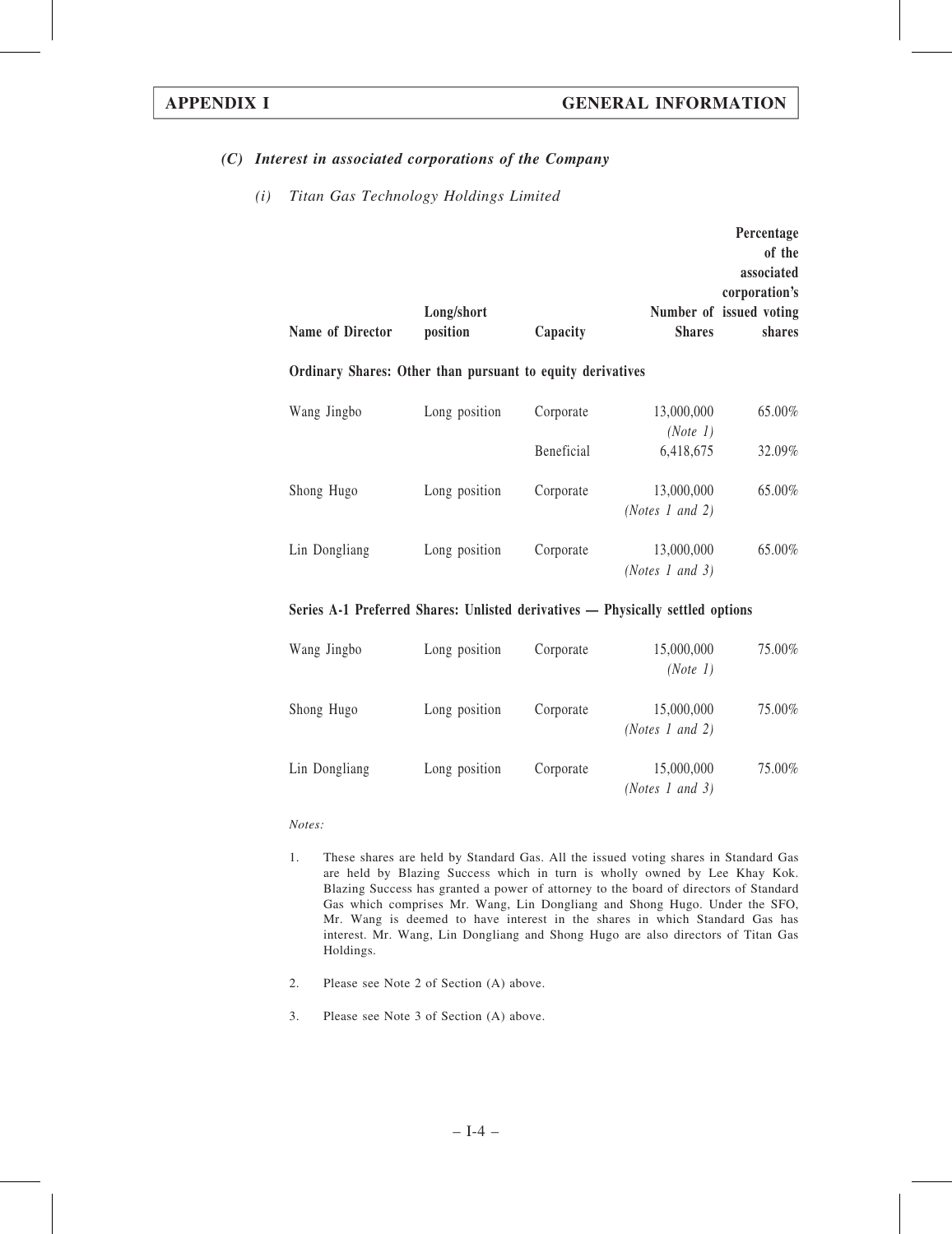### (C) Interest in associated corporations of the Company

#### (i) Titan Gas Technology Holdings Limited

| Name of Director | Long/short position | Capacity | Number of Shares | Percentage of the associated corporation's issued voting shares |
|---|---|---|---|---|
| **Ordinary Shares: Other than pursuant to equity derivatives** | | | | |
| Wang Jingbo | Long position | Corporate | 13,000,000 *(Note 1)* | 65.00% |
| | | Beneficial | 6,418,675 | 32.09% |
| Shong Hugo | Long position | Corporate | 13,000,000 *(Notes 1 and 2)* | 65.00% |
| Lin Dongliang | Long position | Corporate | 13,000,000 *(Notes 1 and 3)* | 65.00% |
| **Series A-1 Preferred Shares: Unlisted derivatives — Physically settled options** | | | | |
| Wang Jingbo | Long position | Corporate | 15,000,000 *(Note 1)* | 75.00% |
| Shong Hugo | Long position | Corporate | 15,000,000 *(Notes 1 and 2)* | 75.00% |
| Lin Dongliang | Long position | Corporate | 15,000,000 *(Notes 1 and 3)* | 75.00% |

*Notes:*

1. These shares are held by Standard Gas. All the issued voting shares in Standard Gas are held by Blazing Success which in turn is wholly owned by Lee Khay Kok. Blazing Success has granted a power of attorney to the board of directors of Standard Gas which comprises Mr. Wang, Lin Dongliang and Shong Hugo. Under the SFO, Mr. Wang is deemed to have interest in the shares in which Standard Gas has interest. Mr. Wang, Lin Dongliang and Shong Hugo are also directors of Titan Gas Holdings.

2. Please see Note 2 of Section (A) above.

3. Please see Note 3 of Section (A) above.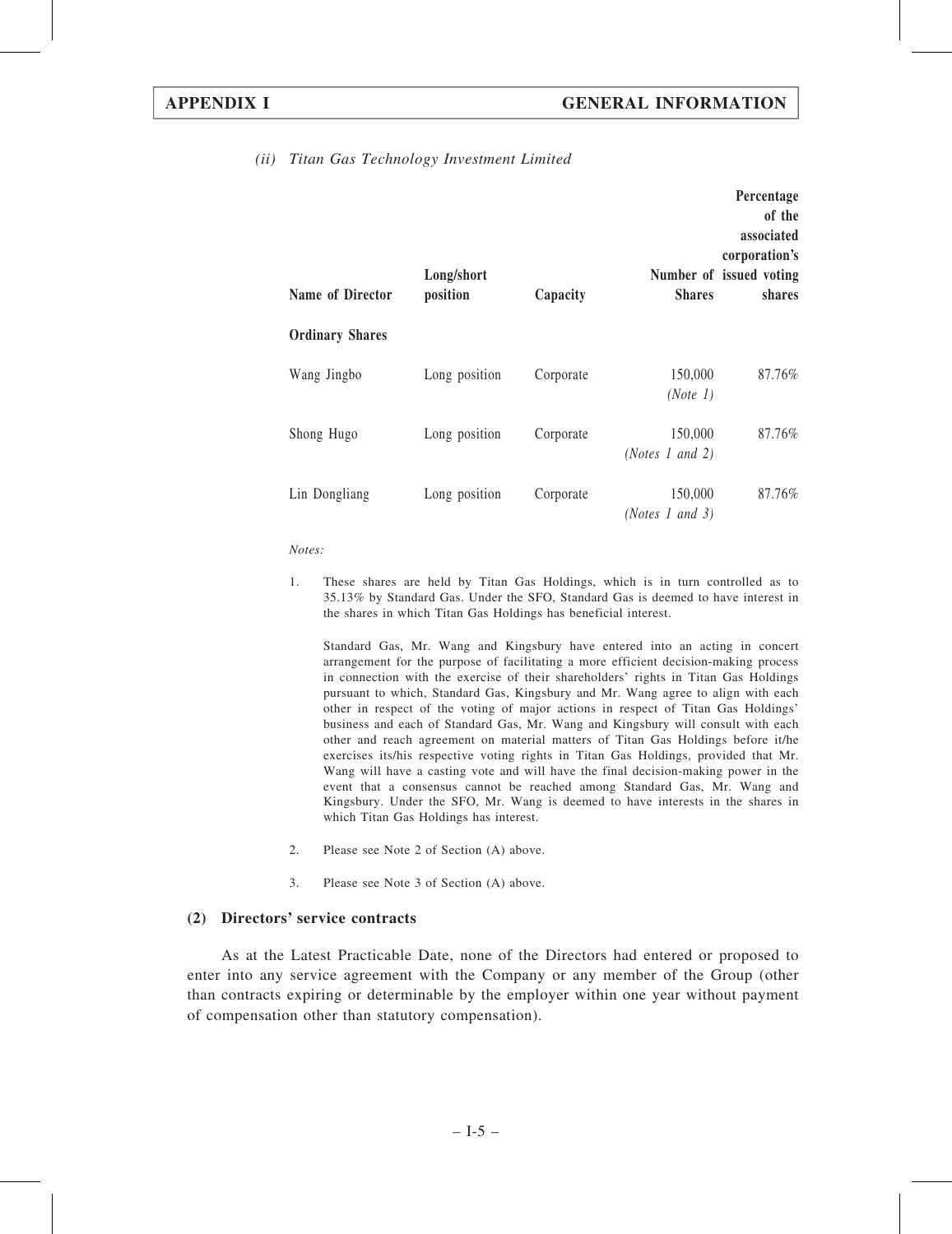*(ii) Titan Gas Technology Investment Limited*

| Name of Director | Long/short position | Capacity | Number of Shares | Percentage of the associated corporation's issued voting shares |
|---|---|---|---|---|
| **Ordinary Shares** | | | | |
| Wang Jingbo | Long position | Corporate | 150,000 *(Note 1)* | 87.76% |
| Shong Hugo | Long position | Corporate | 150,000 *(Notes 1 and 2)* | 87.76% |
| Lin Dongliang | Long position | Corporate | 150,000 *(Notes 1 and 3)* | 87.76% |

*Notes:*

1. These shares are held by Titan Gas Holdings, which is in turn controlled as to 35.13% by Standard Gas. Under the SFO, Standard Gas is deemed to have interest in the shares in which Titan Gas Holdings has beneficial interest.

   Standard Gas, Mr. Wang and Kingsbury have entered into an acting in concert arrangement for the purpose of facilitating a more efficient decision-making process in connection with the exercise of their shareholders' rights in Titan Gas Holdings pursuant to which, Standard Gas, Kingsbury and Mr. Wang agree to align with each other in respect of the voting of major actions in respect of Titan Gas Holdings' business and each of Standard Gas, Mr. Wang and Kingsbury will consult with each other and reach agreement on material matters of Titan Gas Holdings before it/he exercises its/his respective voting rights in Titan Gas Holdings, provided that Mr. Wang will have a casting vote and will have the final decision-making power in the event that a consensus cannot be reached among Standard Gas, Mr. Wang and Kingsbury. Under the SFO, Mr. Wang is deemed to have interests in the shares in which Titan Gas Holdings has interest.

2. Please see Note 2 of Section (A) above.

3. Please see Note 3 of Section (A) above.

## (2) Directors' service contracts

As at the Latest Practicable Date, none of the Directors had entered or proposed to enter into any service agreement with the Company or any member of the Group (other than contracts expiring or determinable by the employer within one year without payment of compensation other than statutory compensation).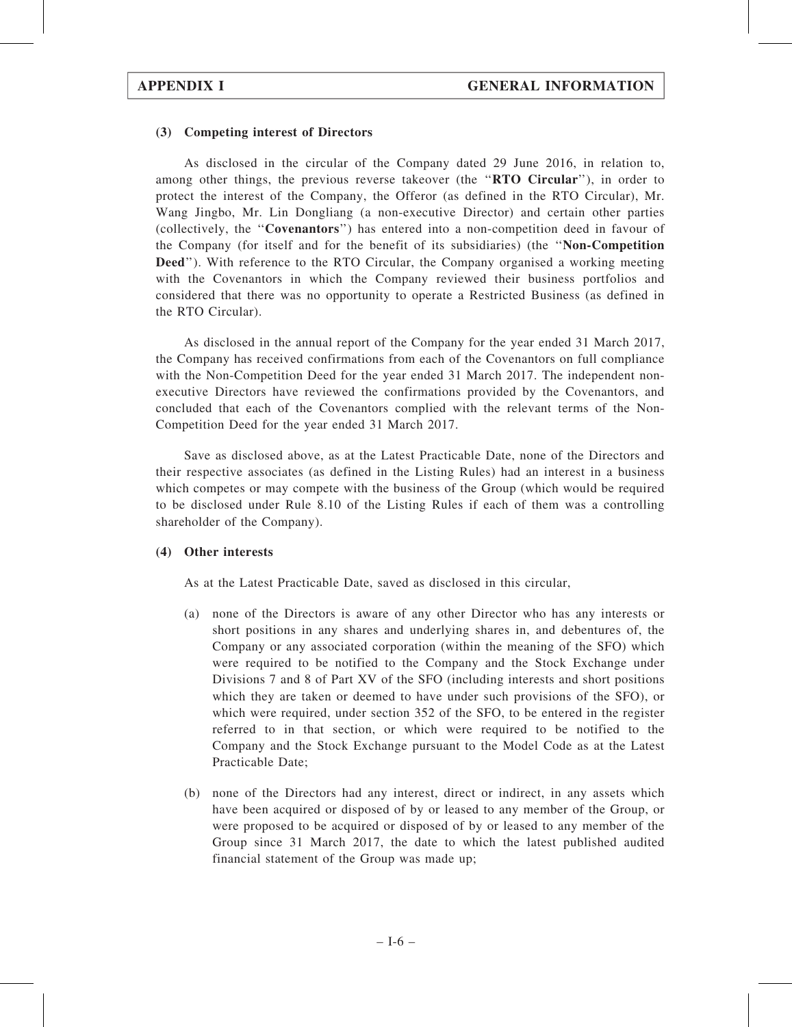#### (3) Competing interest of Directors

As disclosed in the circular of the Company dated 29 June 2016, in relation to, among other things, the previous reverse takeover (the ''**RTO Circular**''), in order to protect the interest of the Company, the Offeror (as defined in the RTO Circular), Mr. Wang Jingbo, Mr. Lin Dongliang (a non-executive Director) and certain other parties (collectively, the ''**Covenantors**'') has entered into a non-competition deed in favour of the Company (for itself and for the benefit of its subsidiaries) (the ''**Non-Competition Deed**''). With reference to the RTO Circular, the Company organised a working meeting with the Covenantors in which the Company reviewed their business portfolios and considered that there was no opportunity to operate a Restricted Business (as defined in the RTO Circular).

As disclosed in the annual report of the Company for the year ended 31 March 2017, the Company has received confirmations from each of the Covenantors on full compliance with the Non-Competition Deed for the year ended 31 March 2017. The independent non-executive Directors have reviewed the confirmations provided by the Covenantors, and concluded that each of the Covenantors complied with the relevant terms of the Non-Competition Deed for the year ended 31 March 2017.

Save as disclosed above, as at the Latest Practicable Date, none of the Directors and their respective associates (as defined in the Listing Rules) had an interest in a business which competes or may compete with the business of the Group (which would be required to be disclosed under Rule 8.10 of the Listing Rules if each of them was a controlling shareholder of the Company).

#### (4) Other interests

As at the Latest Practicable Date, saved as disclosed in this circular,

(a) none of the Directors is aware of any other Director who has any interests or short positions in any shares and underlying shares in, and debentures of, the Company or any associated corporation (within the meaning of the SFO) which were required to be notified to the Company and the Stock Exchange under Divisions 7 and 8 of Part XV of the SFO (including interests and short positions which they are taken or deemed to have under such provisions of the SFO), or which were required, under section 352 of the SFO, to be entered in the register referred to in that section, or which were required to be notified to the Company and the Stock Exchange pursuant to the Model Code as at the Latest Practicable Date;

(b) none of the Directors had any interest, direct or indirect, in any assets which have been acquired or disposed of by or leased to any member of the Group, or were proposed to be acquired or disposed of by or leased to any member of the Group since 31 March 2017, the date to which the latest published audited financial statement of the Group was made up;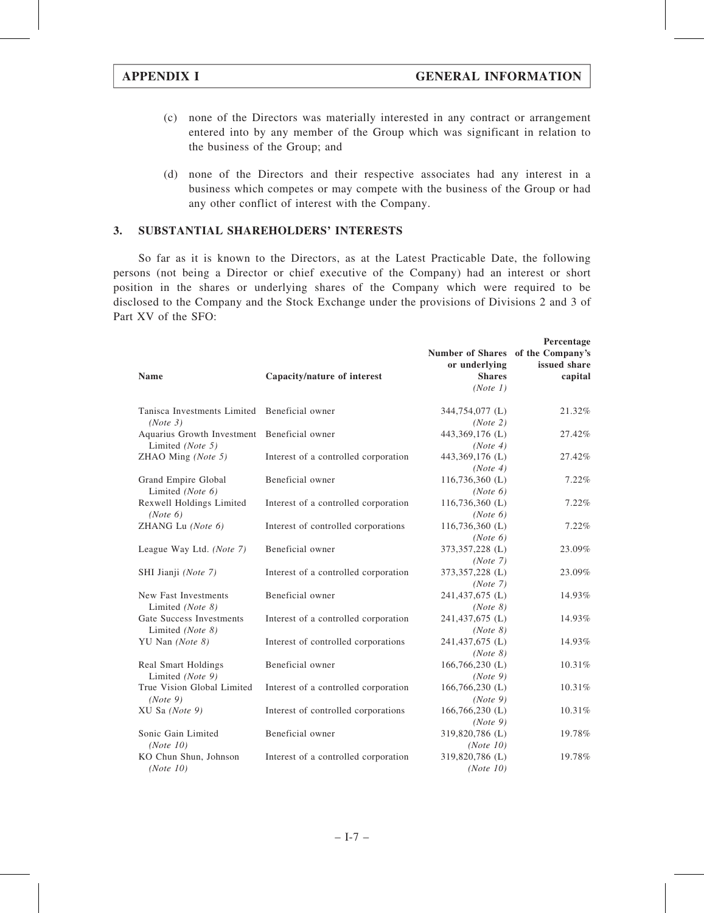(c) none of the Directors was materially interested in any contract or arrangement entered into by any member of the Group which was significant in relation to the business of the Group; and

(d) none of the Directors and their respective associates had any interest in a business which competes or may compete with the business of the Group or had any other conflict of interest with the Company.

## 3. SUBSTANTIAL SHAREHOLDERS' INTERESTS

So far as it is known to the Directors, as at the Latest Practicable Date, the following persons (not being a Director or chief executive of the Company) had an interest or short position in the shares or underlying shares of the Company which were required to be disclosed to the Company and the Stock Exchange under the provisions of Divisions 2 and 3 of Part XV of the SFO:

| Name | Capacity/nature of interest | Number of Shares or underlying Shares *(Note 1)* | Percentage of the Company's issued share capital |
|---|---|---|---|
| Tanisca Investments Limited *(Note 3)* | Beneficial owner | 344,754,077 (L) *(Note 2)* | 21.32% |
| Aquarius Growth Investment Limited *(Note 5)* | Beneficial owner | 443,369,176 (L) *(Note 4)* | 27.42% |
| ZHAO Ming *(Note 5)* | Interest of a controlled corporation | 443,369,176 (L) *(Note 4)* | 27.42% |
| Grand Empire Global Limited *(Note 6)* | Beneficial owner | 116,736,360 (L) *(Note 6)* | 7.22% |
| Rexwell Holdings Limited *(Note 6)* | Interest of a controlled corporation | 116,736,360 (L) *(Note 6)* | 7.22% |
| ZHANG Lu *(Note 6)* | Interest of controlled corporations | 116,736,360 (L) *(Note 6)* | 7.22% |
| League Way Ltd. *(Note 7)* | Beneficial owner | 373,357,228 (L) *(Note 7)* | 23.09% |
| SHI Jianji *(Note 7)* | Interest of a controlled corporation | 373,357,228 (L) *(Note 7)* | 23.09% |
| New Fast Investments Limited *(Note 8)* | Beneficial owner | 241,437,675 (L) *(Note 8)* | 14.93% |
| Gate Success Investments Limited *(Note 8)* | Interest of a controlled corporation | 241,437,675 (L) *(Note 8)* | 14.93% |
| YU Nan *(Note 8)* | Interest of controlled corporations | 241,437,675 (L) *(Note 8)* | 14.93% |
| Real Smart Holdings Limited *(Note 9)* | Beneficial owner | 166,766,230 (L) *(Note 9)* | 10.31% |
| True Vision Global Limited *(Note 9)* | Interest of a controlled corporation | 166,766,230 (L) *(Note 9)* | 10.31% |
| XU Sa *(Note 9)* | Interest of controlled corporations | 166,766,230 (L) *(Note 9)* | 10.31% |
| Sonic Gain Limited *(Note 10)* | Beneficial owner | 319,820,786 (L) *(Note 10)* | 19.78% |
| KO Chun Shun, Johnson *(Note 10)* | Interest of a controlled corporation | 319,820,786 (L) *(Note 10)* | 19.78% |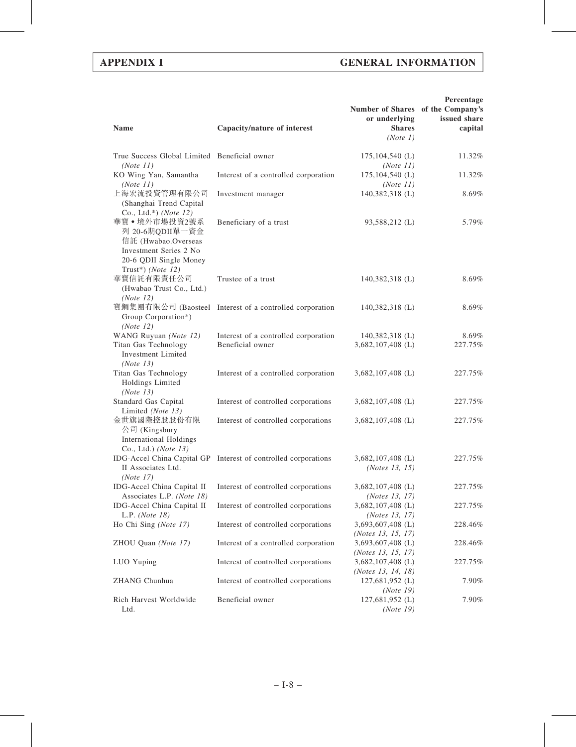| Name | Capacity/nature of interest | Number of Shares or underlying Shares *(Note 1)* | Percentage of the Company's issued share capital |
|---|---|---|---|
| True Success Global Limited *(Note 11)* | Beneficial owner | 175,104,540 (L) *(Note 11)* | 11.32% |
| KO Wing Yan, Samantha *(Note 11)* | Interest of a controlled corporation | 175,104,540 (L) *(Note 11)* | 11.32% |
| 上海宏流投資管理有限公司 (Shanghai Trend Capital Co., Ltd.*) *(Note 12)* | Investment manager | 140,382,318 (L) | 8.69% |
| 華寶 • 境外市場投資2號系列 20-6期QDII單一資金信託 (Hwabao.Overseas Investment Series 2 No 20-6 QDII Single Money Trust*) *(Note 12)* | Beneficiary of a trust | 93,588,212 (L) | 5.79% |
| 華寶信託有限責任公司 (Hwabao Trust Co., Ltd.) *(Note 12)* | Trustee of a trust | 140,382,318 (L) | 8.69% |
| 寶鋼集團有限公司 (Baosteel Group Corporation*) *(Note 12)* | Interest of a controlled corporation | 140,382,318 (L) | 8.69% |
| WANG Ruyuan *(Note 12)* | Interest of a controlled corporation | 140,382,318 (L) | 8.69% |
| Titan Gas Technology Investment Limited *(Note 13)* | Beneficial owner | 3,682,107,408 (L) | 227.75% |
| Titan Gas Technology Holdings Limited *(Note 13)* | Interest of a controlled corporation | 3,682,107,408 (L) | 227.75% |
| Standard Gas Capital Limited *(Note 13)* | Interest of controlled corporations | 3,682,107,408 (L) | 227.75% |
| 金世旗國際控股股份有限公司 (Kingsbury International Holdings Co., Ltd.) *(Note 13)* | Interest of controlled corporations | 3,682,107,408 (L) | 227.75% |
| IDG-Accel China Capital GP II Associates Ltd. *(Note 17)* | Interest of controlled corporations | 3,682,107,408 (L) *(Notes 13, 15)* | 227.75% |
| IDG-Accel China Capital II Associates L.P. *(Note 18)* | Interest of controlled corporations | 3,682,107,408 (L) *(Notes 13, 17)* | 227.75% |
| IDG-Accel China Capital II L.P. *(Note 18)* | Interest of controlled corporations | 3,682,107,408 (L) *(Notes 13, 17)* | 227.75% |
| Ho Chi Sing *(Note 17)* | Interest of controlled corporations | 3,693,607,408 (L) *(Notes 13, 15, 17)* | 228.46% |
| ZHOU Quan *(Note 17)* | Interest of a controlled corporation | 3,693,607,408 (L) *(Notes 13, 15, 17)* | 228.46% |
| LUO Yuping | Interest of controlled corporations | 3,682,107,408 (L) *(Notes 13, 14, 18)* | 227.75% |
| ZHANG Chunhua | Interest of controlled corporations | 127,681,952 (L) *(Note 19)* | 7.90% |
| Rich Harvest Worldwide Ltd. | Beneficial owner | 127,681,952 (L) *(Note 19)* | 7.90% |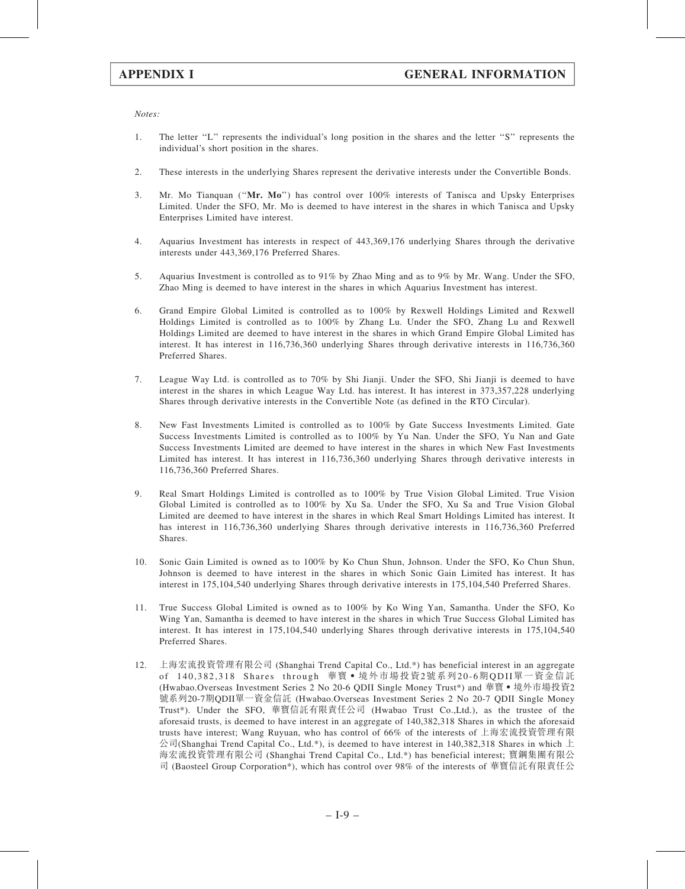*Notes:*

1. The letter ''L'' represents the individual's long position in the shares and the letter ''S'' represents the individual's short position in the shares.

2. These interests in the underlying Shares represent the derivative interests under the Convertible Bonds.

3. Mr. Mo Tianquan (''**Mr. Mo**'') has control over 100% interests of Tanisca and Upsky Enterprises Limited. Under the SFO, Mr. Mo is deemed to have interest in the shares in which Tanisca and Upsky Enterprises Limited have interest.

4. Aquarius Investment has interests in respect of 443,369,176 underlying Shares through the derivative interests under 443,369,176 Preferred Shares.

5. Aquarius Investment is controlled as to 91% by Zhao Ming and as to 9% by Mr. Wang. Under the SFO, Zhao Ming is deemed to have interest in the shares in which Aquarius Investment has interest.

6. Grand Empire Global Limited is controlled as to 100% by Rexwell Holdings Limited and Rexwell Holdings Limited is controlled as to 100% by Zhang Lu. Under the SFO, Zhang Lu and Rexwell Holdings Limited are deemed to have interest in the shares in which Grand Empire Global Limited has interest. It has interest in 116,736,360 underlying Shares through derivative interests in 116,736,360 Preferred Shares.

7. League Way Ltd. is controlled as to 70% by Shi Jianji. Under the SFO, Shi Jianji is deemed to have interest in the shares in which League Way Ltd. has interest. It has interest in 373,357,228 underlying Shares through derivative interests in the Convertible Note (as defined in the RTO Circular).

8. New Fast Investments Limited is controlled as to 100% by Gate Success Investments Limited. Gate Success Investments Limited is controlled as to 100% by Yu Nan. Under the SFO, Yu Nan and Gate Success Investments Limited are deemed to have interest in the shares in which New Fast Investments Limited has interest. It has interest in 116,736,360 underlying Shares through derivative interests in 116,736,360 Preferred Shares.

9. Real Smart Holdings Limited is controlled as to 100% by True Vision Global Limited. True Vision Global Limited is controlled as to 100% by Xu Sa. Under the SFO, Xu Sa and True Vision Global Limited are deemed to have interest in the shares in which Real Smart Holdings Limited has interest. It has interest in 116,736,360 underlying Shares through derivative interests in 116,736,360 Preferred Shares.

10. Sonic Gain Limited is owned as to 100% by Ko Chun Shun, Johnson. Under the SFO, Ko Chun Shun, Johnson is deemed to have interest in the shares in which Sonic Gain Limited has interest. It has interest in 175,104,540 underlying Shares through derivative interests in 175,104,540 Preferred Shares.

11. True Success Global Limited is owned as to 100% by Ko Wing Yan, Samantha. Under the SFO, Ko Wing Yan, Samantha is deemed to have interest in the shares in which True Success Global Limited has interest. It has interest in 175,104,540 underlying Shares through derivative interests in 175,104,540 Preferred Shares.

12. 上海宏流投資管理有限公司 (Shanghai Trend Capital Co., Ltd.*) has beneficial interest in an aggregate of 140,382,318 Shares through 華寶•境外市場投資2號系列20-6期QDII單一資金信託 (Hwabao.Overseas Investment Series 2 No 20-6 QDII Single Money Trust*) and 華寶•境外市場投資2號系列20-7期QDII單一資金信託 (Hwabao.Overseas Investment Series 2 No 20-7 QDII Single Money Trust*). Under the SFO, 華寶信託有限責任公司 (Hwabao Trust Co.,Ltd.), as the trustee of the aforesaid trusts, is deemed to have interest in an aggregate of 140,382,318 Shares in which the aforesaid trusts have interest; Wang Ruyuan, who has control of 66% of the interests of 上海宏流投資管理有限公司(Shanghai Trend Capital Co., Ltd.*), is deemed to have interest in 140,382,318 Shares in which 上海宏流投資管理有限公司 (Shanghai Trend Capital Co., Ltd.*) has beneficial interest; 寶鋼集團有限公司 (Baosteel Group Corporation*), which has control over 98% of the interests of 華寶信託有限責任公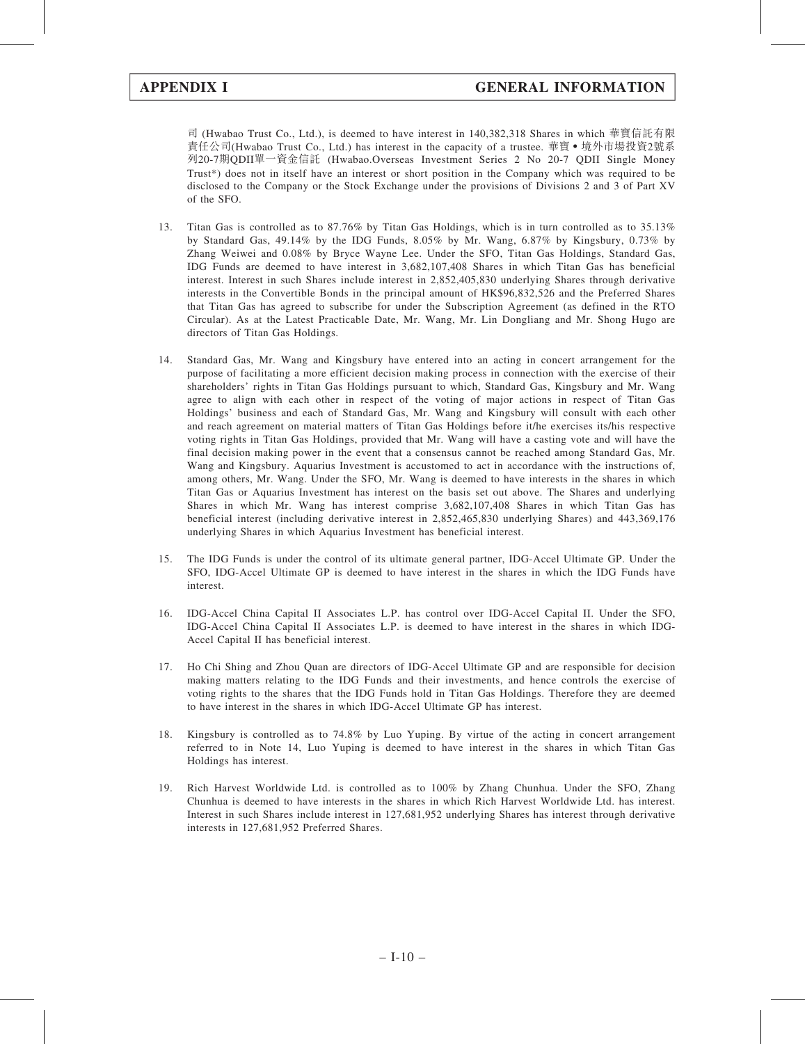司 (Hwabao Trust Co., Ltd.), is deemed to have interest in 140,382,318 Shares in which 華寶信託有限責任公司(Hwabao Trust Co., Ltd.) has interest in the capacity of a trustee. 華寶 • 境外市場投資2號系列20-7期QDII單一資金信託 (Hwabao.Overseas Investment Series 2 No 20-7 QDII Single Money Trust*) does not in itself have an interest or short position in the Company which was required to be disclosed to the Company or the Stock Exchange under the provisions of Divisions 2 and 3 of Part XV of the SFO.

13. Titan Gas is controlled as to 87.76% by Titan Gas Holdings, which is in turn controlled as to 35.13% by Standard Gas, 49.14% by the IDG Funds, 8.05% by Mr. Wang, 6.87% by Kingsbury, 0.73% by Zhang Weiwei and 0.08% by Bryce Wayne Lee. Under the SFO, Titan Gas Holdings, Standard Gas, IDG Funds are deemed to have interest in 3,682,107,408 Shares in which Titan Gas has beneficial interest. Interest in such Shares include interest in 2,852,405,830 underlying Shares through derivative interests in the Convertible Bonds in the principal amount of HK$96,832,526 and the Preferred Shares that Titan Gas has agreed to subscribe for under the Subscription Agreement (as defined in the RTO Circular). As at the Latest Practicable Date, Mr. Wang, Mr. Lin Dongliang and Mr. Shong Hugo are directors of Titan Gas Holdings.

14. Standard Gas, Mr. Wang and Kingsbury have entered into an acting in concert arrangement for the purpose of facilitating a more efficient decision making process in connection with the exercise of their shareholders' rights in Titan Gas Holdings pursuant to which, Standard Gas, Kingsbury and Mr. Wang agree to align with each other in respect of the voting of major actions in respect of Titan Gas Holdings' business and each of Standard Gas, Mr. Wang and Kingsbury will consult with each other and reach agreement on material matters of Titan Gas Holdings before it/he exercises its/his respective voting rights in Titan Gas Holdings, provided that Mr. Wang will have a casting vote and will have the final decision making power in the event that a consensus cannot be reached among Standard Gas, Mr. Wang and Kingsbury. Aquarius Investment is accustomed to act in accordance with the instructions of, among others, Mr. Wang. Under the SFO, Mr. Wang is deemed to have interests in the shares in which Titan Gas or Aquarius Investment has interest on the basis set out above. The Shares and underlying Shares in which Mr. Wang has interest comprise 3,682,107,408 Shares in which Titan Gas has beneficial interest (including derivative interest in 2,852,465,830 underlying Shares) and 443,369,176 underlying Shares in which Aquarius Investment has beneficial interest.

15. The IDG Funds is under the control of its ultimate general partner, IDG-Accel Ultimate GP. Under the SFO, IDG-Accel Ultimate GP is deemed to have interest in the shares in which the IDG Funds have interest.

16. IDG-Accel China Capital II Associates L.P. has control over IDG-Accel Capital II. Under the SFO, IDG-Accel China Capital II Associates L.P. is deemed to have interest in the shares in which IDG-Accel Capital II has beneficial interest.

17. Ho Chi Shing and Zhou Quan are directors of IDG-Accel Ultimate GP and are responsible for decision making matters relating to the IDG Funds and their investments, and hence controls the exercise of voting rights to the shares that the IDG Funds hold in Titan Gas Holdings. Therefore they are deemed to have interest in the shares in which IDG-Accel Ultimate GP has interest.

18. Kingsbury is controlled as to 74.8% by Luo Yuping. By virtue of the acting in concert arrangement referred to in Note 14, Luo Yuping is deemed to have interest in the shares in which Titan Gas Holdings has interest.

19. Rich Harvest Worldwide Ltd. is controlled as to 100% by Zhang Chunhua. Under the SFO, Zhang Chunhua is deemed to have interests in the shares in which Rich Harvest Worldwide Ltd. has interest. Interest in such Shares include interest in 127,681,952 underlying Shares has interest through derivative interests in 127,681,952 Preferred Shares.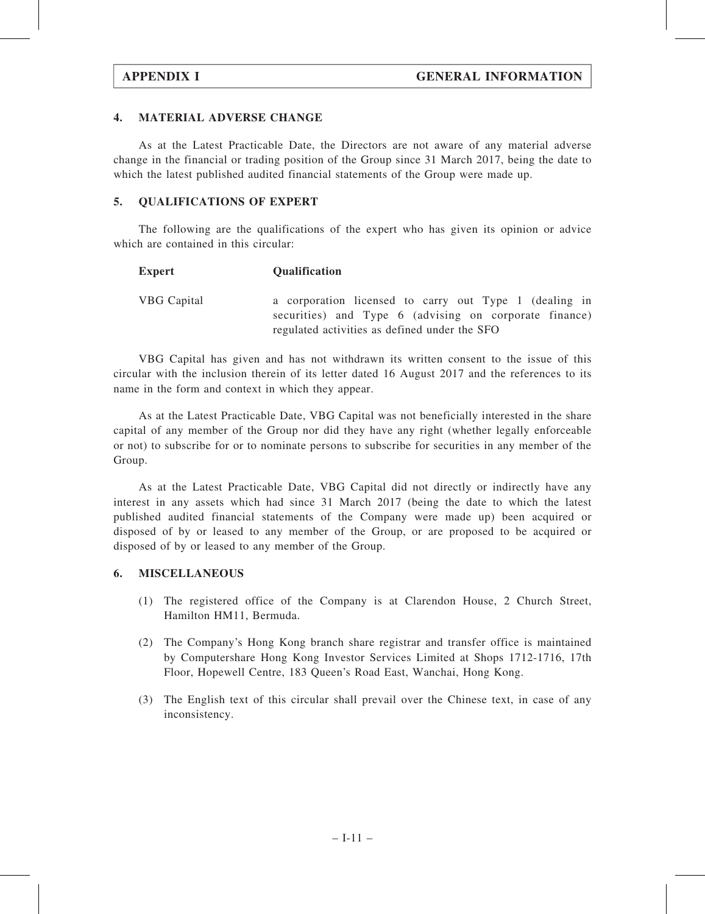## 4. MATERIAL ADVERSE CHANGE

As at the Latest Practicable Date, the Directors are not aware of any material adverse change in the financial or trading position of the Group since 31 March 2017, being the date to which the latest published audited financial statements of the Group were made up.

## 5. QUALIFICATIONS OF EXPERT

The following are the qualifications of the expert who has given its opinion or advice which are contained in this circular:

| Expert | Qualification |
|---|---|
| VBG Capital | a corporation licensed to carry out Type 1 (dealing in securities) and Type 6 (advising on corporate finance) regulated activities as defined under the SFO |

VBG Capital has given and has not withdrawn its written consent to the issue of this circular with the inclusion therein of its letter dated 16 August 2017 and the references to its name in the form and context in which they appear.

As at the Latest Practicable Date, VBG Capital was not beneficially interested in the share capital of any member of the Group nor did they have any right (whether legally enforceable or not) to subscribe for or to nominate persons to subscribe for securities in any member of the Group.

As at the Latest Practicable Date, VBG Capital did not directly or indirectly have any interest in any assets which had since 31 March 2017 (being the date to which the latest published audited financial statements of the Company were made up) been acquired or disposed of by or leased to any member of the Group, or are proposed to be acquired or disposed of by or leased to any member of the Group.

## 6. MISCELLANEOUS

(1) The registered office of the Company is at Clarendon House, 2 Church Street, Hamilton HM11, Bermuda.

(2) The Company's Hong Kong branch share registrar and transfer office is maintained by Computershare Hong Kong Investor Services Limited at Shops 1712-1716, 17th Floor, Hopewell Centre, 183 Queen's Road East, Wanchai, Hong Kong.

(3) The English text of this circular shall prevail over the Chinese text, in case of any inconsistency.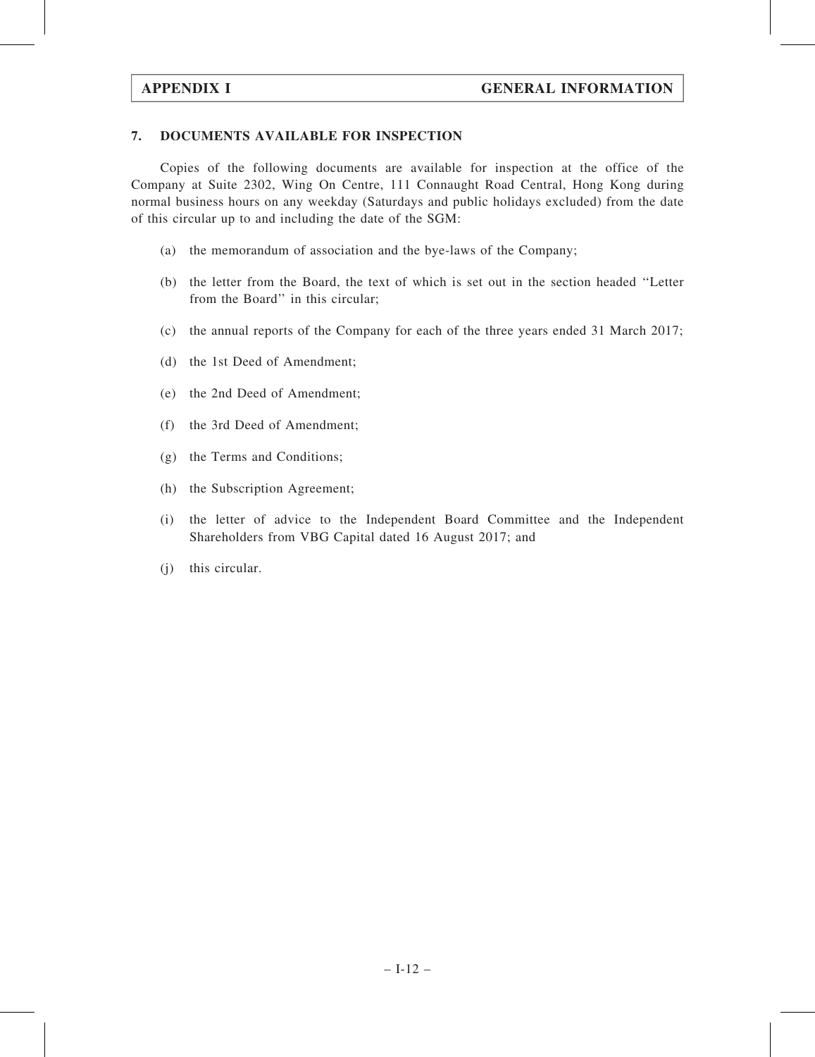## 7. DOCUMENTS AVAILABLE FOR INSPECTION

Copies of the following documents are available for inspection at the office of the Company at Suite 2302, Wing On Centre, 111 Connaught Road Central, Hong Kong during normal business hours on any weekday (Saturdays and public holidays excluded) from the date of this circular up to and including the date of the SGM:

(a) the memorandum of association and the bye-laws of the Company;

(b) the letter from the Board, the text of which is set out in the section headed "Letter from the Board" in this circular;

(c) the annual reports of the Company for each of the three years ended 31 March 2017;

(d) the 1st Deed of Amendment;

(e) the 2nd Deed of Amendment;

(f) the 3rd Deed of Amendment;

(g) the Terms and Conditions;

(h) the Subscription Agreement;

(i) the letter of advice to the Independent Board Committee and the Independent Shareholders from VBG Capital dated 16 August 2017; and

(j) this circular.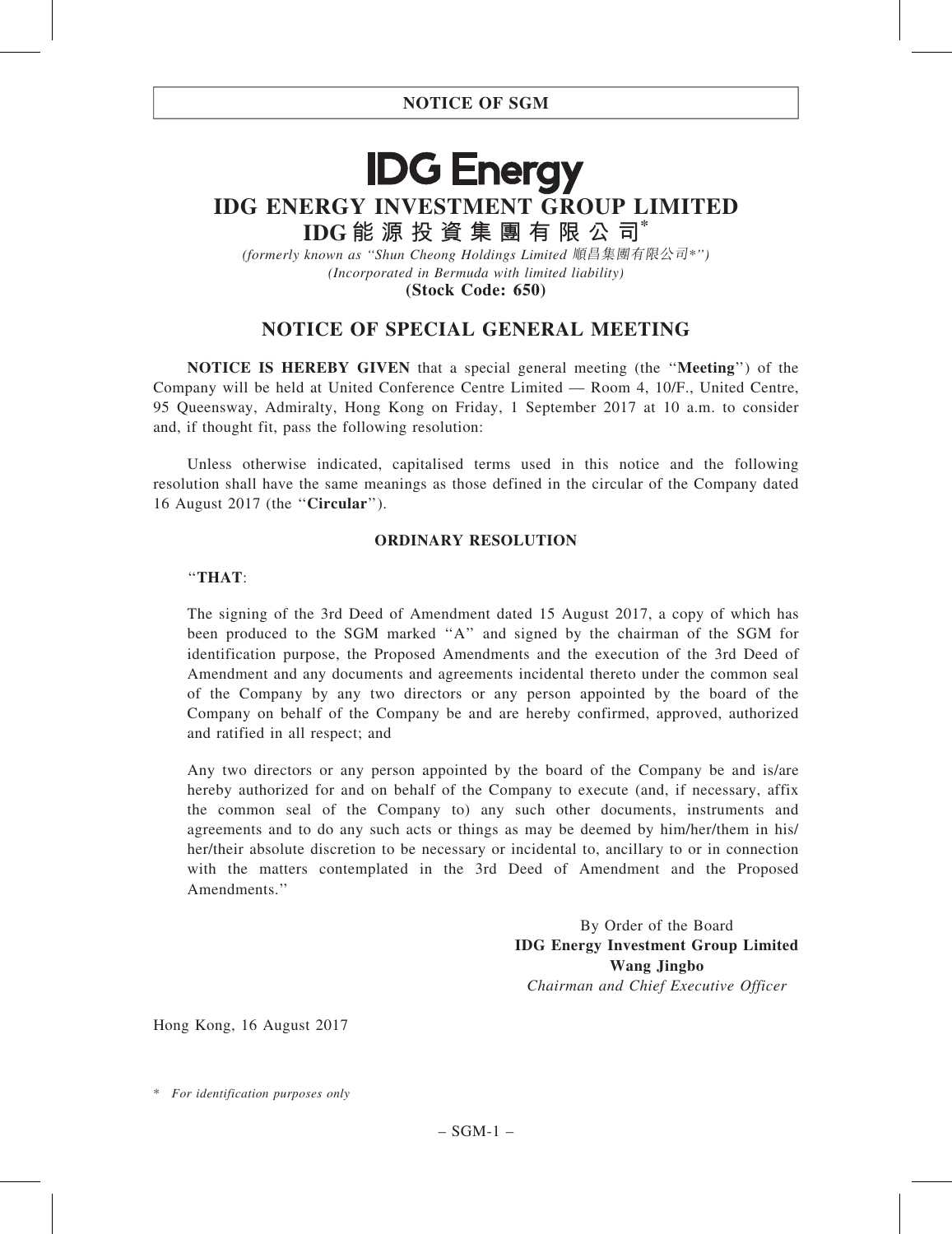**NOTICE OF SGM**

# IDG Energy

# IDG ENERGY INVESTMENT GROUP LIMITED

## IDG能源投資集團有限公司*

*(formerly known as "Shun Cheong Holdings Limited 順昌集團有限公司*")*
*(Incorporated in Bermuda with limited liability)*
**(Stock Code: 650)**

## NOTICE OF SPECIAL GENERAL MEETING

**NOTICE IS HEREBY GIVEN** that a special general meeting (the "**Meeting**") of the Company will be held at United Conference Centre Limited — Room 4, 10/F., United Centre, 95 Queensway, Admiralty, Hong Kong on Friday, 1 September 2017 at 10 a.m. to consider and, if thought fit, pass the following resolution:

Unless otherwise indicated, capitalised terms used in this notice and the following resolution shall have the same meanings as those defined in the circular of the Company dated 16 August 2017 (the "**Circular**").

**ORDINARY RESOLUTION**

"**THAT**:

The signing of the 3rd Deed of Amendment dated 15 August 2017, a copy of which has been produced to the SGM marked "A" and signed by the chairman of the SGM for identification purpose, the Proposed Amendments and the execution of the 3rd Deed of Amendment and any documents and agreements incidental thereto under the common seal of the Company by any two directors or any person appointed by the board of the Company on behalf of the Company be and are hereby confirmed, approved, authorized and ratified in all respect; and

Any two directors or any person appointed by the board of the Company be and is/are hereby authorized for and on behalf of the Company to execute (and, if necessary, affix the common seal of the Company to) any such other documents, instruments and agreements and to do any such acts or things as may be deemed by him/her/them in his/her/their absolute discretion to be necessary or incidental to, ancillary to or in connection with the matters contemplated in the 3rd Deed of Amendment and the Proposed Amendments."

By Order of the Board
**IDG Energy Investment Group Limited**
**Wang Jingbo**
*Chairman and Chief Executive Officer*

Hong Kong, 16 August 2017

\* *For identification purposes only*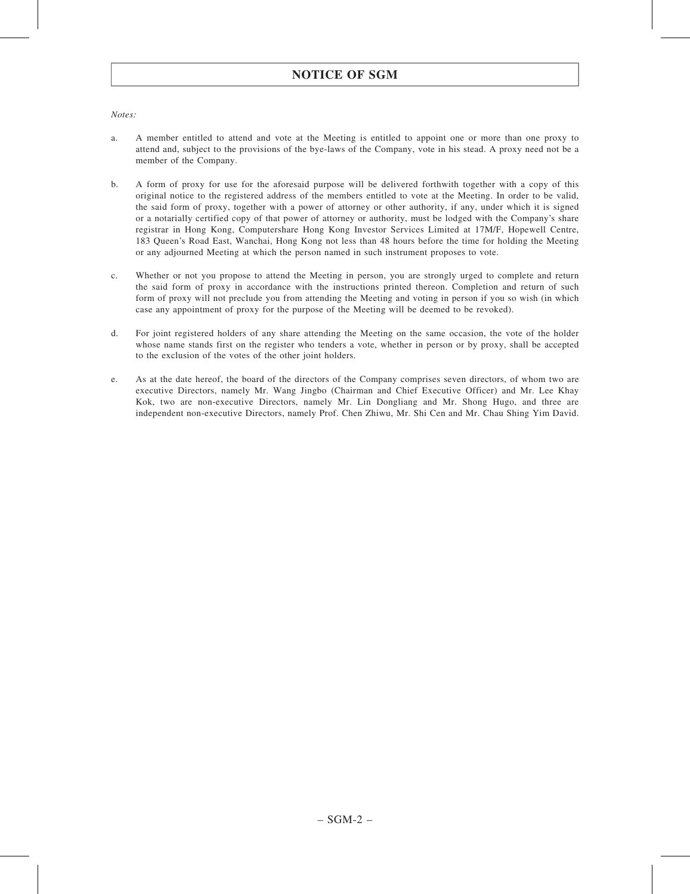## NOTICE OF SGM

*Notes:*

a. A member entitled to attend and vote at the Meeting is entitled to appoint one or more than one proxy to attend and, subject to the provisions of the bye-laws of the Company, vote in his stead. A proxy need not be a member of the Company.

b. A form of proxy for use for the aforesaid purpose will be delivered forthwith together with a copy of this original notice to the registered address of the members entitled to vote at the Meeting. In order to be valid, the said form of proxy, together with a power of attorney or other authority, if any, under which it is signed or a notarially certified copy of that power of attorney or authority, must be lodged with the Company's share registrar in Hong Kong, Computershare Hong Kong Investor Services Limited at 17M/F, Hopewell Centre, 183 Queen's Road East, Wanchai, Hong Kong not less than 48 hours before the time for holding the Meeting or any adjourned Meeting at which the person named in such instrument proposes to vote.

c. Whether or not you propose to attend the Meeting in person, you are strongly urged to complete and return the said form of proxy in accordance with the instructions printed thereon. Completion and return of such form of proxy will not preclude you from attending the Meeting and voting in person if you so wish (in which case any appointment of proxy for the purpose of the Meeting will be deemed to be revoked).

d. For joint registered holders of any share attending the Meeting on the same occasion, the vote of the holder whose name stands first on the register who tenders a vote, whether in person or by proxy, shall be accepted to the exclusion of the votes of the other joint holders.

e. As at the date hereof, the board of the directors of the Company comprises seven directors, of whom two are executive Directors, namely Mr. Wang Jingbo (Chairman and Chief Executive Officer) and Mr. Lee Khay Kok, two are non-executive Directors, namely Mr. Lin Dongliang and Mr. Shong Hugo, and three are independent non-executive Directors, namely Prof. Chen Zhiwu, Mr. Shi Cen and Mr. Chau Shing Yim David.